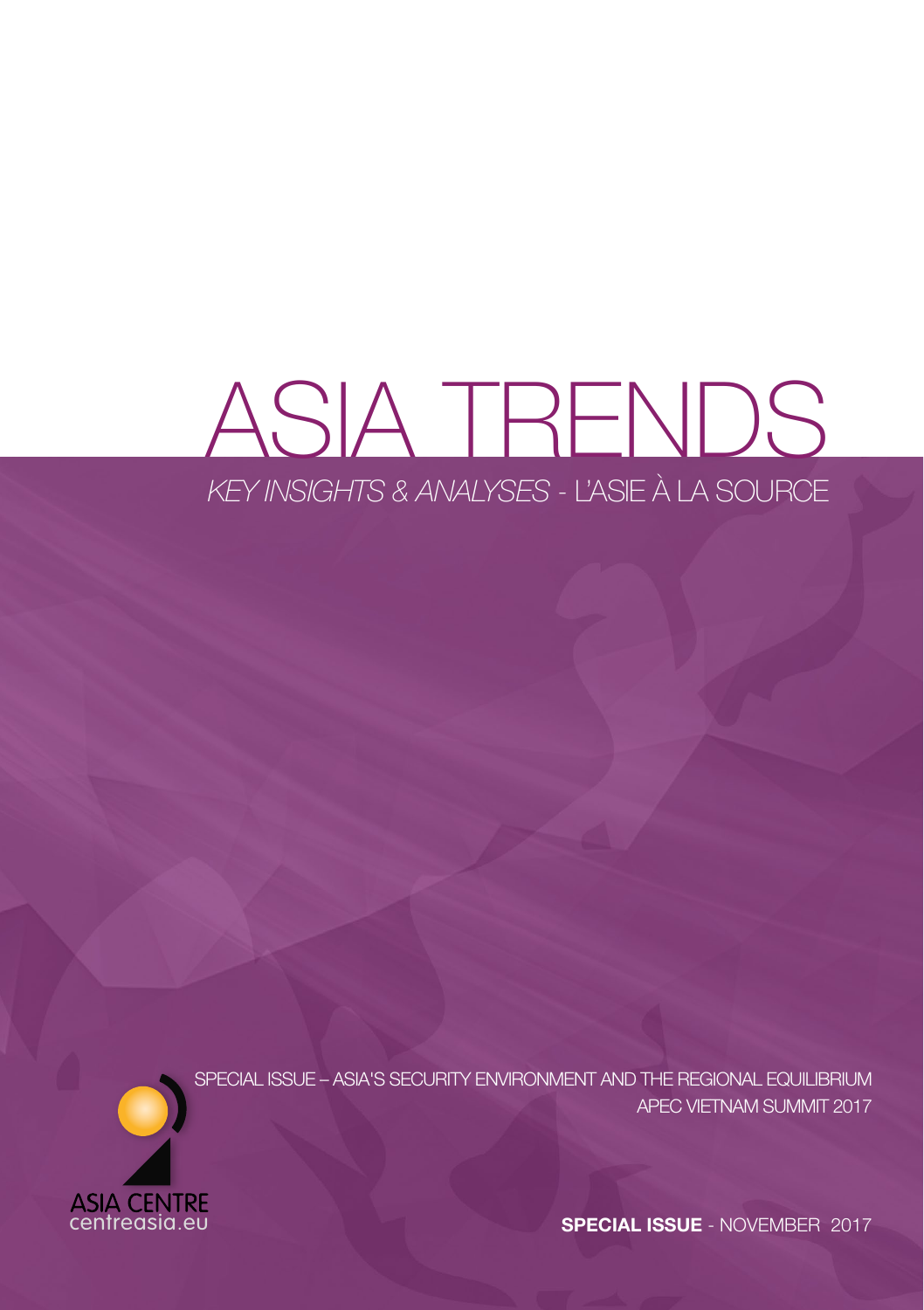# ASIA TRENDS

*KEY INSIGHTS & ANALYSES* - L'ASIE À LA SOURCE

SPECIAL ISSUE – ASIA'S SECURITY ENVIRONMENT AND THE REGIONAL EQUILIBRIUM

APEC VIETNAM SUMMIT 2017

ASIA CENTRE
centreasia.eu

**SPECIAL ISSUE** - NOVEMBER 2017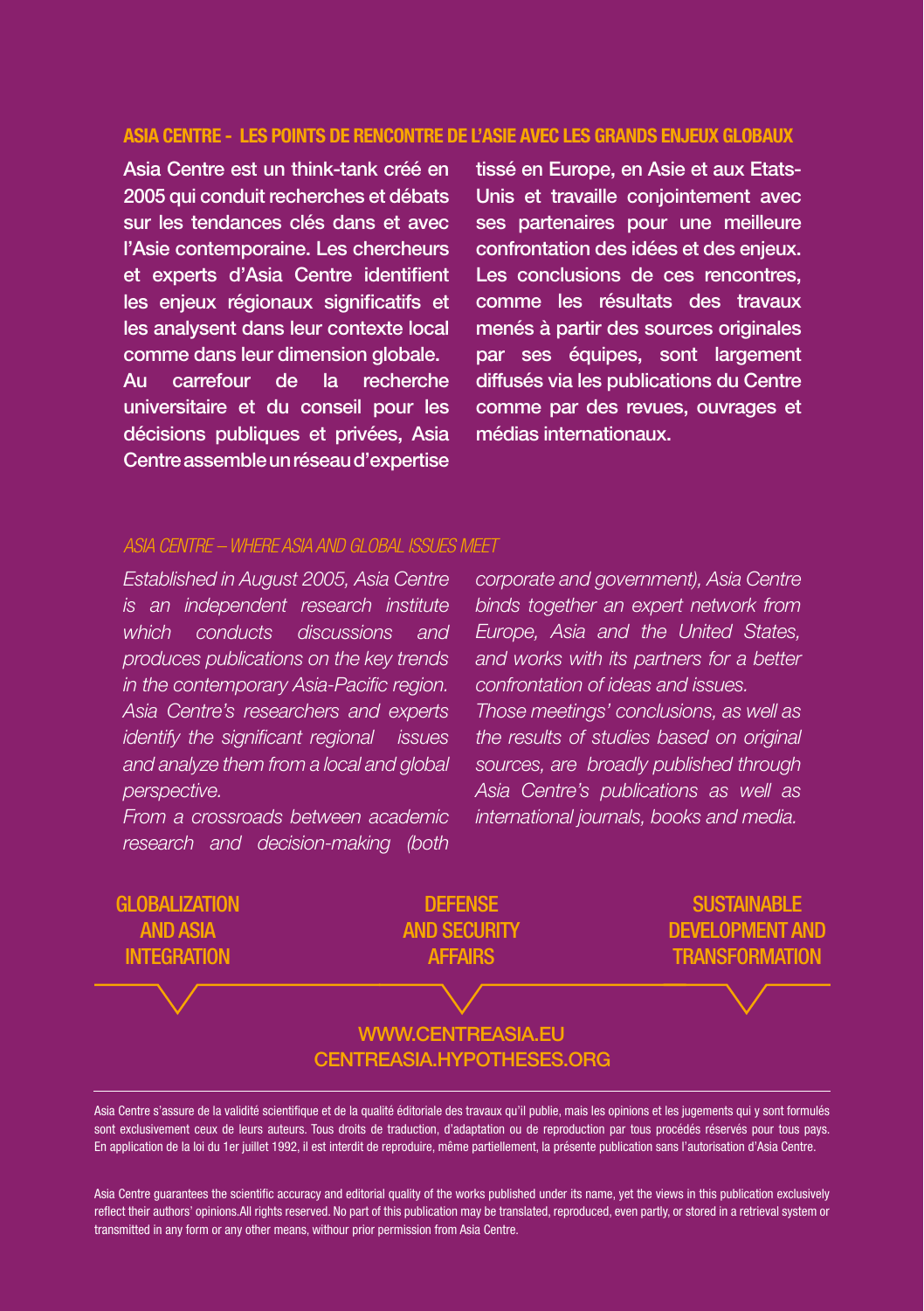## ASIA CENTRE - LES POINTS DE RENCONTRE DE L'ASIE AVEC LES GRANDS ENJEUX GLOBAUX

**Asia Centre est un think-tank créé en 2005 qui conduit recherches et débats sur les tendances clés dans et avec l'Asie contemporaine. Les chercheurs et experts d'Asia Centre identifient les enjeux régionaux significatifs et les analysent dans leur contexte local comme dans leur dimension globale. Au carrefour de la recherche universitaire et du conseil pour les décisions publiques et privées, Asia Centre assemble un réseau d'expertise tissé en Europe, en Asie et aux Etats-Unis et travaille conjointement avec ses partenaires pour une meilleure confrontation des idées et des enjeux. Les conclusions de ces rencontres, comme les résultats des travaux menés à partir des sources originales par ses équipes, sont largement diffusés via les publications du Centre comme par des revues, ouvrages et médias internationaux.**

## *ASIA CENTRE – WHERE ASIA AND GLOBAL ISSUES MEET*

*Established in August 2005, Asia Centre is an independent research institute which conducts discussions and produces publications on the key trends in the contemporary Asia-Pacific region. Asia Centre's researchers and experts identify the significant regional issues and analyze them from a local and global perspective.*
*From a crossroads between academic research and decision-making (both corporate and government), Asia Centre binds together an expert network from Europe, Asia and the United States, and works with its partners for a better confrontation of ideas and issues.*
*Those meetings' conclusions, as well as the results of studies based on original sources, are broadly published through Asia Centre's publications as well as international journals, books and media.*

GLOBALIZATION AND ASIA INTEGRATION

DEFENSE AND SECURITY AFFAIRS

SUSTAINABLE DEVELOPMENT AND TRANSFORMATION

WWW.CENTREASIA.EU
CENTREASIA.HYPOTHESES.ORG

Asia Centre s'assure de la validité scientifique et de la qualité éditoriale des travaux qu'il publie, mais les opinions et les jugements qui y sont formulés sont exclusivement ceux de leurs auteurs. Tous droits de traduction, d'adaptation ou de reproduction par tous procédés réservés pour tous pays. En application de la loi du 1er juillet 1992, il est interdit de reproduire, même partiellement, la présente publication sans l'autorisation d'Asia Centre.

Asia Centre guarantees the scientific accuracy and editorial quality of the works published under its name, yet the views in this publication exclusively reflect their authors' opinions.All rights reserved. No part of this publication may be translated, reproduced, even partly, or stored in a retrieval system or transmitted in any form or any other means, withour prior permission from Asia Centre.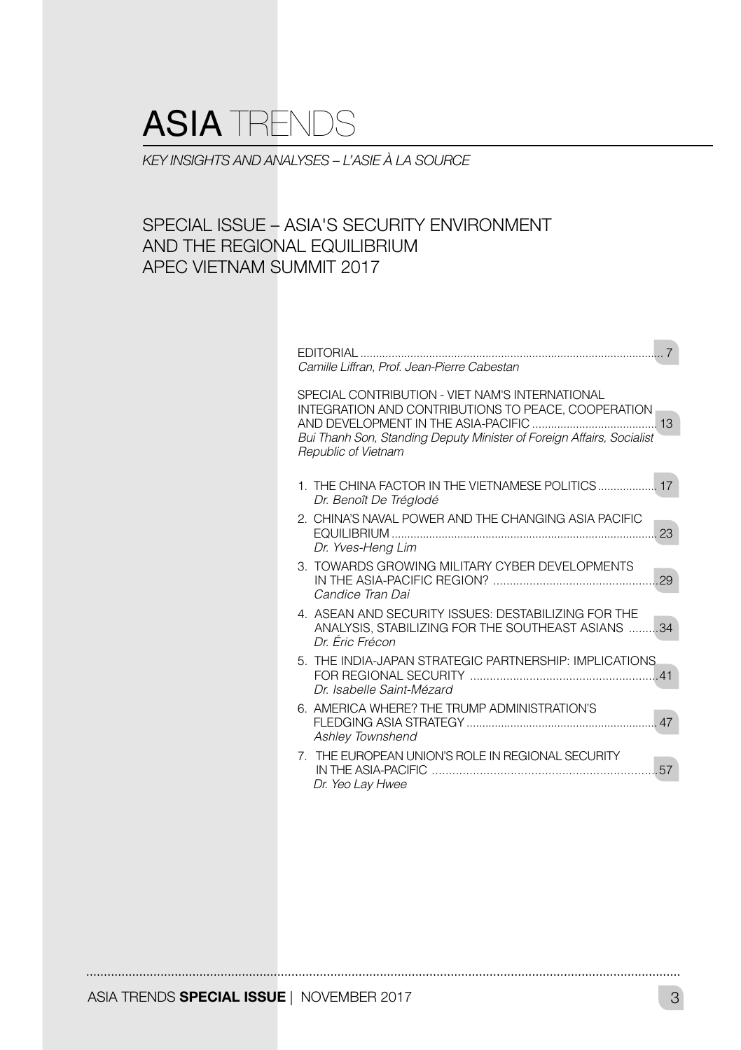# ASIA TRENDS

*KEY INSIGHTS AND ANALYSES – L'ASIE À LA SOURCE*

## SPECIAL ISSUE – ASIA'S SECURITY ENVIRONMENT AND THE REGIONAL EQUILIBRIUM APEC VIETNAM SUMMIT 2017

EDITORIAL ........ 7
*Camille Liffran, Prof. Jean-Pierre Cabestan*

SPECIAL CONTRIBUTION - VIET NAM'S INTERNATIONAL INTEGRATION AND CONTRIBUTIONS TO PEACE, COOPERATION AND DEVELOPMENT IN THE ASIA-PACIFIC ........ 13
*Bui Thanh Son, Standing Deputy Minister of Foreign Affairs, Socialist Republic of Vietnam*

1. THE CHINA FACTOR IN THE VIETNAMESE POLITICS ........ 17
   *Dr. Benoît De Tréglodé*
2. CHINA'S NAVAL POWER AND THE CHANGING ASIA PACIFIC EQUILIBRIUM ........ 23
   *Dr. Yves-Heng Lim*
3. TOWARDS GROWING MILITARY CYBER DEVELOPMENTS IN THE ASIA-PACIFIC REGION? ........ 29
   *Candice Tran Dai*
4. ASEAN AND SECURITY ISSUES: DESTABILIZING FOR THE ANALYSIS, STABILIZING FOR THE SOUTHEAST ASIANS ........ 34
   *Dr. Éric Frécon*
5. THE INDIA-JAPAN STRATEGIC PARTNERSHIP: IMPLICATIONS FOR REGIONAL SECURITY ........ 41
   *Dr. Isabelle Saint-Mézard*
6. AMERICA WHERE? THE TRUMP ADMINISTRATION'S FLEDGING ASIA STRATEGY ........ 47
   *Ashley Townshend*
7. THE EUROPEAN UNION'S ROLE IN REGIONAL SECURITY IN THE ASIA-PACIFIC ........ 57
   *Dr. Yeo Lay Hwee*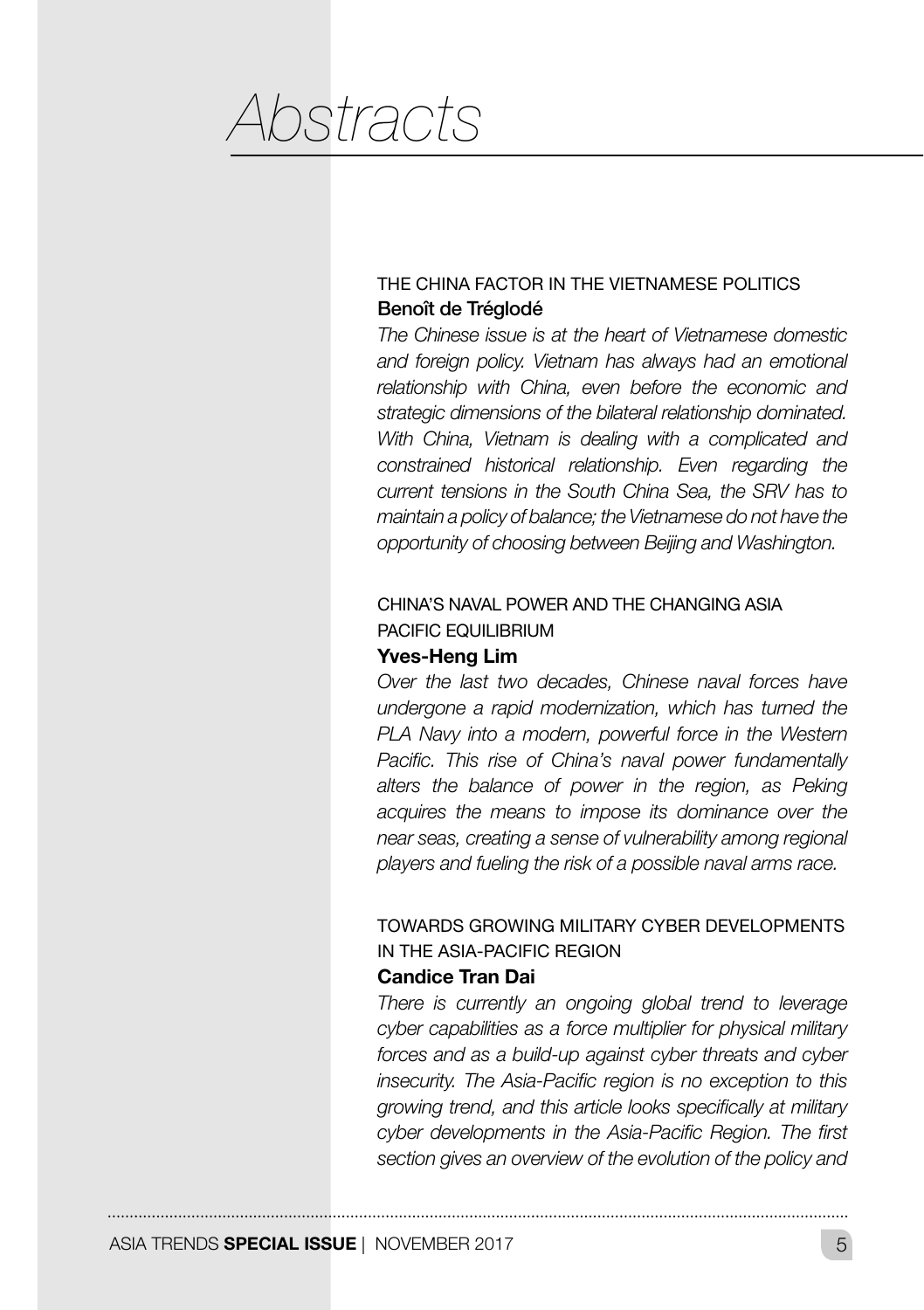# *Abstracts*

### THE CHINA FACTOR IN THE VIETNAMESE POLITICS

**Benoît de Tréglodé**

*The Chinese issue is at the heart of Vietnamese domestic and foreign policy. Vietnam has always had an emotional relationship with China, even before the economic and strategic dimensions of the bilateral relationship dominated. With China, Vietnam is dealing with a complicated and constrained historical relationship. Even regarding the current tensions in the South China Sea, the SRV has to maintain a policy of balance; the Vietnamese do not have the opportunity of choosing between Beijing and Washington.*

### CHINA'S NAVAL POWER AND THE CHANGING ASIA PACIFIC EQUILIBRIUM

**Yves-Heng Lim**

*Over the last two decades, Chinese naval forces have undergone a rapid modernization, which has turned the PLA Navy into a modern, powerful force in the Western Pacific. This rise of China's naval power fundamentally alters the balance of power in the region, as Peking acquires the means to impose its dominance over the near seas, creating a sense of vulnerability among regional players and fueling the risk of a possible naval arms race.*

### TOWARDS GROWING MILITARY CYBER DEVELOPMENTS IN THE ASIA-PACIFIC REGION

**Candice Tran Dai**

*There is currently an ongoing global trend to leverage cyber capabilities as a force multiplier for physical military forces and as a build-up against cyber threats and cyber insecurity. The Asia-Pacific region is no exception to this growing trend, and this article looks specifically at military cyber developments in the Asia-Pacific Region. The first section gives an overview of the evolution of the policy and*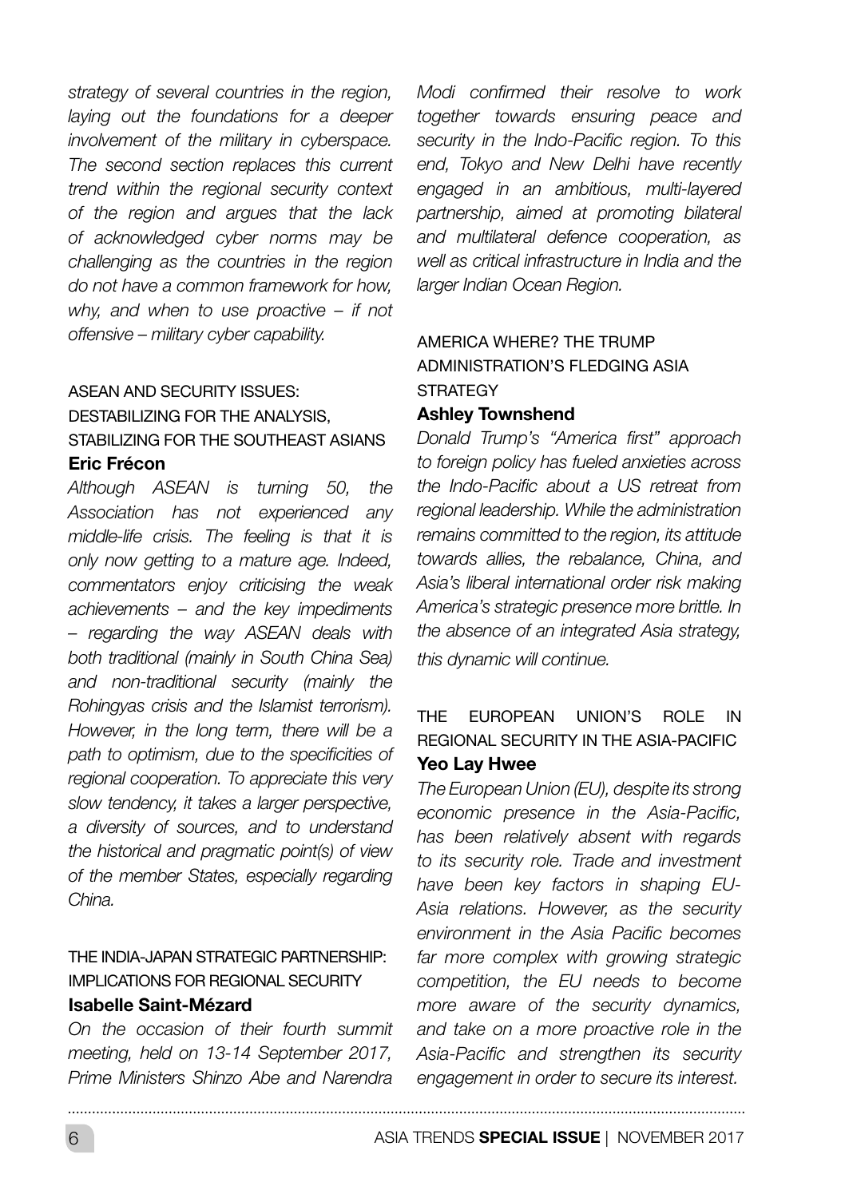*strategy of several countries in the region, laying out the foundations for a deeper involvement of the military in cyberspace. The second section replaces this current trend within the regional security context of the region and argues that the lack of acknowledged cyber norms may be challenging as the countries in the region do not have a common framework for how, why, and when to use proactive – if not offensive – military cyber capability.*

## ASEAN AND SECURITY ISSUES: DESTABILIZING FOR THE ANALYSIS, STABILIZING FOR THE SOUTHEAST ASIANS

**Eric Frécon**

*Although ASEAN is turning 50, the Association has not experienced any middle-life crisis. The feeling is that it is only now getting to a mature age. Indeed, commentators enjoy criticising the weak achievements – and the key impediments – regarding the way ASEAN deals with both traditional (mainly in South China Sea) and non-traditional security (mainly the Rohingyas crisis and the Islamist terrorism). However, in the long term, there will be a path to optimism, due to the specificities of regional cooperation. To appreciate this very slow tendency, it takes a larger perspective, a diversity of sources, and to understand the historical and pragmatic point(s) of view of the member States, especially regarding China.*

## THE INDIA-JAPAN STRATEGIC PARTNERSHIP: IMPLICATIONS FOR REGIONAL SECURITY

**Isabelle Saint-Mézard**

*On the occasion of their fourth summit meeting, held on 13-14 September 2017, Prime Ministers Shinzo Abe and Narendra Modi confirmed their resolve to work together towards ensuring peace and security in the Indo-Pacific region. To this end, Tokyo and New Delhi have recently engaged in an ambitious, multi-layered partnership, aimed at promoting bilateral and multilateral defence cooperation, as well as critical infrastructure in India and the larger Indian Ocean Region.*

## AMERICA WHERE? THE TRUMP ADMINISTRATION'S FLEDGING ASIA STRATEGY

**Ashley Townshend**

*Donald Trump's "America first" approach to foreign policy has fueled anxieties across the Indo-Pacific about a US retreat from regional leadership. While the administration remains committed to the region, its attitude towards allies, the rebalance, China, and Asia's liberal international order risk making America's strategic presence more brittle. In the absence of an integrated Asia strategy, this dynamic will continue.*

## THE EUROPEAN UNION'S ROLE IN REGIONAL SECURITY IN THE ASIA-PACIFIC

**Yeo Lay Hwee**

*The European Union (EU), despite its strong economic presence in the Asia-Pacific, has been relatively absent with regards to its security role. Trade and investment have been key factors in shaping EU-Asia relations. However, as the security environment in the Asia Pacific becomes far more complex with growing strategic competition, the EU needs to become more aware of the security dynamics, and take on a more proactive role in the Asia-Pacific and strengthen its security engagement in order to secure its interest.*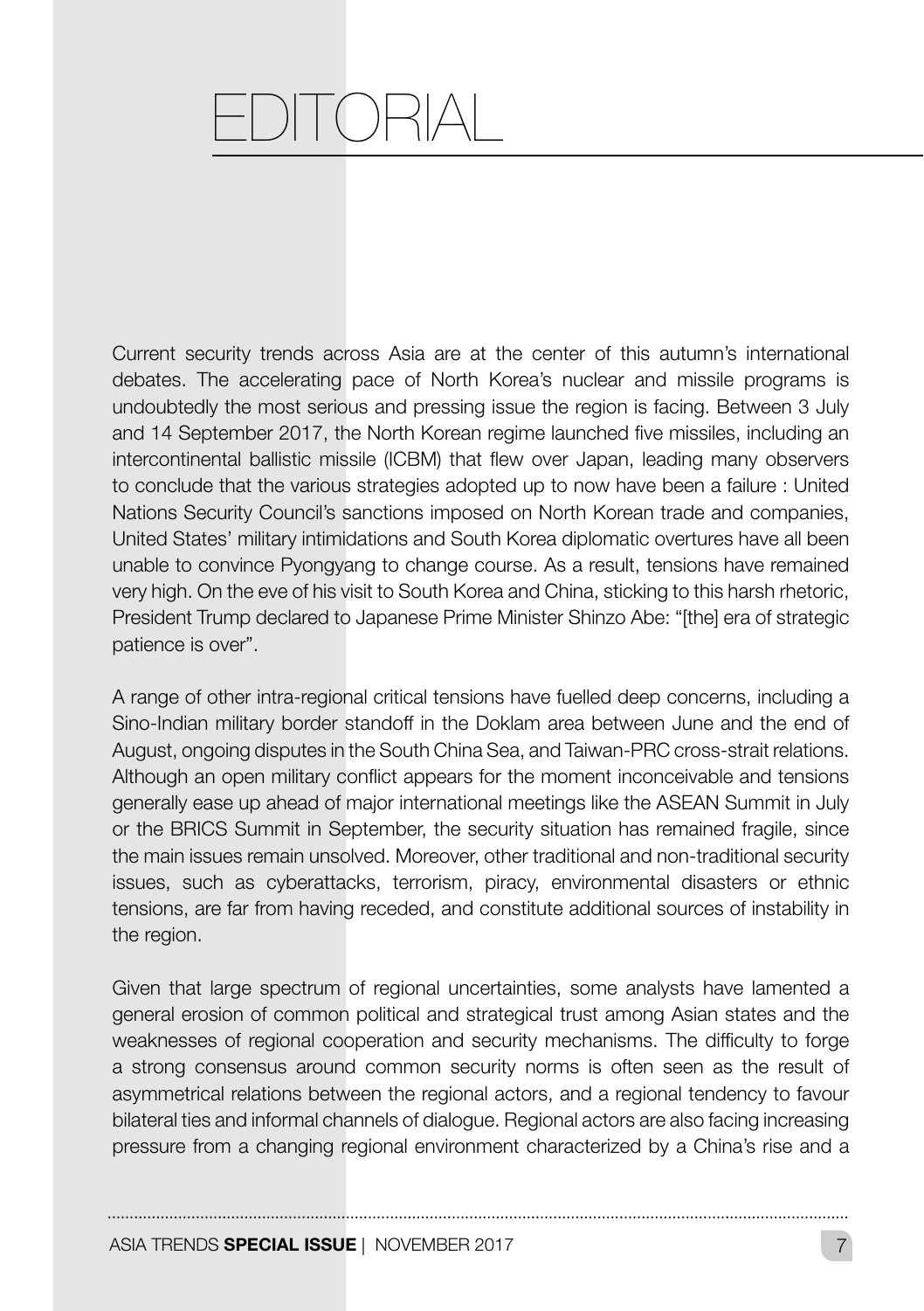# EDITORIAL

Current security trends across Asia are at the center of this autumn's international debates. The accelerating pace of North Korea's nuclear and missile programs is undoubtedly the most serious and pressing issue the region is facing. Between 3 July and 14 September 2017, the North Korean regime launched five missiles, including an intercontinental ballistic missile (ICBM) that flew over Japan, leading many observers to conclude that the various strategies adopted up to now have been a failure : United Nations Security Council's sanctions imposed on North Korean trade and companies, United States' military intimidations and South Korea diplomatic overtures have all been unable to convince Pyongyang to change course. As a result, tensions have remained very high. On the eve of his visit to South Korea and China, sticking to this harsh rhetoric, President Trump declared to Japanese Prime Minister Shinzo Abe: "[the] era of strategic patience is over".

A range of other intra-regional critical tensions have fuelled deep concerns, including a Sino-Indian military border standoff in the Doklam area between June and the end of August, ongoing disputes in the South China Sea, and Taiwan-PRC cross-strait relations. Although an open military conflict appears for the moment inconceivable and tensions generally ease up ahead of major international meetings like the ASEAN Summit in July or the BRICS Summit in September, the security situation has remained fragile, since the main issues remain unsolved. Moreover, other traditional and non-traditional security issues, such as cyberattacks, terrorism, piracy, environmental disasters or ethnic tensions, are far from having receded, and constitute additional sources of instability in the region.

Given that large spectrum of regional uncertainties, some analysts have lamented a general erosion of common political and strategical trust among Asian states and the weaknesses of regional cooperation and security mechanisms. The difficulty to forge a strong consensus around common security norms is often seen as the result of asymmetrical relations between the regional actors, and a regional tendency to favour bilateral ties and informal channels of dialogue. Regional actors are also facing increasing pressure from a changing regional environment characterized by a China's rise and a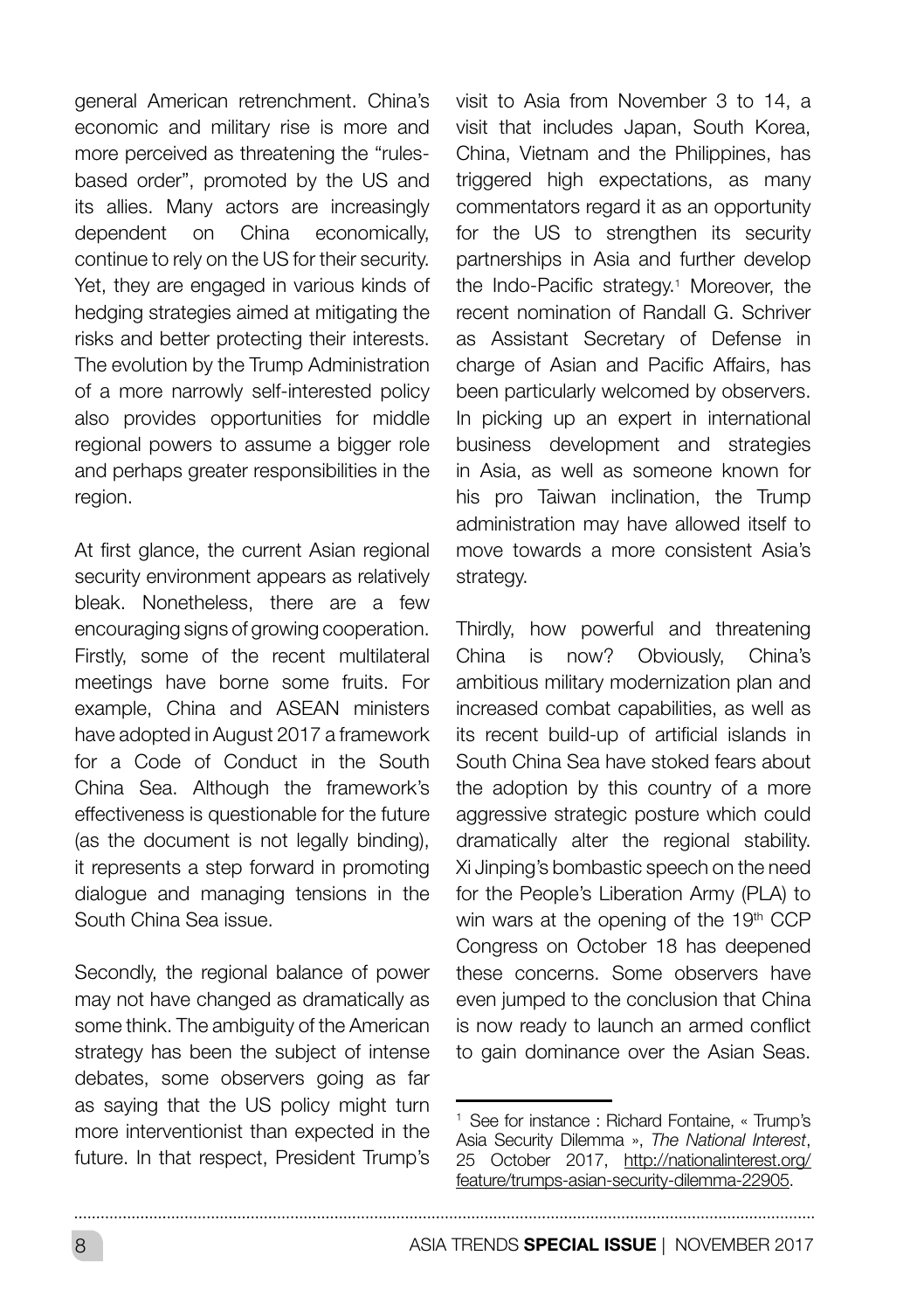general American retrenchment. China's economic and military rise is more and more perceived as threatening the "rules-based order", promoted by the US and its allies. Many actors are increasingly dependent on China economically, continue to rely on the US for their security. Yet, they are engaged in various kinds of hedging strategies aimed at mitigating the risks and better protecting their interests. The evolution by the Trump Administration of a more narrowly self-interested policy also provides opportunities for middle regional powers to assume a bigger role and perhaps greater responsibilities in the region.

At first glance, the current Asian regional security environment appears as relatively bleak. Nonetheless, there are a few encouraging signs of growing cooperation. Firstly, some of the recent multilateral meetings have borne some fruits. For example, China and ASEAN ministers have adopted in August 2017 a framework for a Code of Conduct in the South China Sea. Although the framework's effectiveness is questionable for the future (as the document is not legally binding), it represents a step forward in promoting dialogue and managing tensions in the South China Sea issue.

Secondly, the regional balance of power may not have changed as dramatically as some think. The ambiguity of the American strategy has been the subject of intense debates, some observers going as far as saying that the US policy might turn more interventionist than expected in the future. In that respect, President Trump's visit to Asia from November 3 to 14, a visit that includes Japan, South Korea, China, Vietnam and the Philippines, has triggered high expectations, as many commentators regard it as an opportunity for the US to strengthen its security partnerships in Asia and further develop the Indo-Pacific strategy.[1] Moreover, the recent nomination of Randall G. Schriver as Assistant Secretary of Defense in charge of Asian and Pacific Affairs, has been particularly welcomed by observers. In picking up an expert in international business development and strategies in Asia, as well as someone known for his pro Taiwan inclination, the Trump administration may have allowed itself to move towards a more consistent Asia's strategy.

Thirdly, how powerful and threatening China is now? Obviously, China's ambitious military modernization plan and increased combat capabilities, as well as its recent build-up of artificial islands in South China Sea have stoked fears about the adoption by this country of a more aggressive strategic posture which could dramatically alter the regional stability. Xi Jinping's bombastic speech on the need for the People's Liberation Army (PLA) to win wars at the opening of the 19th CCP Congress on October 18 has deepened these concerns. Some observers have even jumped to the conclusion that China is now ready to launch an armed conflict to gain dominance over the Asian Seas.

---

[1] See for instance : Richard Fontaine, « Trump's Asia Security Dilemma », *The National Interest*, 25 October 2017, http://nationalinterest.org/feature/trumps-asian-security-dilemma-22905.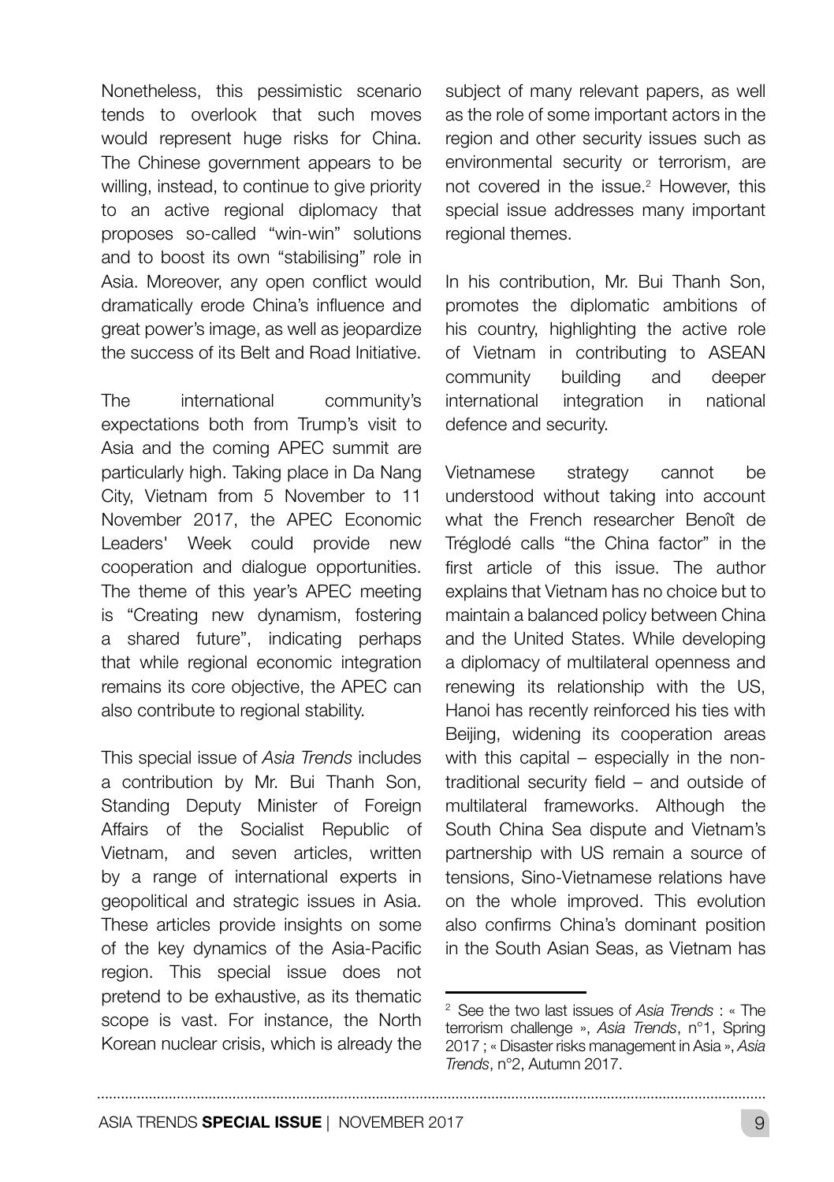Nonetheless, this pessimistic scenario tends to overlook that such moves would represent huge risks for China. The Chinese government appears to be willing, instead, to continue to give priority to an active regional diplomacy that proposes so-called "win-win" solutions and to boost its own "stabilising" role in Asia. Moreover, any open conflict would dramatically erode China's influence and great power's image, as well as jeopardize the success of its Belt and Road Initiative.

The international community's expectations both from Trump's visit to Asia and the coming APEC summit are particularly high. Taking place in Da Nang City, Vietnam from 5 November to 11 November 2017, the APEC Economic Leaders' Week could provide new cooperation and dialogue opportunities. The theme of this year's APEC meeting is "Creating new dynamism, fostering a shared future", indicating perhaps that while regional economic integration remains its core objective, the APEC can also contribute to regional stability.

This special issue of *Asia Trends* includes a contribution by Mr. Bui Thanh Son, Standing Deputy Minister of Foreign Affairs of the Socialist Republic of Vietnam, and seven articles, written by a range of international experts in geopolitical and strategic issues in Asia. These articles provide insights on some of the key dynamics of the Asia-Pacific region. This special issue does not pretend to be exhaustive, as its thematic scope is vast. For instance, the North Korean nuclear crisis, which is already the subject of many relevant papers, as well as the role of some important actors in the region and other security issues such as environmental security or terrorism, are not covered in the issue.[2] However, this special issue addresses many important regional themes.

In his contribution, Mr. Bui Thanh Son, promotes the diplomatic ambitions of his country, highlighting the active role of Vietnam in contributing to ASEAN community building and deeper international integration in national defence and security.

Vietnamese strategy cannot be understood without taking into account what the French researcher Benoît de Tréglodé calls "the China factor" in the first article of this issue. The author explains that Vietnam has no choice but to maintain a balanced policy between China and the United States. While developing a diplomacy of multilateral openness and renewing its relationship with the US, Hanoi has recently reinforced his ties with Beijing, widening its cooperation areas with this capital – especially in the non-traditional security field – and outside of multilateral frameworks. Although the South China Sea dispute and Vietnam's partnership with US remain a source of tensions, Sino-Vietnamese relations have on the whole improved. This evolution also confirms China's dominant position in the South Asian Seas, as Vietnam has

[2] See the two last issues of *Asia Trends* : « The terrorism challenge », *Asia Trends*, n°1, Spring 2017 ; « Disaster risks management in Asia », *Asia Trends*, n°2, Autumn 2017.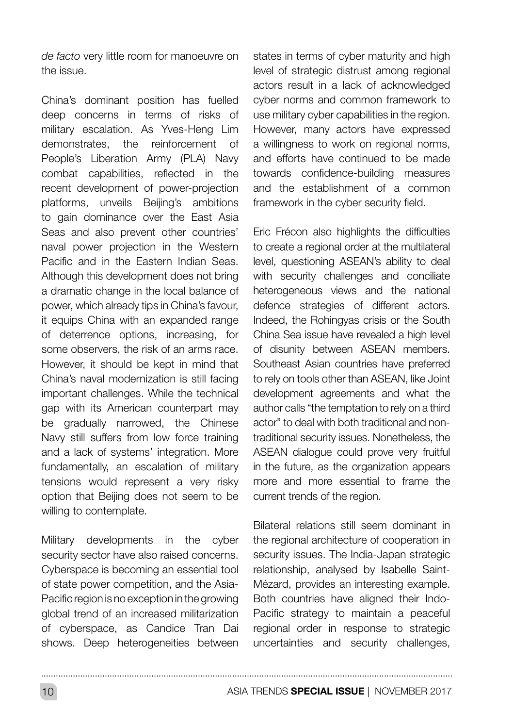*de facto* very little room for manoeuvre on the issue.

China's dominant position has fuelled deep concerns in terms of risks of military escalation. As Yves-Heng Lim demonstrates, the reinforcement of People's Liberation Army (PLA) Navy combat capabilities, reflected in the recent development of power-projection platforms, unveils Beijing's ambitions to gain dominance over the East Asia Seas and also prevent other countries' naval power projection in the Western Pacific and in the Eastern Indian Seas. Although this development does not bring a dramatic change in the local balance of power, which already tips in China's favour, it equips China with an expanded range of deterrence options, increasing, for some observers, the risk of an arms race. However, it should be kept in mind that China's naval modernization is still facing important challenges. While the technical gap with its American counterpart may be gradually narrowed, the Chinese Navy still suffers from low force training and a lack of systems' integration. More fundamentally, an escalation of military tensions would represent a very risky option that Beijing does not seem to be willing to contemplate.

Military developments in the cyber security sector have also raised concerns. Cyberspace is becoming an essential tool of state power competition, and the Asia-Pacific region is no exception in the growing global trend of an increased militarization of cyberspace, as Candice Tran Dai shows. Deep heterogeneities between states in terms of cyber maturity and high level of strategic distrust among regional actors result in a lack of acknowledged cyber norms and common framework to use military cyber capabilities in the region. However, many actors have expressed a willingness to work on regional norms, and efforts have continued to be made towards confidence-building measures and the establishment of a common framework in the cyber security field.

Eric Frécon also highlights the difficulties to create a regional order at the multilateral level, questioning ASEAN's ability to deal with security challenges and conciliate heterogeneous views and the national defence strategies of different actors. Indeed, the Rohingyas crisis or the South China Sea issue have revealed a high level of disunity between ASEAN members. Southeast Asian countries have preferred to rely on tools other than ASEAN, like Joint development agreements and what the author calls "the temptation to rely on a third actor" to deal with both traditional and non-traditional security issues. Nonetheless, the ASEAN dialogue could prove very fruitful in the future, as the organization appears more and more essential to frame the current trends of the region.

Bilateral relations still seem dominant in the regional architecture of cooperation in security issues. The India-Japan strategic relationship, analysed by Isabelle Saint-Mézard, provides an interesting example. Both countries have aligned their Indo-Pacific strategy to maintain a peaceful regional order in response to strategic uncertainties and security challenges,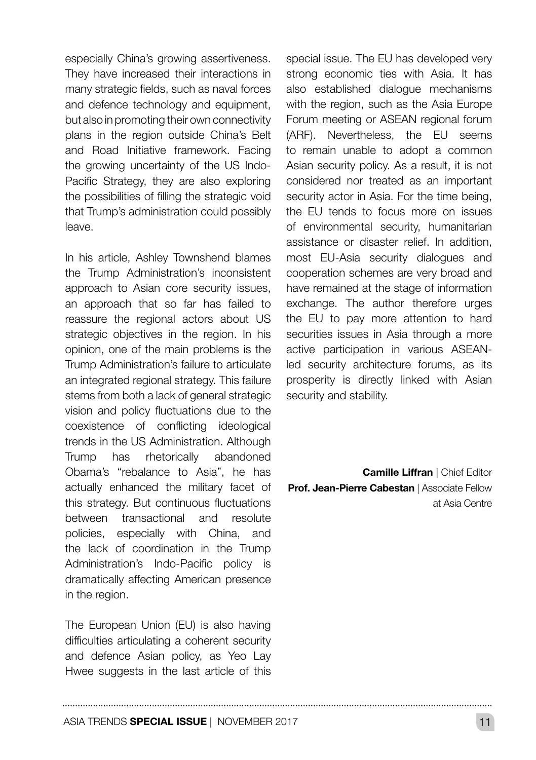especially China's growing assertiveness. They have increased their interactions in many strategic fields, such as naval forces and defence technology and equipment, but also in promoting their own connectivity plans in the region outside China's Belt and Road Initiative framework. Facing the growing uncertainty of the US Indo-Pacific Strategy, they are also exploring the possibilities of filling the strategic void that Trump's administration could possibly leave.

In his article, Ashley Townshend blames the Trump Administration's inconsistent approach to Asian core security issues, an approach that so far has failed to reassure the regional actors about US strategic objectives in the region. In his opinion, one of the main problems is the Trump Administration's failure to articulate an integrated regional strategy. This failure stems from both a lack of general strategic vision and policy fluctuations due to the coexistence of conflicting ideological trends in the US Administration. Although Trump has rhetorically abandoned Obama's "rebalance to Asia", he has actually enhanced the military facet of this strategy. But continuous fluctuations between transactional and resolute policies, especially with China, and the lack of coordination in the Trump Administration's Indo-Pacific policy is dramatically affecting American presence in the region.

The European Union (EU) is also having difficulties articulating a coherent security and defence Asian policy, as Yeo Lay Hwee suggests in the last article of this special issue. The EU has developed very strong economic ties with Asia. It has also established dialogue mechanisms with the region, such as the Asia Europe Forum meeting or ASEAN regional forum (ARF). Nevertheless, the EU seems to remain unable to adopt a common Asian security policy. As a result, it is not considered nor treated as an important security actor in Asia. For the time being, the EU tends to focus more on issues of environmental security, humanitarian assistance or disaster relief. In addition, most EU-Asia security dialogues and cooperation schemes are very broad and have remained at the stage of information exchange. The author therefore urges the EU to pay more attention to hard securities issues in Asia through a more active participation in various ASEAN-led security architecture forums, as its prosperity is directly linked with Asian security and stability.

**Camille Liffran** | Chief Editor
**Prof. Jean-Pierre Cabestan** | Associate Fellow at Asia Centre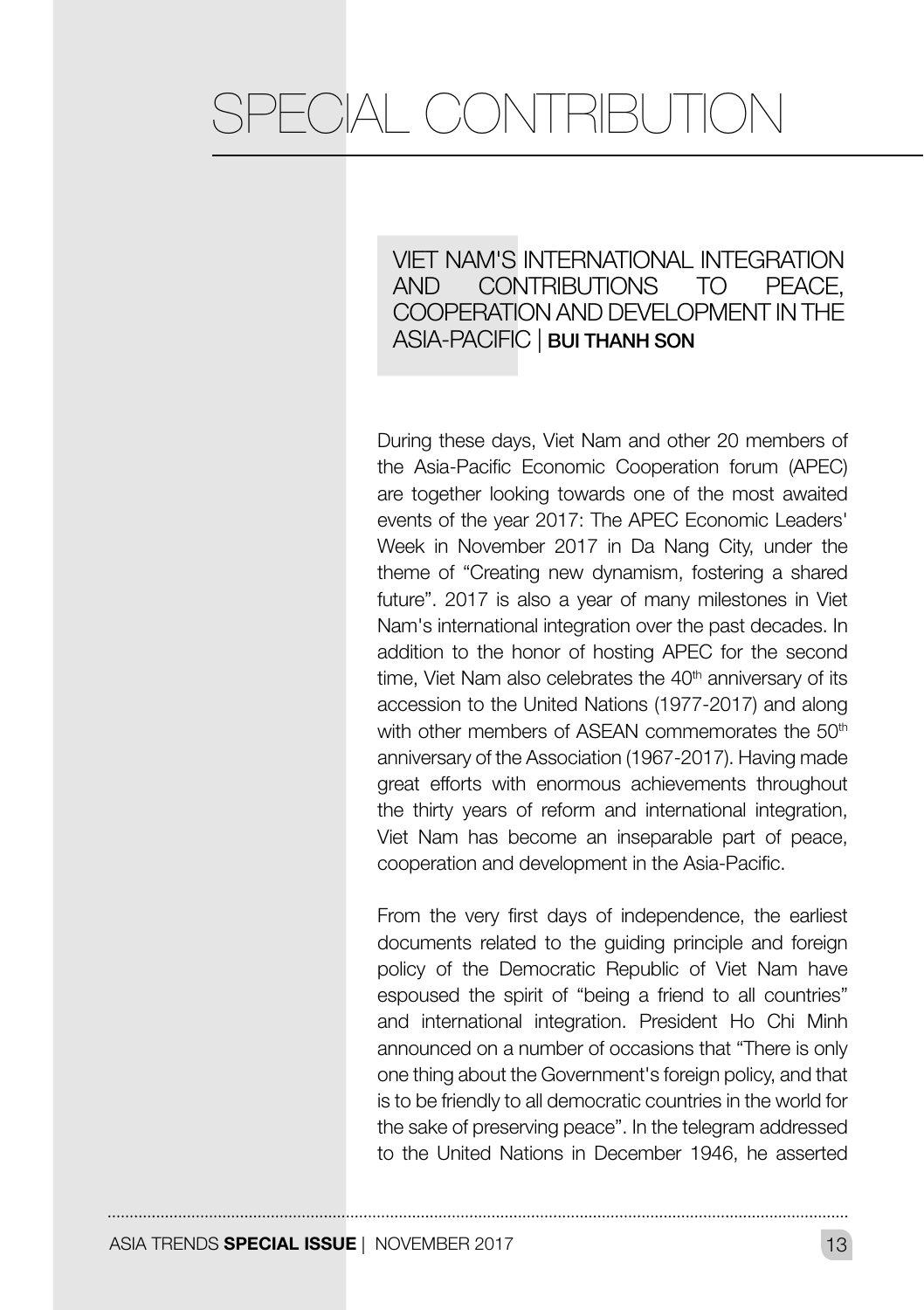# SPECIAL CONTRIBUTION

## VIET NAM'S INTERNATIONAL INTEGRATION AND CONTRIBUTIONS TO PEACE, COOPERATION AND DEVELOPMENT IN THE ASIA-PACIFIC | **BUI THANH SON**

During these days, Viet Nam and other 20 members of the Asia-Pacific Economic Cooperation forum (APEC) are together looking towards one of the most awaited events of the year 2017: The APEC Economic Leaders' Week in November 2017 in Da Nang City, under the theme of "Creating new dynamism, fostering a shared future". 2017 is also a year of many milestones in Viet Nam's international integration over the past decades. In addition to the honor of hosting APEC for the second time, Viet Nam also celebrates the 40th anniversary of its accession to the United Nations (1977-2017) and along with other members of ASEAN commemorates the 50th anniversary of the Association (1967-2017). Having made great efforts with enormous achievements throughout the thirty years of reform and international integration, Viet Nam has become an inseparable part of peace, cooperation and development in the Asia-Pacific.

From the very first days of independence, the earliest documents related to the guiding principle and foreign policy of the Democratic Republic of Viet Nam have espoused the spirit of "being a friend to all countries" and international integration. President Ho Chi Minh announced on a number of occasions that "There is only one thing about the Government's foreign policy, and that is to be friendly to all democratic countries in the world for the sake of preserving peace". In the telegram addressed to the United Nations in December 1946, he asserted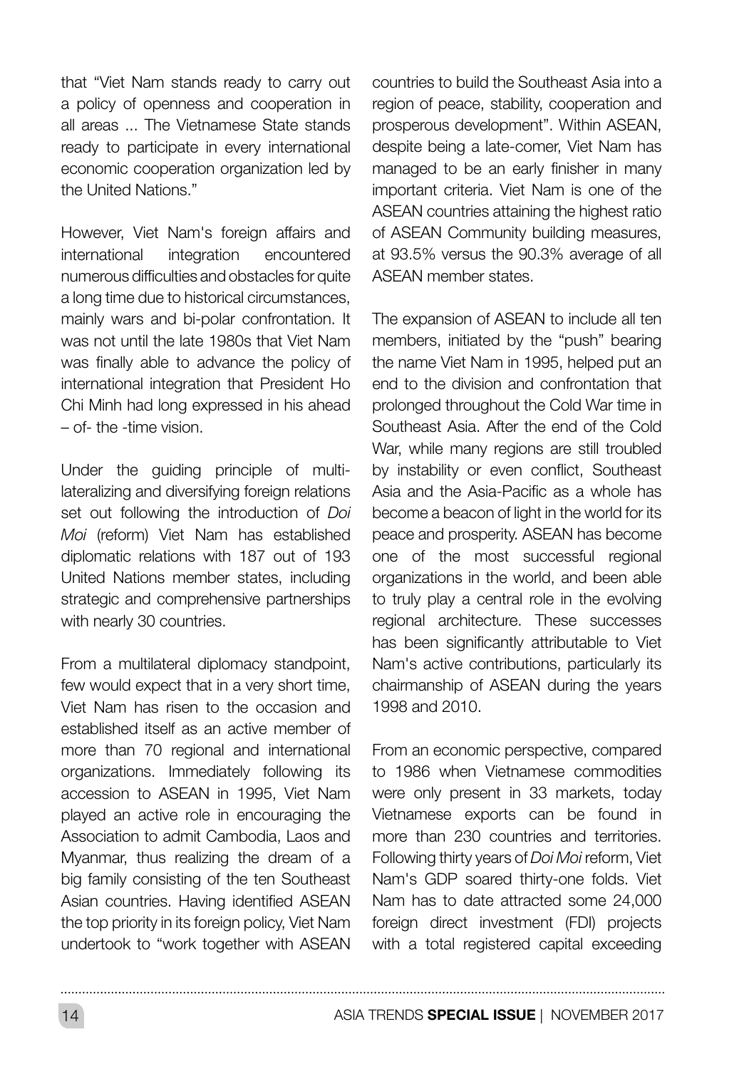that "Viet Nam stands ready to carry out a policy of openness and cooperation in all areas ... The Vietnamese State stands ready to participate in every international economic cooperation organization led by the United Nations."

However, Viet Nam's foreign affairs and international integration encountered numerous difficulties and obstacles for quite a long time due to historical circumstances, mainly wars and bi-polar confrontation. It was not until the late 1980s that Viet Nam was finally able to advance the policy of international integration that President Ho Chi Minh had long expressed in his ahead – of- the -time vision.

Under the guiding principle of multi-lateralizing and diversifying foreign relations set out following the introduction of *Doi Moi* (reform) Viet Nam has established diplomatic relations with 187 out of 193 United Nations member states, including strategic and comprehensive partnerships with nearly 30 countries.

From a multilateral diplomacy standpoint, few would expect that in a very short time, Viet Nam has risen to the occasion and established itself as an active member of more than 70 regional and international organizations. Immediately following its accession to ASEAN in 1995, Viet Nam played an active role in encouraging the Association to admit Cambodia, Laos and Myanmar, thus realizing the dream of a big family consisting of the ten Southeast Asian countries. Having identified ASEAN the top priority in its foreign policy, Viet Nam undertook to "work together with ASEAN countries to build the Southeast Asia into a region of peace, stability, cooperation and prosperous development". Within ASEAN, despite being a late-comer, Viet Nam has managed to be an early finisher in many important criteria. Viet Nam is one of the ASEAN countries attaining the highest ratio of ASEAN Community building measures, at 93.5% versus the 90.3% average of all ASEAN member states.

The expansion of ASEAN to include all ten members, initiated by the "push" bearing the name Viet Nam in 1995, helped put an end to the division and confrontation that prolonged throughout the Cold War time in Southeast Asia. After the end of the Cold War, while many regions are still troubled by instability or even conflict, Southeast Asia and the Asia-Pacific as a whole has become a beacon of light in the world for its peace and prosperity. ASEAN has become one of the most successful regional organizations in the world, and been able to truly play a central role in the evolving regional architecture. These successes has been significantly attributable to Viet Nam's active contributions, particularly its chairmanship of ASEAN during the years 1998 and 2010.

From an economic perspective, compared to 1986 when Vietnamese commodities were only present in 33 markets, today Vietnamese exports can be found in more than 230 countries and territories. Following thirty years of *Doi Moi* reform, Viet Nam's GDP soared thirty-one folds. Viet Nam has to date attracted some 24,000 foreign direct investment (FDI) projects with a total registered capital exceeding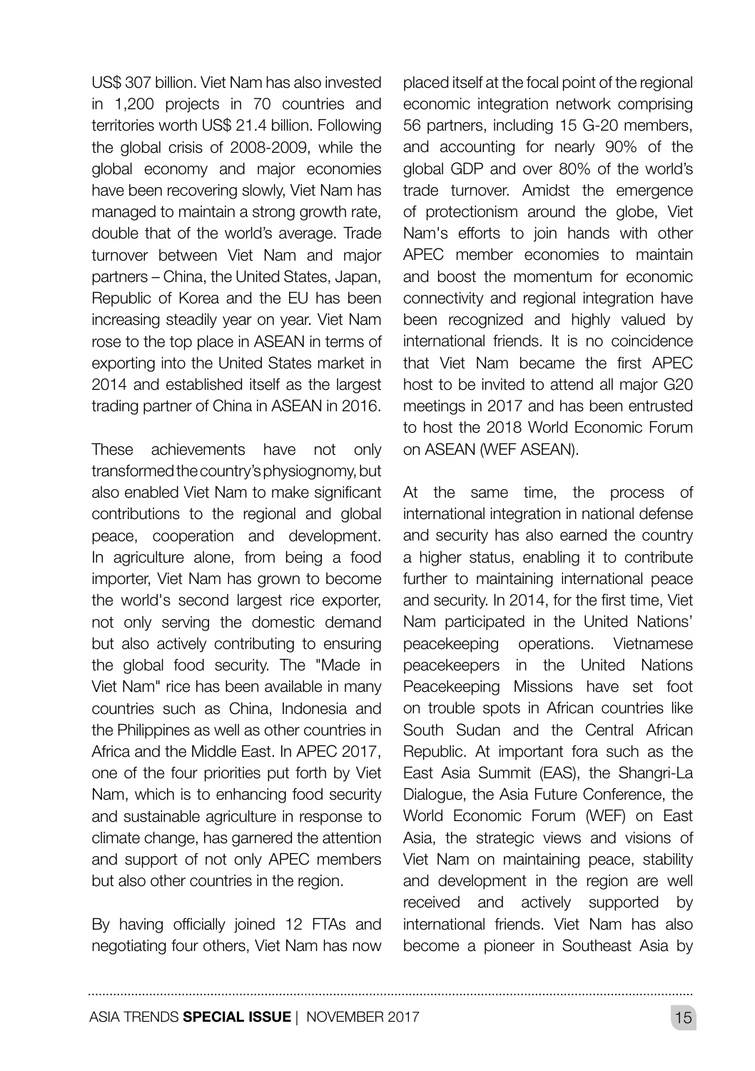US$ 307 billion. Viet Nam has also invested in 1,200 projects in 70 countries and territories worth US$ 21.4 billion. Following the global crisis of 2008-2009, while the global economy and major economies have been recovering slowly, Viet Nam has managed to maintain a strong growth rate, double that of the world's average. Trade turnover between Viet Nam and major partners – China, the United States, Japan, Republic of Korea and the EU has been increasing steadily year on year. Viet Nam rose to the top place in ASEAN in terms of exporting into the United States market in 2014 and established itself as the largest trading partner of China in ASEAN in 2016.

These achievements have not only transformed the country's physiognomy, but also enabled Viet Nam to make significant contributions to the regional and global peace, cooperation and development. In agriculture alone, from being a food importer, Viet Nam has grown to become the world's second largest rice exporter, not only serving the domestic demand but also actively contributing to ensuring the global food security. The "Made in Viet Nam" rice has been available in many countries such as China, Indonesia and the Philippines as well as other countries in Africa and the Middle East. In APEC 2017, one of the four priorities put forth by Viet Nam, which is to enhancing food security and sustainable agriculture in response to climate change, has garnered the attention and support of not only APEC members but also other countries in the region.

By having officially joined 12 FTAs and negotiating four others, Viet Nam has now placed itself at the focal point of the regional economic integration network comprising 56 partners, including 15 G-20 members, and accounting for nearly 90% of the global GDP and over 80% of the world's trade turnover. Amidst the emergence of protectionism around the globe, Viet Nam's efforts to join hands with other APEC member economies to maintain and boost the momentum for economic connectivity and regional integration have been recognized and highly valued by international friends. It is no coincidence that Viet Nam became the first APEC host to be invited to attend all major G20 meetings in 2017 and has been entrusted to host the 2018 World Economic Forum on ASEAN (WEF ASEAN).

At the same time, the process of international integration in national defense and security has also earned the country a higher status, enabling it to contribute further to maintaining international peace and security. In 2014, for the first time, Viet Nam participated in the United Nations' peacekeeping operations. Vietnamese peacekeepers in the United Nations Peacekeeping Missions have set foot on trouble spots in African countries like South Sudan and the Central African Republic. At important fora such as the East Asia Summit (EAS), the Shangri-La Dialogue, the Asia Future Conference, the World Economic Forum (WEF) on East Asia, the strategic views and visions of Viet Nam on maintaining peace, stability and development in the region are well received and actively supported by international friends. Viet Nam has also become a pioneer in Southeast Asia by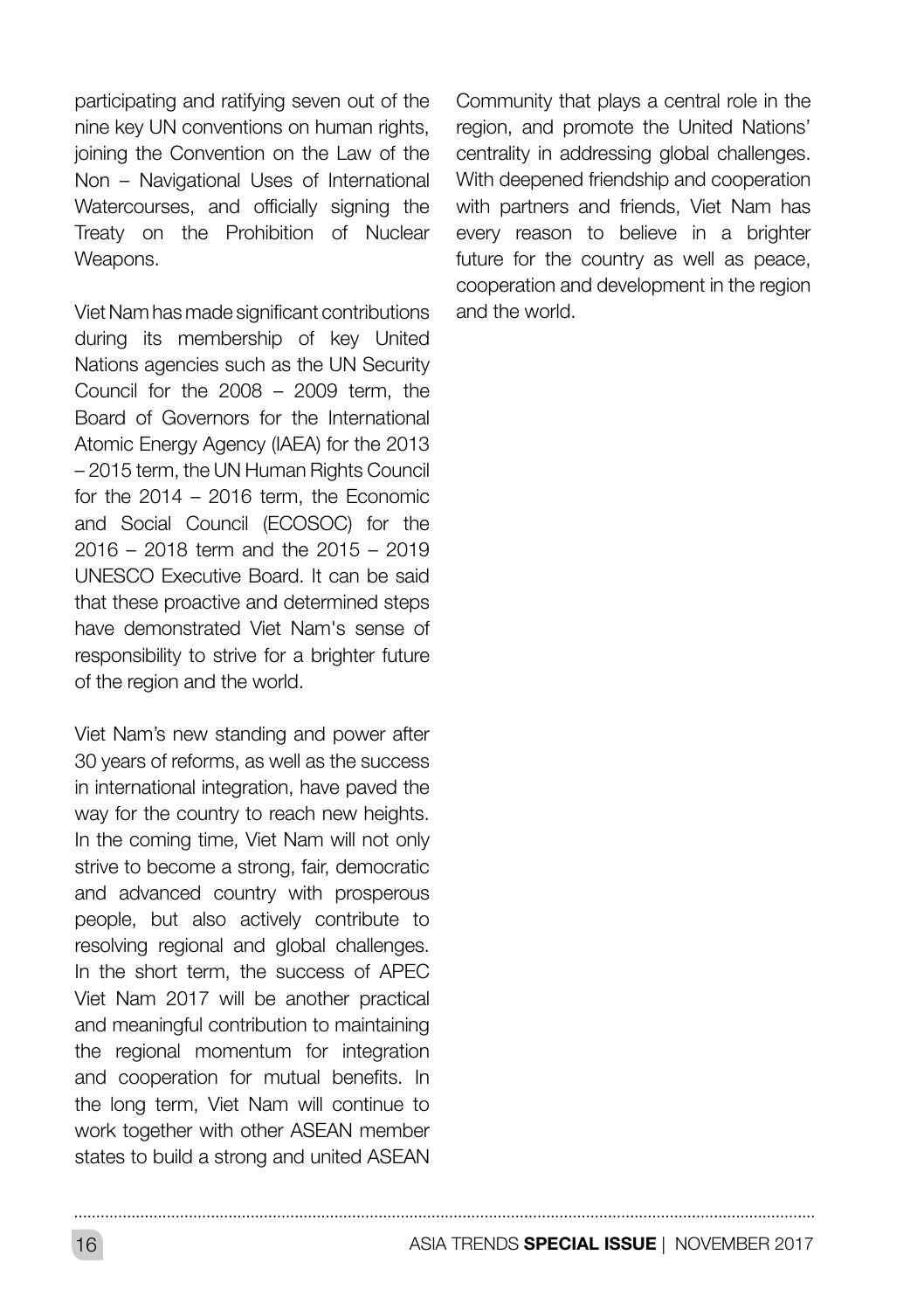participating and ratifying seven out of the nine key UN conventions on human rights, joining the Convention on the Law of the Non – Navigational Uses of International Watercourses, and officially signing the Treaty on the Prohibition of Nuclear Weapons.

Viet Nam has made significant contributions during its membership of key United Nations agencies such as the UN Security Council for the 2008 – 2009 term, the Board of Governors for the International Atomic Energy Agency (IAEA) for the 2013 – 2015 term, the UN Human Rights Council for the 2014 – 2016 term, the Economic and Social Council (ECOSOC) for the 2016 – 2018 term and the 2015 – 2019 UNESCO Executive Board. It can be said that these proactive and determined steps have demonstrated Viet Nam's sense of responsibility to strive for a brighter future of the region and the world.

Viet Nam's new standing and power after 30 years of reforms, as well as the success in international integration, have paved the way for the country to reach new heights. In the coming time, Viet Nam will not only strive to become a strong, fair, democratic and advanced country with prosperous people, but also actively contribute to resolving regional and global challenges. In the short term, the success of APEC Viet Nam 2017 will be another practical and meaningful contribution to maintaining the regional momentum for integration and cooperation for mutual benefits. In the long term, Viet Nam will continue to work together with other ASEAN member states to build a strong and united ASEAN Community that plays a central role in the region, and promote the United Nations' centrality in addressing global challenges. With deepened friendship and cooperation with partners and friends, Viet Nam has every reason to believe in a brighter future for the country as well as peace, cooperation and development in the region and the world.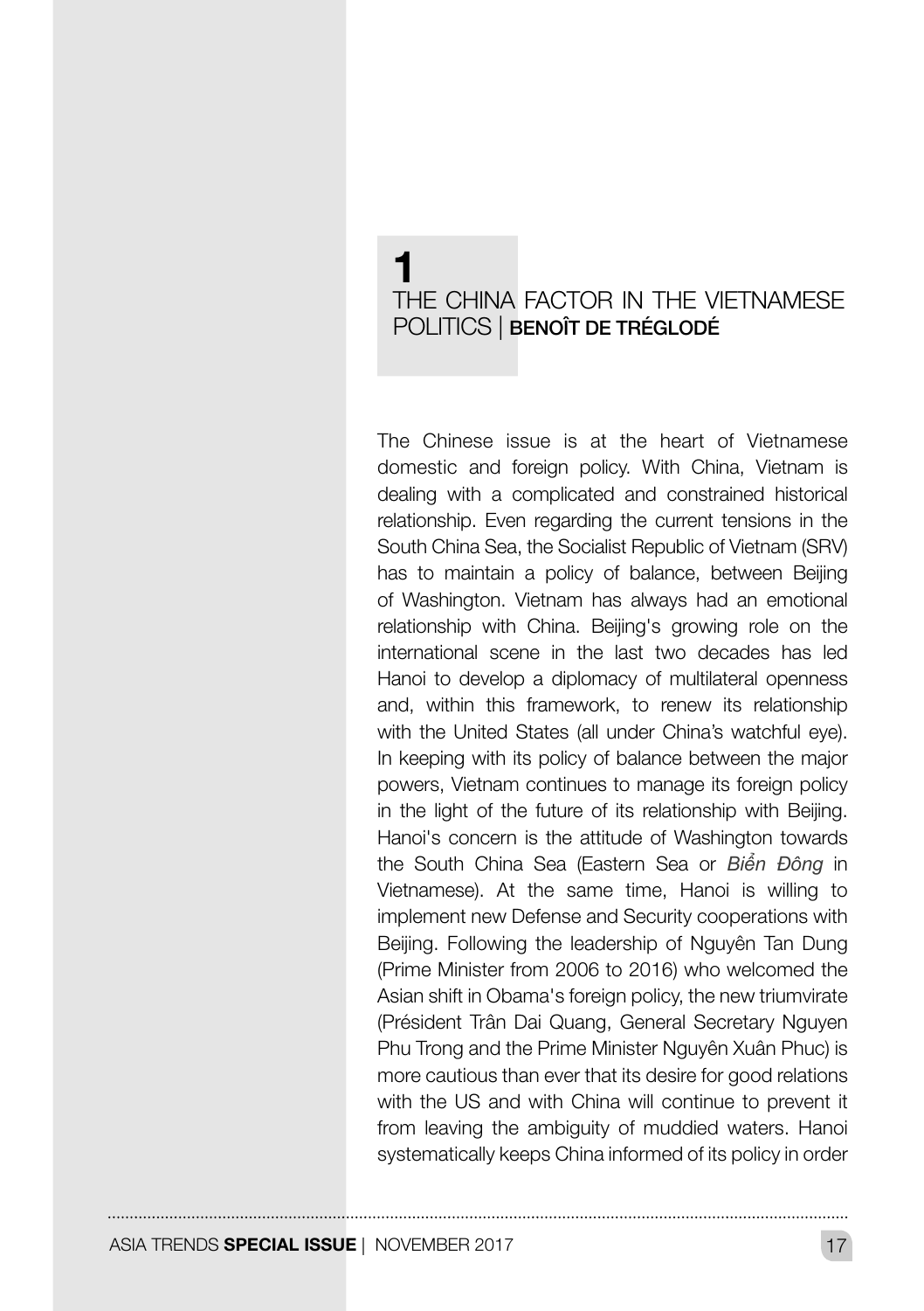# 1 THE CHINA FACTOR IN THE VIETNAMESE POLITICS | BENOÎT DE TRÉGLODÉ

The Chinese issue is at the heart of Vietnamese domestic and foreign policy. With China, Vietnam is dealing with a complicated and constrained historical relationship. Even regarding the current tensions in the South China Sea, the Socialist Republic of Vietnam (SRV) has to maintain a policy of balance, between Beijing of Washington. Vietnam has always had an emotional relationship with China. Beijing's growing role on the international scene in the last two decades has led Hanoi to develop a diplomacy of multilateral openness and, within this framework, to renew its relationship with the United States (all under China's watchful eye). In keeping with its policy of balance between the major powers, Vietnam continues to manage its foreign policy in the light of the future of its relationship with Beijing. Hanoi's concern is the attitude of Washington towards the South China Sea (Eastern Sea or *Biển Đông* in Vietnamese). At the same time, Hanoi is willing to implement new Defense and Security cooperations with Beijing. Following the leadership of Nguyên Tan Dung (Prime Minister from 2006 to 2016) who welcomed the Asian shift in Obama's foreign policy, the new triumvirate (Président Trân Dai Quang, General Secretary Nguyen Phu Trong and the Prime Minister Nguyên Xuân Phuc) is more cautious than ever that its desire for good relations with the US and with China will continue to prevent it from leaving the ambiguity of muddied waters. Hanoi systematically keeps China informed of its policy in order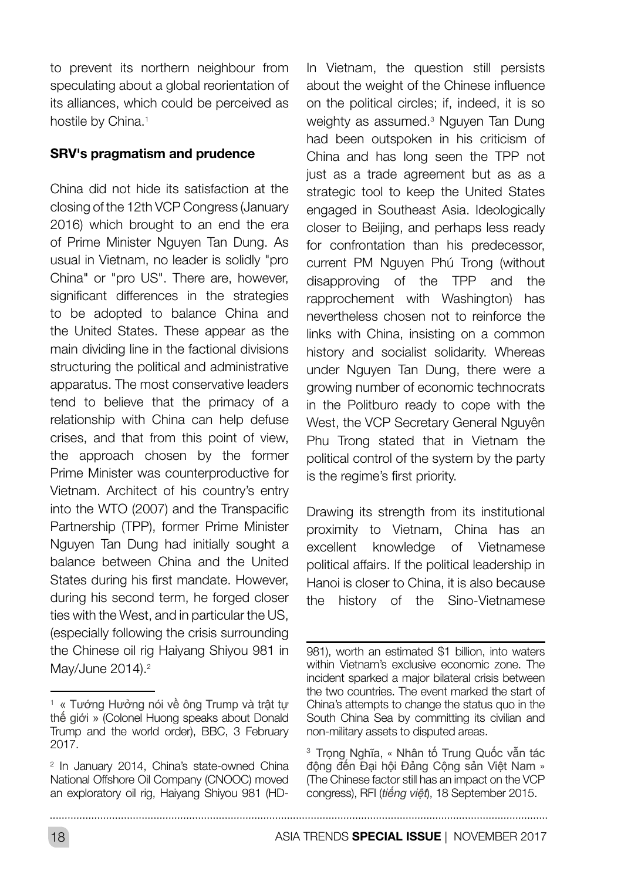to prevent its northern neighbour from speculating about a global reorientation of its alliances, which could be perceived as hostile by China.[1]

**SRV's pragmatism and prudence**

China did not hide its satisfaction at the closing of the 12th VCP Congress (January 2016) which brought to an end the era of Prime Minister Nguyen Tan Dung. As usual in Vietnam, no leader is solidly "pro China" or "pro US". There are, however, significant differences in the strategies to be adopted to balance China and the United States. These appear as the main dividing line in the factional divisions structuring the political and administrative apparatus. The most conservative leaders tend to believe that the primacy of a relationship with China can help defuse crises, and that from this point of view, the approach chosen by the former Prime Minister was counterproductive for Vietnam. Architect of his country's entry into the WTO (2007) and the Transpacific Partnership (TPP), former Prime Minister Nguyen Tan Dung had initially sought a balance between China and the United States during his first mandate. However, during his second term, he forged closer ties with the West, and in particular the US, (especially following the crisis surrounding the Chinese oil rig Haiyang Shiyou 981 in May/June 2014).[2]

In Vietnam, the question still persists about the weight of the Chinese influence on the political circles; if, indeed, it is so weighty as assumed.[3] Nguyen Tan Dung had been outspoken in his criticism of China and has long seen the TPP not just as a trade agreement but as as a strategic tool to keep the United States engaged in Southeast Asia. Ideologically closer to Beijing, and perhaps less ready for confrontation than his predecessor, current PM Nguyen Phú Trong (without disapproving of the TPP and the rapprochement with Washington) has nevertheless chosen not to reinforce the links with China, insisting on a common history and socialist solidarity. Whereas under Nguyen Tan Dung, there were a growing number of economic technocrats in the Politburo ready to cope with the West, the VCP Secretary General Nguyên Phu Trong stated that in Vietnam the political control of the system by the party is the regime's first priority.

Drawing its strength from its institutional proximity to Vietnam, China has an excellent knowledge of Vietnamese political affairs. If the political leadership in Hanoi is closer to China, it is also because the history of the Sino-Vietnamese

---

[1] « Tướng Hưởng nói về ông Trump và trật tự thế giới » (Colonel Huong speaks about Donald Trump and the world order), BBC, 3 February 2017.

[2] In January 2014, China's state-owned China National Offshore Oil Company (CNOOC) moved an exploratory oil rig, Haiyang Shiyou 981 (HD-981), worth an estimated $1 billion, into waters within Vietnam's exclusive economic zone. The incident sparked a major bilateral crisis between the two countries. The event marked the start of China's attempts to change the status quo in the South China Sea by committing its civilian and non-military assets to disputed areas.

[3] Trọng Nghĩa, « Nhân tố Trung Quốc vẫn tác động đến Đại hội Đảng Cộng sản Việt Nam » (The Chinese factor still has an impact on the VCP congress), RFI (*tiếng việt*), 18 September 2015.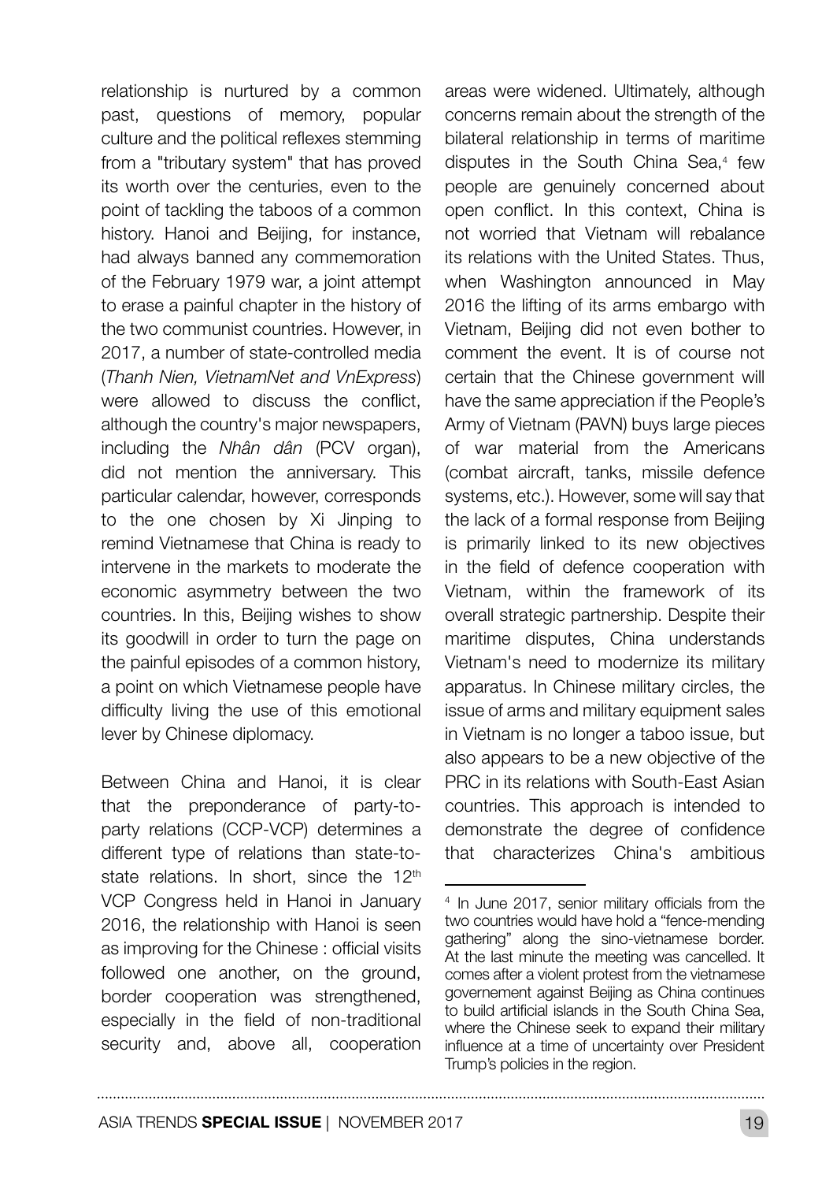relationship is nurtured by a common past, questions of memory, popular culture and the political reflexes stemming from a "tributary system" that has proved its worth over the centuries, even to the point of tackling the taboos of a common history. Hanoi and Beijing, for instance, had always banned any commemoration of the February 1979 war, a joint attempt to erase a painful chapter in the history of the two communist countries. However, in 2017, a number of state-controlled media (*Thanh Nien, VietnamNet and VnExpress*) were allowed to discuss the conflict, although the country's major newspapers, including the *Nhân dân* (PCV organ), did not mention the anniversary. This particular calendar, however, corresponds to the one chosen by Xi Jinping to remind Vietnamese that China is ready to intervene in the markets to moderate the economic asymmetry between the two countries. In this, Beijing wishes to show its goodwill in order to turn the page on the painful episodes of a common history, a point on which Vietnamese people have difficulty living the use of this emotional lever by Chinese diplomacy.

Between China and Hanoi, it is clear that the preponderance of party-to-party relations (CCP-VCP) determines a different type of relations than state-to-state relations. In short, since the 12th VCP Congress held in Hanoi in January 2016, the relationship with Hanoi is seen as improving for the Chinese : official visits followed one another, on the ground, border cooperation was strengthened, especially in the field of non-traditional security and, above all, cooperation areas were widened. Ultimately, although concerns remain about the strength of the bilateral relationship in terms of maritime disputes in the South China Sea,[4] few people are genuinely concerned about open conflict. In this context, China is not worried that Vietnam will rebalance its relations with the United States. Thus, when Washington announced in May 2016 the lifting of its arms embargo with Vietnam, Beijing did not even bother to comment the event. It is of course not certain that the Chinese government will have the same appreciation if the People's Army of Vietnam (PAVN) buys large pieces of war material from the Americans (combat aircraft, tanks, missile defence systems, etc.). However, some will say that the lack of a formal response from Beijing is primarily linked to its new objectives in the field of defence cooperation with Vietnam, within the framework of its overall strategic partnership. Despite their maritime disputes, China understands Vietnam's need to modernize its military apparatus. In Chinese military circles, the issue of arms and military equipment sales in Vietnam is no longer a taboo issue, but also appears to be a new objective of the PRC in its relations with South-East Asian countries. This approach is intended to demonstrate the degree of confidence that characterizes China's ambitious

[4] In June 2017, senior military officials from the two countries would have hold a "fence-mending gathering" along the sino-vietnamese border. At the last minute the meeting was cancelled. It comes after a violent protest from the vietnamese governement against Beijing as China continues to build artificial islands in the South China Sea, where the Chinese seek to expand their military influence at a time of uncertainty over President Trump's policies in the region.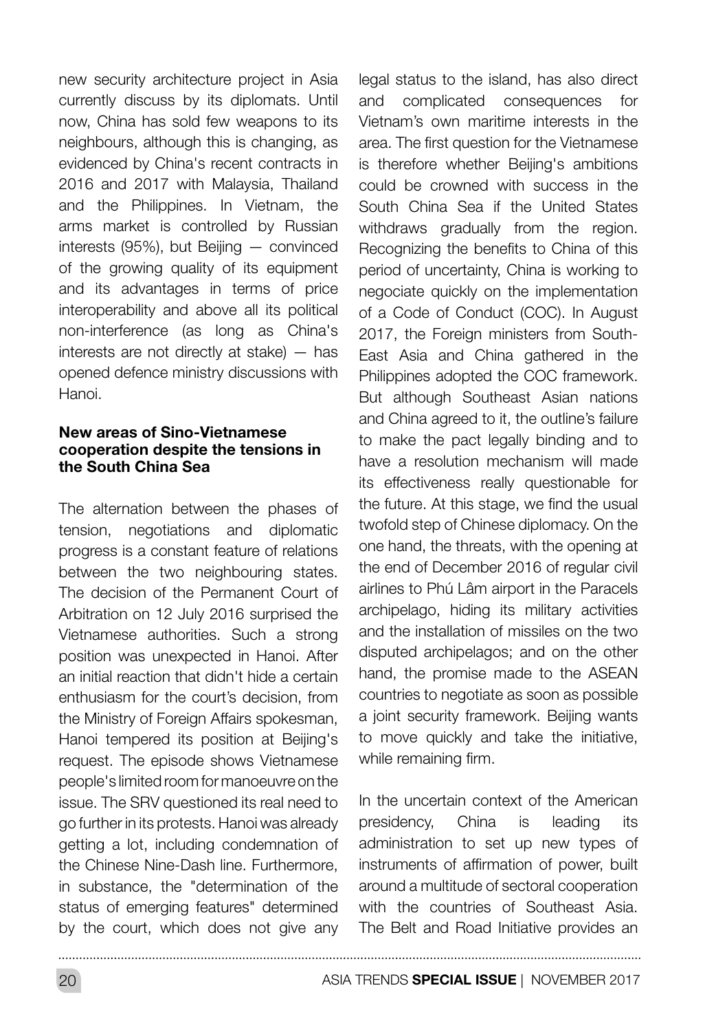new security architecture project in Asia currently discuss by its diplomats. Until now, China has sold few weapons to its neighbours, although this is changing, as evidenced by China's recent contracts in 2016 and 2017 with Malaysia, Thailand and the Philippines. In Vietnam, the arms market is controlled by Russian interests (95%), but Beijing — convinced of the growing quality of its equipment and its advantages in terms of price interoperability and above all its political non-interference (as long as China's interests are not directly at stake) — has opened defence ministry discussions with Hanoi.

### New areas of Sino-Vietnamese cooperation despite the tensions in the South China Sea

The alternation between the phases of tension, negotiations and diplomatic progress is a constant feature of relations between the two neighbouring states. The decision of the Permanent Court of Arbitration on 12 July 2016 surprised the Vietnamese authorities. Such a strong position was unexpected in Hanoi. After an initial reaction that didn't hide a certain enthusiasm for the court's decision, from the Ministry of Foreign Affairs spokesman, Hanoi tempered its position at Beijing's request. The episode shows Vietnamese people's limited room for manoeuvre on the issue. The SRV questioned its real need to go further in its protests. Hanoi was already getting a lot, including condemnation of the Chinese Nine-Dash line. Furthermore, in substance, the "determination of the status of emerging features" determined by the court, which does not give any legal status to the island, has also direct and complicated consequences for Vietnam's own maritime interests in the area. The first question for the Vietnamese is therefore whether Beijing's ambitions could be crowned with success in the South China Sea if the United States withdraws gradually from the region. Recognizing the benefits to China of this period of uncertainty, China is working to negociate quickly on the implementation of a Code of Conduct (COC). In August 2017, the Foreign ministers from South-East Asia and China gathered in the Philippines adopted the COC framework. But although Southeast Asian nations and China agreed to it, the outline's failure to make the pact legally binding and to have a resolution mechanism will made its effectiveness really questionable for the future. At this stage, we find the usual twofold step of Chinese diplomacy. On the one hand, the threats, with the opening at the end of December 2016 of regular civil airlines to Phú Lâm airport in the Paracels archipelago, hiding its military activities and the installation of missiles on the two disputed archipelagos; and on the other hand, the promise made to the ASEAN countries to negotiate as soon as possible a joint security framework. Beijing wants to move quickly and take the initiative, while remaining firm.

In the uncertain context of the American presidency, China is leading its administration to set up new types of instruments of affirmation of power, built around a multitude of sectoral cooperation with the countries of Southeast Asia. The Belt and Road Initiative provides an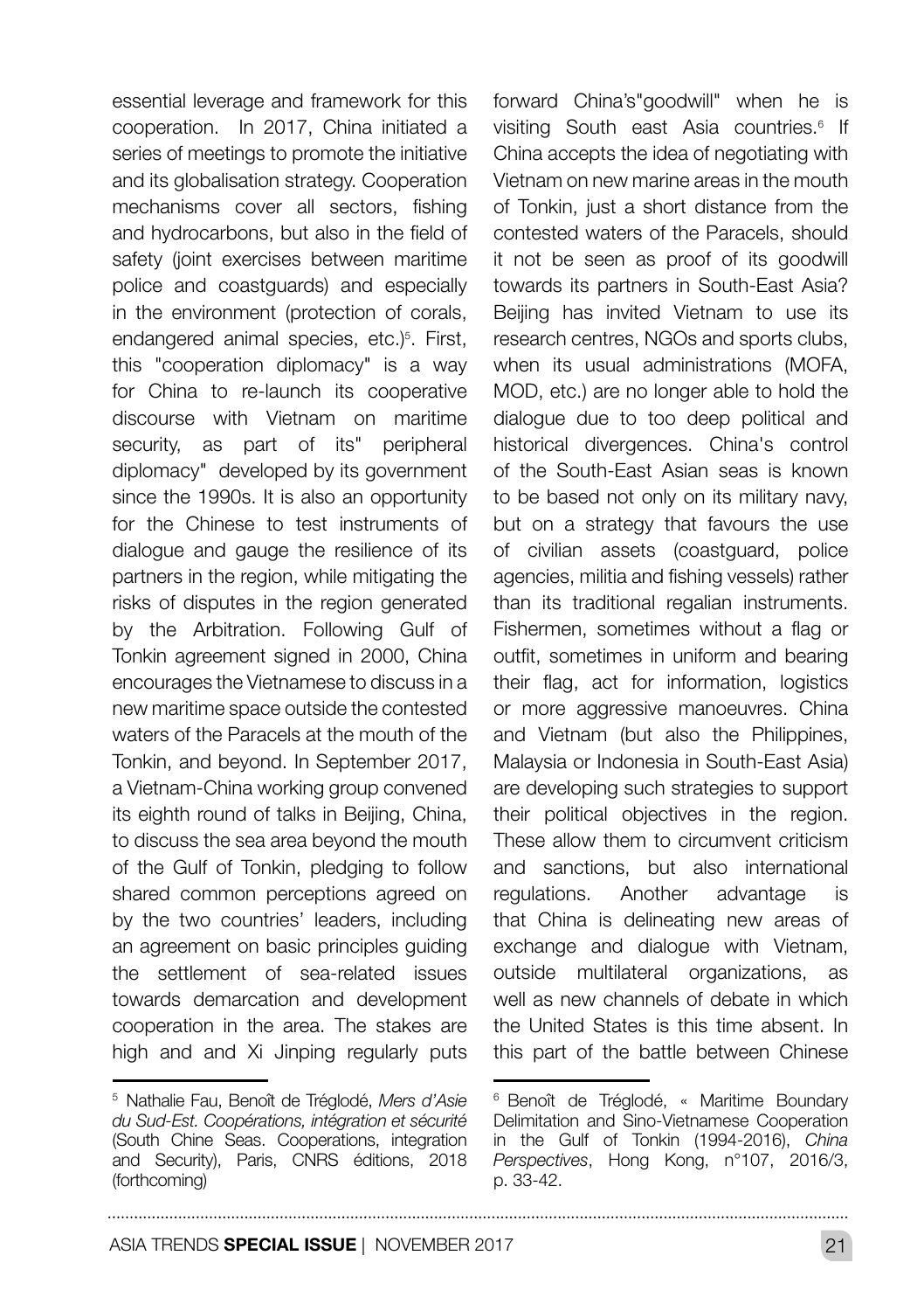essential leverage and framework for this cooperation. In 2017, China initiated a series of meetings to promote the initiative and its globalisation strategy. Cooperation mechanisms cover all sectors, fishing and hydrocarbons, but also in the field of safety (joint exercises between maritime police and coastguards) and especially in the environment (protection of corals, endangered animal species, etc.)[5]. First, this "cooperation diplomacy" is a way for China to re-launch its cooperative discourse with Vietnam on maritime security, as part of its" peripheral diplomacy" developed by its government since the 1990s. It is also an opportunity for the Chinese to test instruments of dialogue and gauge the resilience of its partners in the region, while mitigating the risks of disputes in the region generated by the Arbitration. Following Gulf of Tonkin agreement signed in 2000, China encourages the Vietnamese to discuss in a new maritime space outside the contested waters of the Paracels at the mouth of the Tonkin, and beyond. In September 2017, a Vietnam-China working group convened its eighth round of talks in Beijing, China, to discuss the sea area beyond the mouth of the Gulf of Tonkin, pledging to follow shared common perceptions agreed on by the two countries' leaders, including an agreement on basic principles guiding the settlement of sea-related issues towards demarcation and development cooperation in the area. The stakes are high and and Xi Jinping regularly puts forward China's"goodwill" when he is visiting South east Asia countries.[6] If China accepts the idea of negotiating with Vietnam on new marine areas in the mouth of Tonkin, just a short distance from the contested waters of the Paracels, should it not be seen as proof of its goodwill towards its partners in South-East Asia? Beijing has invited Vietnam to use its research centres, NGOs and sports clubs, when its usual administrations (MOFA, MOD, etc.) are no longer able to hold the dialogue due to too deep political and historical divergences. China's control of the South-East Asian seas is known to be based not only on its military navy, but on a strategy that favours the use of civilian assets (coastguard, police agencies, militia and fishing vessels) rather than its traditional regalian instruments. Fishermen, sometimes without a flag or outfit, sometimes in uniform and bearing their flag, act for information, logistics or more aggressive manoeuvres. China and Vietnam (but also the Philippines, Malaysia or Indonesia in South-East Asia) are developing such strategies to support their political objectives in the region. These allow them to circumvent criticism and sanctions, but also international regulations. Another advantage is that China is delineating new areas of exchange and dialogue with Vietnam, outside multilateral organizations, as well as new channels of debate in which the United States is this time absent. In this part of the battle between Chinese

---

[5] Nathalie Fau, Benoît de Tréglodé, *Mers d'Asie du Sud-Est. Coopérations, intégration et sécurité* (South Chine Seas. Cooperations, integration and Security), Paris, CNRS éditions, 2018 (forthcoming)

[6] Benoît de Tréglodé, « Maritime Boundary Delimitation and Sino-Vietnamese Cooperation in the Gulf of Tonkin (1994-2016), *China Perspectives*, Hong Kong, n°107, 2016/3, p. 33-42.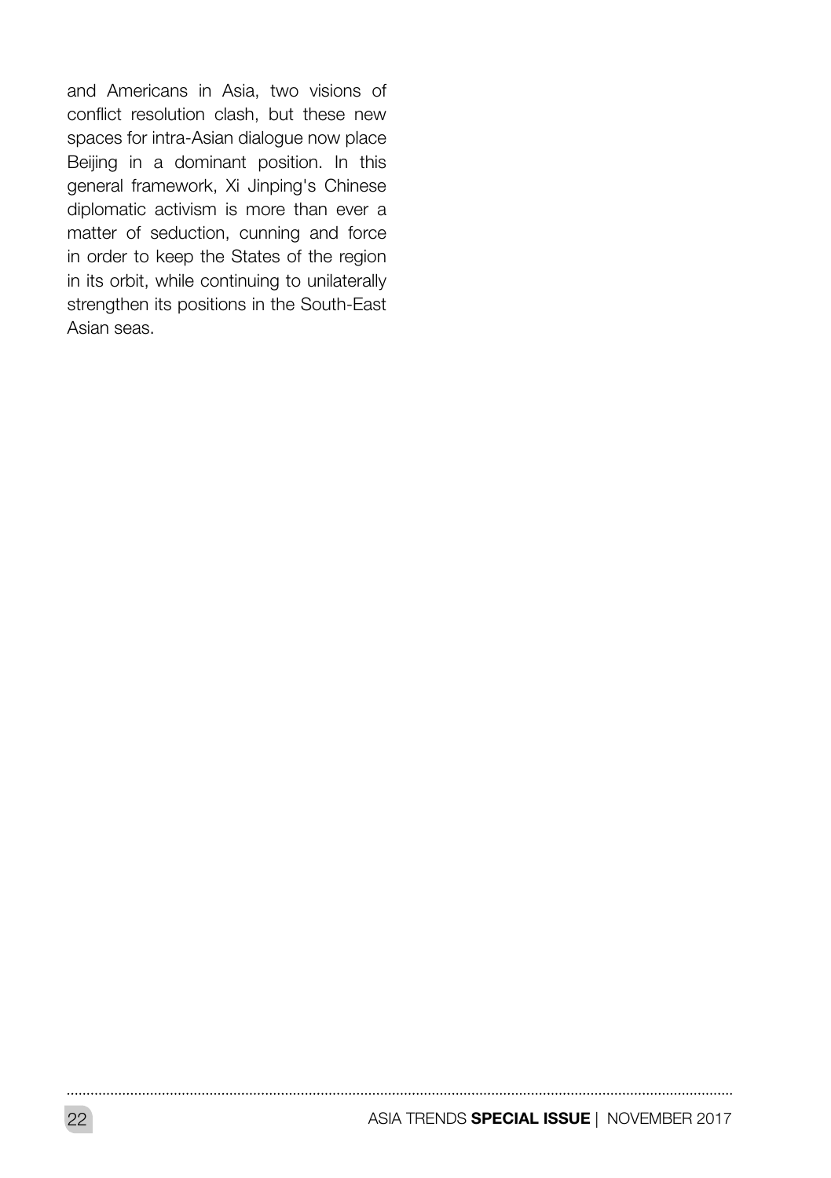and Americans in Asia, two visions of conflict resolution clash, but these new spaces for intra-Asian dialogue now place Beijing in a dominant position. In this general framework, Xi Jinping's Chinese diplomatic activism is more than ever a matter of seduction, cunning and force in order to keep the States of the region in its orbit, while continuing to unilaterally strengthen its positions in the South-East Asian seas.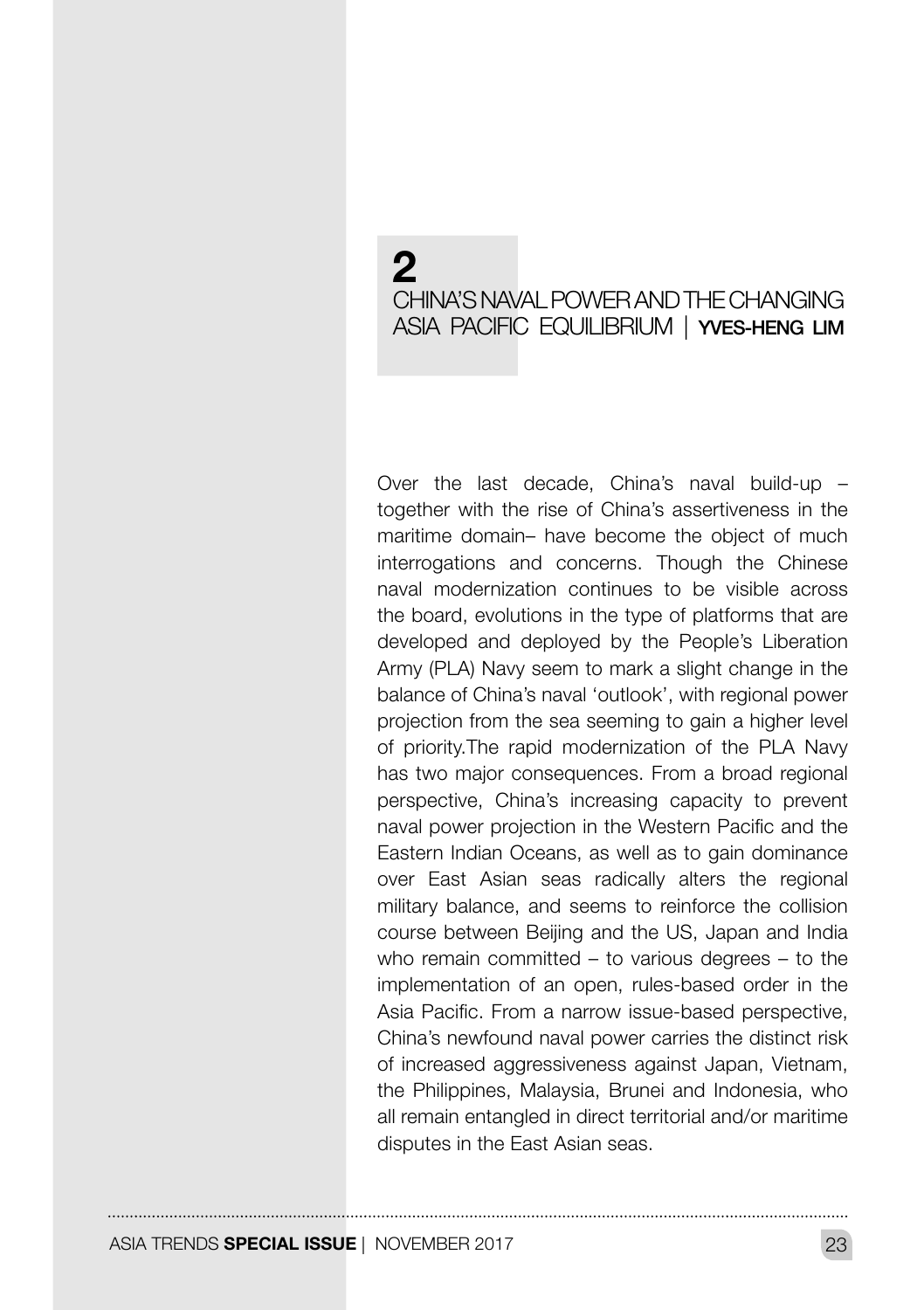# 2
# CHINA'S NAVAL POWER AND THE CHANGING ASIA PACIFIC EQUILIBRIUM | YVES-HENG LIM

Over the last decade, China's naval build-up – together with the rise of China's assertiveness in the maritime domain– have become the object of much interrogations and concerns. Though the Chinese naval modernization continues to be visible across the board, evolutions in the type of platforms that are developed and deployed by the People's Liberation Army (PLA) Navy seem to mark a slight change in the balance of China's naval 'outlook', with regional power projection from the sea seeming to gain a higher level of priority.The rapid modernization of the PLA Navy has two major consequences. From a broad regional perspective, China's increasing capacity to prevent naval power projection in the Western Pacific and the Eastern Indian Oceans, as well as to gain dominance over East Asian seas radically alters the regional military balance, and seems to reinforce the collision course between Beijing and the US, Japan and India who remain committed – to various degrees – to the implementation of an open, rules-based order in the Asia Pacific. From a narrow issue-based perspective, China's newfound naval power carries the distinct risk of increased aggressiveness against Japan, Vietnam, the Philippines, Malaysia, Brunei and Indonesia, who all remain entangled in direct territorial and/or maritime disputes in the East Asian seas.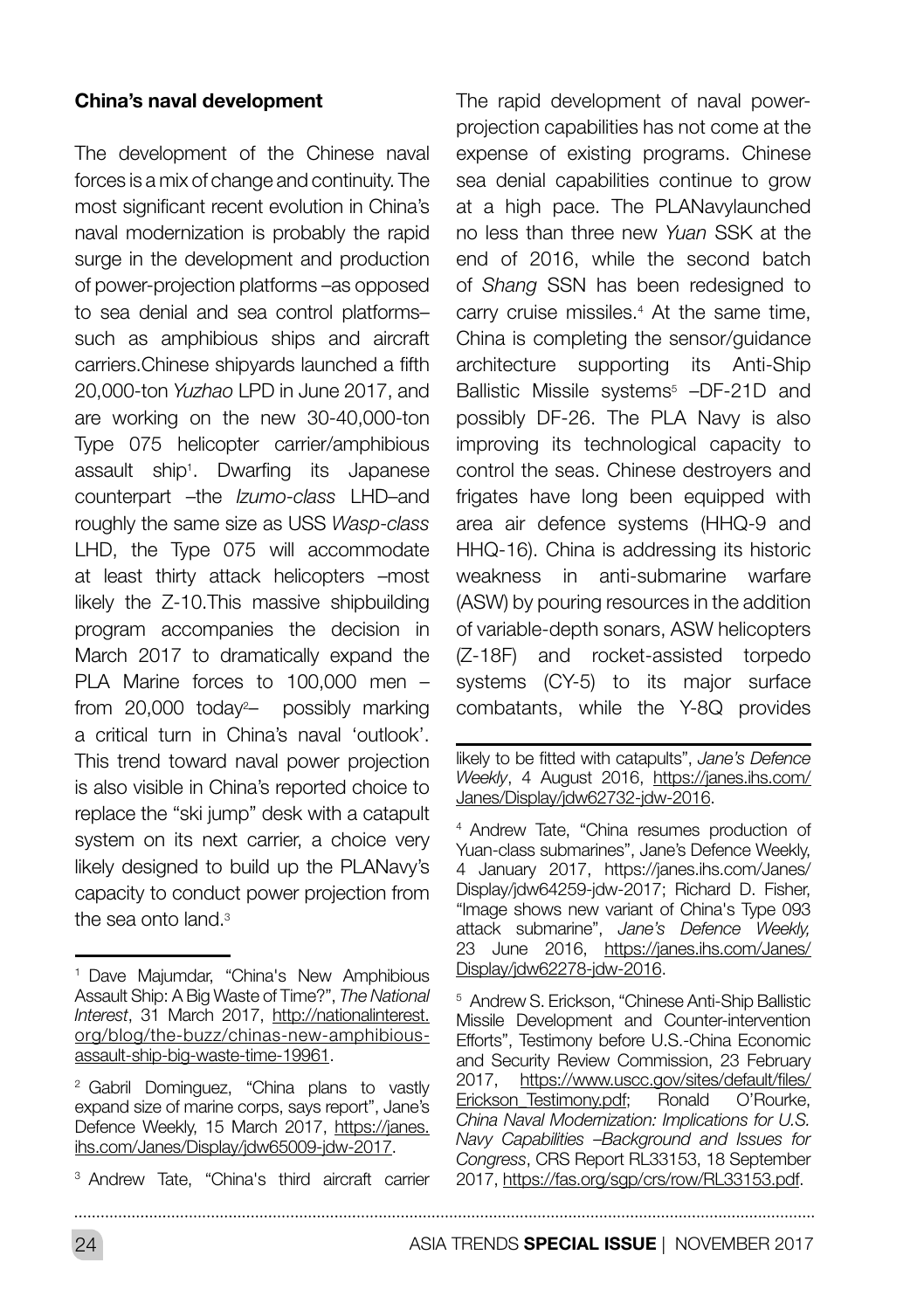## China's naval development

The development of the Chinese naval forces is a mix of change and continuity. The most significant recent evolution in China's naval modernization is probably the rapid surge in the development and production of power-projection platforms –as opposed to sea denial and sea control platforms– such as amphibious ships and aircraft carriers.Chinese shipyards launched a fifth 20,000-ton *Yuzhao* LPD in June 2017, and are working on the new 30-40,000-ton Type 075 helicopter carrier/amphibious assault ship[1]. Dwarfing its Japanese counterpart –the *Izumo-class* LHD–and roughly the same size as USS *Wasp-class* LHD, the Type 075 will accommodate at least thirty attack helicopters –most likely the Z-10.This massive shipbuilding program accompanies the decision in March 2017 to dramatically expand the PLA Marine forces to 100,000 men – from 20,000 today[2]– possibly marking a critical turn in China's naval 'outlook'. This trend toward naval power projection is also visible in China's reported choice to replace the "ski jump" desk with a catapult system on its next carrier, a choice very likely designed to build up the PLANavy's capacity to conduct power projection from the sea onto land.[3]

The rapid development of naval power-projection capabilities has not come at the expense of existing programs. Chinese sea denial capabilities continue to grow at a high pace. The PLANavylaunched no less than three new *Yuan* SSK at the end of 2016, while the second batch of *Shang* SSN has been redesigned to carry cruise missiles.[4] At the same time, China is completing the sensor/guidance architecture supporting its Anti-Ship Ballistic Missile systems[5] –DF-21D and possibly DF-26. The PLA Navy is also improving its technological capacity to control the seas. Chinese destroyers and frigates have long been equipped with area air defence systems (HHQ-9 and HHQ-16). China is addressing its historic weakness in anti-submarine warfare (ASW) by pouring resources in the addition of variable-depth sonars, ASW helicopters (Z-18F) and rocket-assisted torpedo systems (CY-5) to its major surface combatants, while the Y-8Q provides

---

[1] Dave Majumdar, "China's New Amphibious Assault Ship: A Big Waste of Time?", *The National Interest*, 31 March 2017, http://nationalinterest.org/blog/the-buzz/chinas-new-amphibious-assault-ship-big-waste-time-19961.

[2] Gabril Dominguez, "China plans to vastly expand size of marine corps, says report", Jane's Defence Weekly, 15 March 2017, https://janes.ihs.com/Janes/Display/jdw65009-jdw-2017.

[3] Andrew Tate, "China's third aircraft carrier likely to be fitted with catapults", *Jane's Defence Weekly*, 4 August 2016, https://janes.ihs.com/Janes/Display/jdw62732-jdw-2016.

[4] Andrew Tate, "China resumes production of Yuan-class submarines", Jane's Defence Weekly, 4 January 2017, https://janes.ihs.com/Janes/Display/jdw64259-jdw-2017; Richard D. Fisher, "Image shows new variant of China's Type 093 attack submarine", *Jane's Defence Weekly,* 23 June 2016, https://janes.ihs.com/Janes/Display/jdw62278-jdw-2016.

[5] Andrew S. Erickson, "Chinese Anti-Ship Ballistic Missile Development and Counter-intervention Efforts", Testimony before U.S.-China Economic and Security Review Commission, 23 February 2017, https://www.uscc.gov/sites/default/files/Erickson_Testimony.pdf; Ronald O'Rourke, *China Naval Modernization: Implications for U.S. Navy Capabilities –Background and Issues for Congress*, CRS Report RL33153, 18 September 2017, https://fas.org/sgp/crs/row/RL33153.pdf.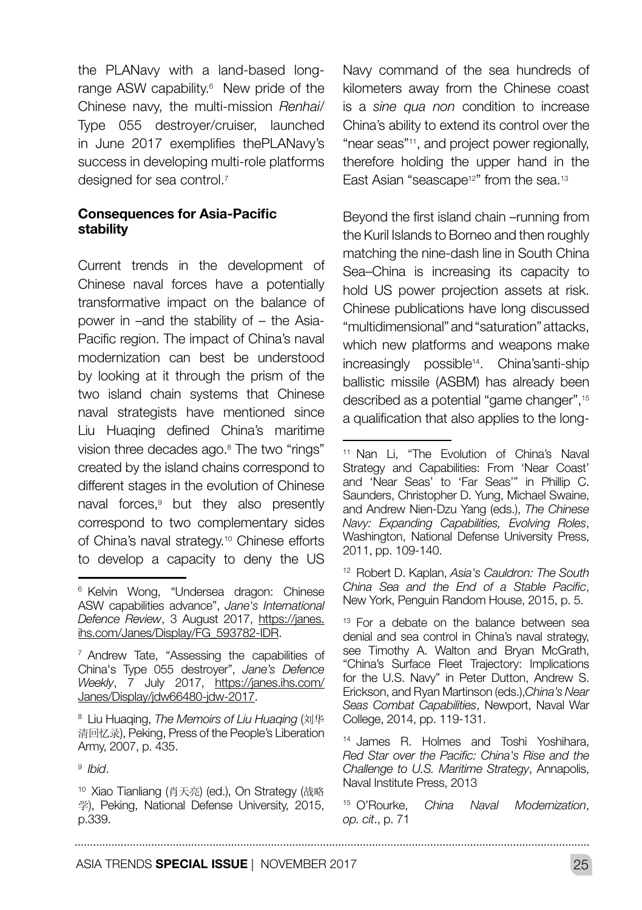the PLANavy with a land-based long-range ASW capability.[6] New pride of the Chinese navy, the multi-mission *Renhai*/ Type 055 destroyer/cruiser, launched in June 2017 exemplifies thePLANavy's success in developing multi-role platforms designed for sea control.[7]

### Consequences for Asia-Pacific stability

Current trends in the development of Chinese naval forces have a potentially transformative impact on the balance of power in –and the stability of – the Asia-Pacific region. The impact of China's naval modernization can best be understood by looking at it through the prism of the two island chain systems that Chinese naval strategists have mentioned since Liu Huaqing defined China's maritime vision three decades ago.[8] The two "rings" created by the island chains correspond to different stages in the evolution of Chinese naval forces,[9] but they also presently correspond to two complementary sides of China's naval strategy.[10] Chinese efforts to develop a capacity to deny the US Navy command of the sea hundreds of kilometers away from the Chinese coast is a *sine qua non* condition to increase China's ability to extend its control over the "near seas"[11], and project power regionally, therefore holding the upper hand in the East Asian "seascape[12]" from the sea.[13]

Beyond the first island chain –running from the Kuril Islands to Borneo and then roughly matching the nine-dash line in South China Sea–China is increasing its capacity to hold US power projection assets at risk. Chinese publications have long discussed "multidimensional" and "saturation" attacks, which new platforms and weapons make increasingly possible[14]. China'santi-ship ballistic missile (ASBM) has already been described as a potential "game changer",[15] a qualification that also applies to the long-

---

[6] Kelvin Wong, "Undersea dragon: Chinese ASW capabilities advance", *Jane's International Defence Review*, 3 August 2017, https://janes.ihs.com/Janes/Display/FG_593782-IDR.

[7] Andrew Tate, "Assessing the capabilities of China's Type 055 destroyer", *Jane's Defence Weekly*, 7 July 2017, https://janes.ihs.com/Janes/Display/jdw66480-jdw-2017.

[8] Liu Huaqing, *The Memoirs of Liu Huaqing* (刘华清回忆录), Peking, Press of the People's Liberation Army, 2007, p. 435.

[9] *Ibid*.

[10] Xiao Tianliang (肖天亮) (ed.), On Strategy (战略学), Peking, National Defense University, 2015, p.339.

[11] Nan Li, "The Evolution of China's Naval Strategy and Capabilities: From 'Near Coast' and 'Near Seas' to 'Far Seas'" in Phillip C. Saunders, Christopher D. Yung, Michael Swaine, and Andrew Nien-Dzu Yang (eds.), *The Chinese Navy: Expanding Capabilities, Evolving Roles*, Washington, National Defense University Press, 2011, pp. 109-140.

[12] Robert D. Kaplan, *Asia's Cauldron: The South China Sea and the End of a Stable Pacific*, New York, Penguin Random House, 2015, p. 5.

[13] For a debate on the balance between sea denial and sea control in China's naval strategy, see Timothy A. Walton and Bryan McGrath, "China's Surface Fleet Trajectory: Implications for the U.S. Navy" in Peter Dutton, Andrew S. Erickson, and Ryan Martinson (eds.),*China's Near Seas Combat Capabilities*, Newport, Naval War College, 2014, pp. 119-131.

[14] James R. Holmes and Toshi Yoshihara, *Red Star over the Pacific: China's Rise and the Challenge to U.S. Maritime Strategy*, Annapolis, Naval Institute Press, 2013

[15] O'Rourke, *China Naval Modernization*, *op. cit*., p. 71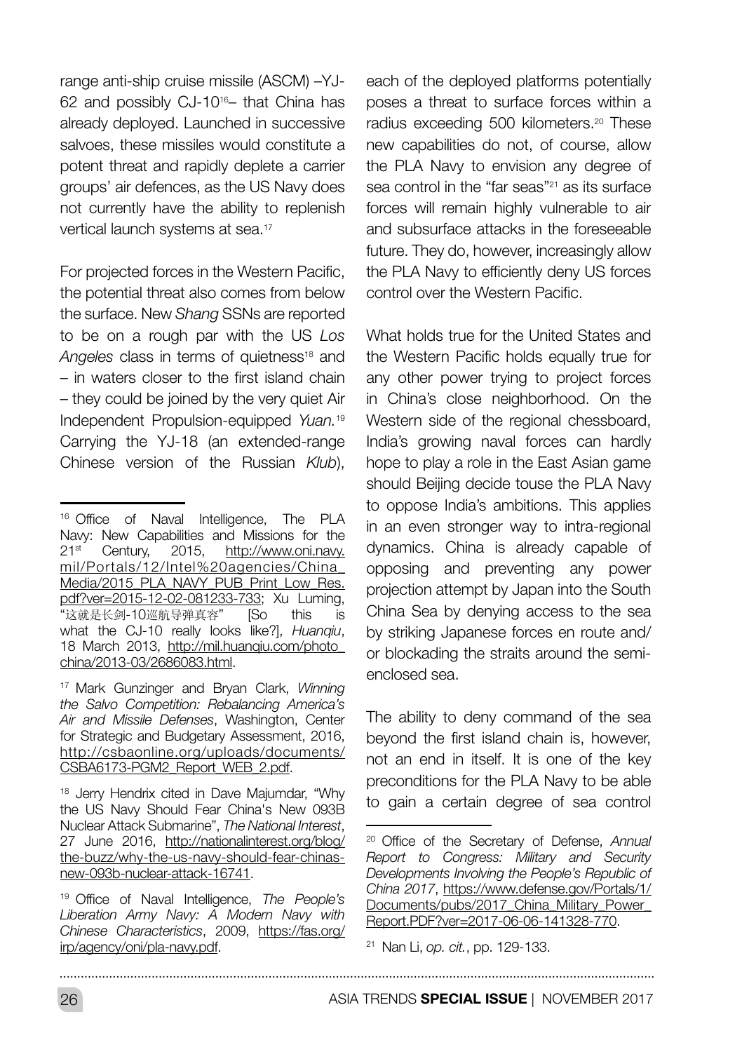range anti-ship cruise missile (ASCM) –YJ-62 and possibly CJ-10[16]– that China has already deployed. Launched in successive salvoes, these missiles would constitute a potent threat and rapidly deplete a carrier groups' air defences, as the US Navy does not currently have the ability to replenish vertical launch systems at sea.[17]

For projected forces in the Western Pacific, the potential threat also comes from below the surface. New *Shang* SSNs are reported to be on a rough par with the US *Los Angeles* class in terms of quietness[18] and – in waters closer to the first island chain – they could be joined by the very quiet Air Independent Propulsion-equipped *Yuan.*[19] Carrying the YJ-18 (an extended-range Chinese version of the Russian *Klub*), each of the deployed platforms potentially poses a threat to surface forces within a radius exceeding 500 kilometers.[20] These new capabilities do not, of course, allow the PLA Navy to envision any degree of sea control in the "far seas"[21] as its surface forces will remain highly vulnerable to air and subsurface attacks in the foreseeable future. They do, however, increasingly allow the PLA Navy to efficiently deny US forces control over the Western Pacific.

What holds true for the United States and the Western Pacific holds equally true for any other power trying to project forces in China's close neighborhood. On the Western side of the regional chessboard, India's growing naval forces can hardly hope to play a role in the East Asian game should Beijing decide touse the PLA Navy to oppose India's ambitions. This applies in an even stronger way to intra-regional dynamics. China is already capable of opposing and preventing any power projection attempt by Japan into the South China Sea by denying access to the sea by striking Japanese forces en route and/or blockading the straits around the semi-enclosed sea.

The ability to deny command of the sea beyond the first island chain is, however, not an end in itself. It is one of the key preconditions for the PLA Navy to be able to gain a certain degree of sea control

---

[16] Office of Naval Intelligence, The PLA Navy: New Capabilities and Missions for the 21st Century, 2015, http://www.oni.navy.mil/Portals/12/Intel%20agencies/China_Media/2015_PLA_NAVY_PUB_Print_Low_Res.pdf?ver=2015-12-02-081233-733; Xu Luming, "这就是长剑-10巡航导弹真容" [So this is what the CJ-10 really looks like?], *Huanqiu*, 18 March 2013, http://mil.huanqiu.com/photo_china/2013-03/2686083.html.

[17] Mark Gunzinger and Bryan Clark, *Winning the Salvo Competition: Rebalancing America's Air and Missile Defenses*, Washington, Center for Strategic and Budgetary Assessment, 2016, http://csbaonline.org/uploads/documents/CSBA6173-PGM2_Report_WEB_2.pdf.

[18] Jerry Hendrix cited in Dave Majumdar, "Why the US Navy Should Fear China's New 093B Nuclear Attack Submarine", *The National Interest*, 27 June 2016, http://nationalinterest.org/blog/the-buzz/why-the-us-navy-should-fear-chinas-new-093b-nuclear-attack-16741.

[19] Office of Naval Intelligence, *The People's Liberation Army Navy: A Modern Navy with Chinese Characteristics*, 2009, https://fas.org/irp/agency/oni/pla-navy.pdf.

[20] Office of the Secretary of Defense, *Annual Report to Congress: Military and Security Developments Involving the People's Republic of China 2017*, https://www.defense.gov/Portals/1/Documents/pubs/2017_China_Military_Power_Report.PDF?ver=2017-06-06-141328-770.

[21] Nan Li, *op. cit.*, pp. 129-133.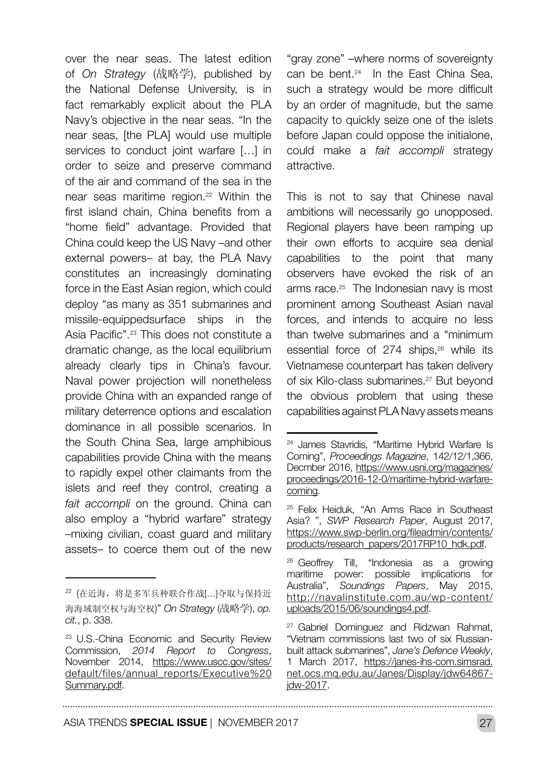over the near seas. The latest edition of *On Strategy* (战略学), published by the National Defense University, is in fact remarkably explicit about the PLA Navy's objective in the near seas. "In the near seas, [the PLA] would use multiple services to conduct joint warfare […] in order to seize and preserve command of the air and command of the sea in the near seas maritime region.[22] Within the first island chain, China benefits from a "home field" advantage. Provided that China could keep the US Navy –and other external powers– at bay, the PLA Navy constitutes an increasingly dominating force in the East Asian region, which could deploy "as many as 351 submarines and missile-equippedsurface ships in the Asia Pacific".[23] This does not constitute a dramatic change, as the local equilibrium already clearly tips in China's favour. Naval power projection will nonetheless provide China with an expanded range of military deterrence options and escalation dominance in all possible scenarios. In the South China Sea, large amphibious capabilities provide China with the means to rapidly expel other claimants from the islets and reef they control, creating a *fait accompli* on the ground. China can also employ a "hybrid warfare" strategy –mixing civilian, coast guard and military assets– to coerce them out of the new "gray zone" –where norms of sovereignty can be bent.[24] In the East China Sea, such a strategy would be more difficult by an order of magnitude, but the same capacity to quickly seize one of the islets before Japan could oppose the initialone, could make a *fait accompli* strategy attractive.

This is not to say that Chinese naval ambitions will necessarily go unopposed. Regional players have been ramping up their own efforts to acquire sea denial capabilities to the point that many observers have evoked the risk of an arms race.[25] The Indonesian navy is most prominent among Southeast Asian naval forces, and intends to acquire no less than twelve submarines and a "minimum essential force of 274 ships,[26] while its Vietnamese counterpart has taken delivery of six Kilo-class submarines.[27] But beyond the obvious problem that using these capabilities against PLA Navy assets means

---

[22] (在近海，将是多军兵种联合作战[…]夺取与保持近海海域制空权与海空权)" *On Strategy* (战略学), *op. cit.*, p. 338.

[23] U.S.-China Economic and Security Review Commission, *2014 Report to Congress*, November 2014, https://www.uscc.gov/sites/default/files/annual_reports/Executive%20Summary.pdf.

[24] James Stavridis, "Maritime Hybrid Warfare Is Coming", *Proceedings Magazine*, 142/12/1,366, Decmber 2016, https://www.usni.org/magazines/proceedings/2016-12-0/maritime-hybrid-warfare-coming.

[25] Felix Heiduk, "An Arms Race in Southeast Asia? ", *SWP Research Paper*, August 2017, https://www.swp-berlin.org/fileadmin/contents/products/research_papers/2017RP10_hdk.pdf.

[26] Geoffrey Till, "Indonesia as a growing maritime power: possible implications for Australia", *Soundings Papers*, May 2015, http://navalinstitute.com.au/wp-content/uploads/2015/06/soundings4.pdf.

[27] Gabriel Dominguez and Ridzwan Rahmat, "Vietnam commissions last two of six Russian-built attack submarines", *Jane's Defence Weekly*, 1 March 2017, https://janes-ihs-com.simsrad.net.ocs.mq.edu.au/Janes/Display/jdw64867-jdw-2017.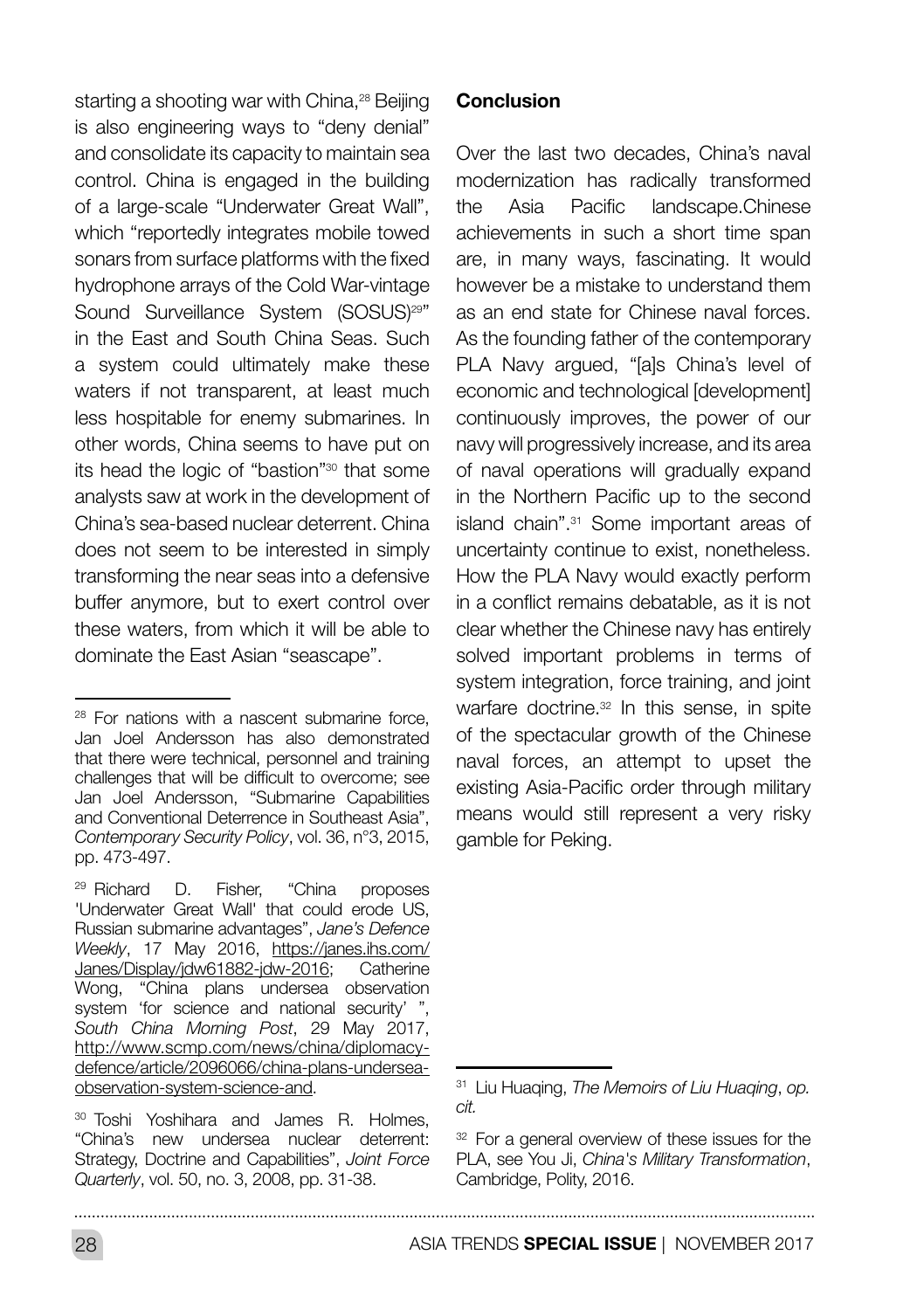starting a shooting war with China,[28] Beijing is also engineering ways to "deny denial" and consolidate its capacity to maintain sea control. China is engaged in the building of a large-scale "Underwater Great Wall", which "reportedly integrates mobile towed sonars from surface platforms with the fixed hydrophone arrays of the Cold War-vintage Sound Surveillance System (SOSUS)[29]" in the East and South China Seas. Such a system could ultimately make these waters if not transparent, at least much less hospitable for enemy submarines. In other words, China seems to have put on its head the logic of "bastion"[30] that some analysts saw at work in the development of China's sea-based nuclear deterrent. China does not seem to be interested in simply transforming the near seas into a defensive buffer anymore, but to exert control over these waters, from which it will be able to dominate the East Asian "seascape".

## Conclusion

Over the last two decades, China's naval modernization has radically transformed the Asia Pacific landscape.Chinese achievements in such a short time span are, in many ways, fascinating. It would however be a mistake to understand them as an end state for Chinese naval forces. As the founding father of the contemporary PLA Navy argued, "[a]s China's level of economic and technological [development] continuously improves, the power of our navy will progressively increase, and its area of naval operations will gradually expand in the Northern Pacific up to the second island chain".[31] Some important areas of uncertainty continue to exist, nonetheless. How the PLA Navy would exactly perform in a conflict remains debatable, as it is not clear whether the Chinese navy has entirely solved important problems in terms of system integration, force training, and joint warfare doctrine.[32] In this sense, in spite of the spectacular growth of the Chinese naval forces, an attempt to upset the existing Asia-Pacific order through military means would still represent a very risky gamble for Peking.

---

[28] For nations with a nascent submarine force, Jan Joel Andersson has also demonstrated that there were technical, personnel and training challenges that will be difficult to overcome; see Jan Joel Andersson, "Submarine Capabilities and Conventional Deterrence in Southeast Asia", *Contemporary Security Policy*, vol. 36, n°3, 2015, pp. 473-497.

[29] Richard D. Fisher, "China proposes 'Underwater Great Wall' that could erode US, Russian submarine advantages", *Jane's Defence Weekly*, 17 May 2016, https://janes.ihs.com/Janes/Display/jdw61882-jdw-2016; Catherine Wong, "China plans undersea observation system 'for science and national security' ", *South China Morning Post*, 29 May 2017, http://www.scmp.com/news/china/diplomacy-defence/article/2096066/china-plans-undersea-observation-system-science-and.

[30] Toshi Yoshihara and James R. Holmes, "China's new undersea nuclear deterrent: Strategy, Doctrine and Capabilities", *Joint Force Quarterly*, vol. 50, no. 3, 2008, pp. 31-38.

[31] Liu Huaqing, *The Memoirs of Liu Huaqing*, *op. cit.*

[32] For a general overview of these issues for the PLA, see You Ji, *China's Military Transformation*, Cambridge, Polity, 2016.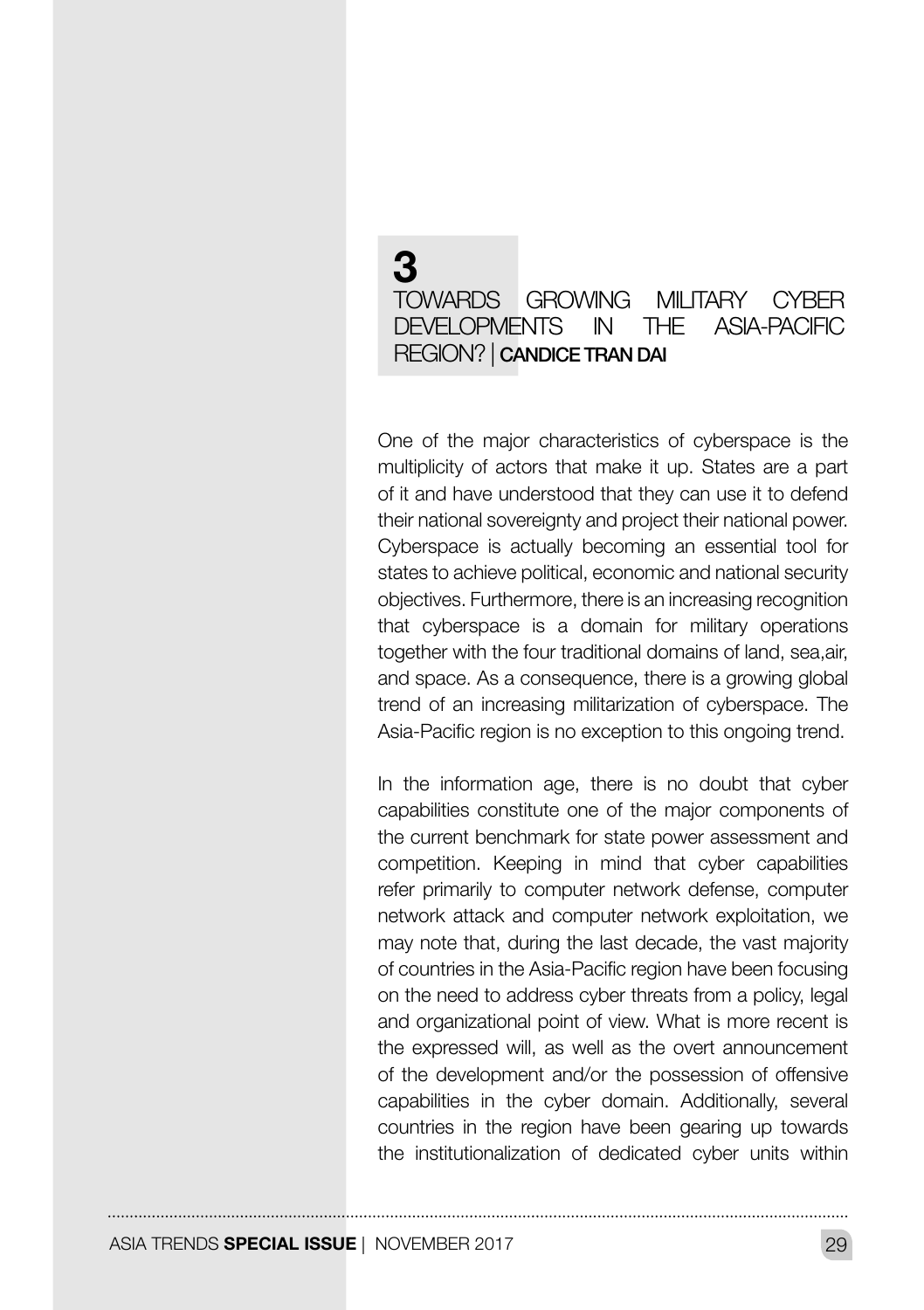# 3
# TOWARDS GROWING MILITARY CYBER DEVELOPMENTS IN THE ASIA-PACIFIC REGION? | CANDICE TRAN DAI

One of the major characteristics of cyberspace is the multiplicity of actors that make it up. States are a part of it and have understood that they can use it to defend their national sovereignty and project their national power. Cyberspace is actually becoming an essential tool for states to achieve political, economic and national security objectives. Furthermore, there is an increasing recognition that cyberspace is a domain for military operations together with the four traditional domains of land, sea,air, and space. As a consequence, there is a growing global trend of an increasing militarization of cyberspace. The Asia-Pacific region is no exception to this ongoing trend.

In the information age, there is no doubt that cyber capabilities constitute one of the major components of the current benchmark for state power assessment and competition. Keeping in mind that cyber capabilities refer primarily to computer network defense, computer network attack and computer network exploitation, we may note that, during the last decade, the vast majority of countries in the Asia-Pacific region have been focusing on the need to address cyber threats from a policy, legal and organizational point of view. What is more recent is the expressed will, as well as the overt announcement of the development and/or the possession of offensive capabilities in the cyber domain. Additionally, several countries in the region have been gearing up towards the institutionalization of dedicated cyber units within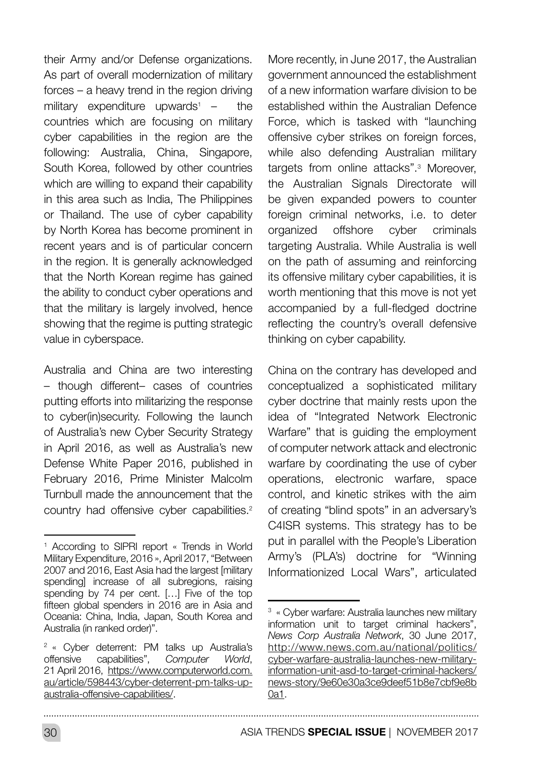their Army and/or Defense organizations. As part of overall modernization of military forces – a heavy trend in the region driving military expenditure upwards[1] – the countries which are focusing on military cyber capabilities in the region are the following: Australia, China, Singapore, South Korea, followed by other countries which are willing to expand their capability in this area such as India, The Philippines or Thailand. The use of cyber capability by North Korea has become prominent in recent years and is of particular concern in the region. It is generally acknowledged that the North Korean regime has gained the ability to conduct cyber operations and that the military is largely involved, hence showing that the regime is putting strategic value in cyberspace.

Australia and China are two interesting – though different– cases of countries putting efforts into militarizing the response to cyber(in)security. Following the launch of Australia's new Cyber Security Strategy in April 2016, as well as Australia's new Defense White Paper 2016, published in February 2016, Prime Minister Malcolm Turnbull made the announcement that the country had offensive cyber capabilities.[2]

More recently, in June 2017, the Australian government announced the establishment of a new information warfare division to be established within the Australian Defence Force, which is tasked with "launching offensive cyber strikes on foreign forces, while also defending Australian military targets from online attacks".[3] Moreover, the Australian Signals Directorate will be given expanded powers to counter foreign criminal networks, i.e. to deter organized offshore cyber criminals targeting Australia. While Australia is well on the path of assuming and reinforcing its offensive military cyber capabilities, it is worth mentioning that this move is not yet accompanied by a full-fledged doctrine reflecting the country's overall defensive thinking on cyber capability.

China on the contrary has developed and conceptualized a sophisticated military cyber doctrine that mainly rests upon the idea of "Integrated Network Electronic Warfare" that is guiding the employment of computer network attack and electronic warfare by coordinating the use of cyber operations, electronic warfare, space control, and kinetic strikes with the aim of creating "blind spots" in an adversary's C4ISR systems. This strategy has to be put in parallel with the People's Liberation Army's (PLA's) doctrine for "Winning Informationized Local Wars", articulated

---

[1] According to SIPRI report « Trends in World Military Expenditure, 2016 », April 2017, "Between 2007 and 2016, East Asia had the largest [military spending] increase of all subregions, raising spending by 74 per cent. […] Five of the top fifteen global spenders in 2016 are in Asia and Oceania: China, India, Japan, South Korea and Australia (in ranked order)".

[2] « Cyber deterrent: PM talks up Australia's offensive capabilities", *Computer World*, 21 April 2016, https://www.computerworld.com.au/article/598443/cyber-deterrent-pm-talks-up-australia-offensive-capabilities/.

[3] « Cyber warfare: Australia launches new military information unit to target criminal hackers", *News Corp Australia Network*, 30 June 2017, http://www.news.com.au/national/politics/cyber-warfare-australia-launches-new-military-information-unit-asd-to-target-criminal-hackers/news-story/9e60e30a3ce9deef51b8e7cbf9e8b0a1.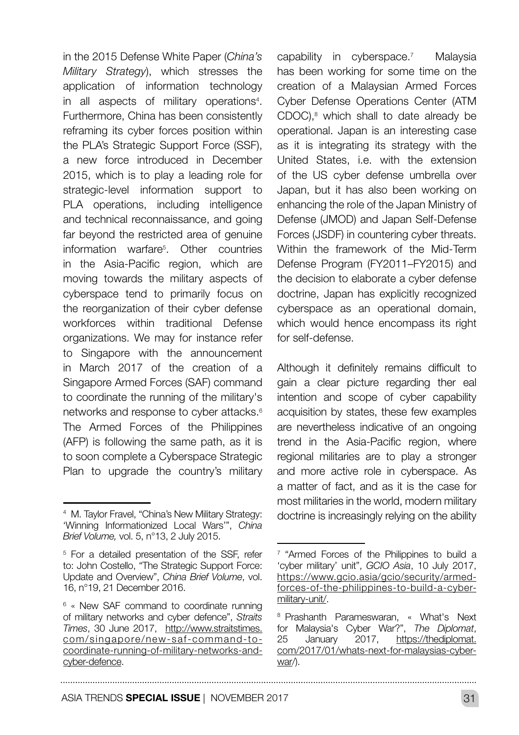in the 2015 Defense White Paper (*China's Military Strategy*), which stresses the application of information technology in all aspects of military operations[4]. Furthermore, China has been consistently reframing its cyber forces position within the PLA's Strategic Support Force (SSF), a new force introduced in December 2015, which is to play a leading role for strategic-level information support to PLA operations, including intelligence and technical reconnaissance, and going far beyond the restricted area of genuine information warfare[5]. Other countries in the Asia-Pacific region, which are moving towards the military aspects of cyberspace tend to primarily focus on the reorganization of their cyber defense workforces within traditional Defense organizations. We may for instance refer to Singapore with the announcement in March 2017 of the creation of a Singapore Armed Forces (SAF) command to coordinate the running of the military's networks and response to cyber attacks.[6] The Armed Forces of the Philippines (AFP) is following the same path, as it is to soon complete a Cyberspace Strategic Plan to upgrade the country's military capability in cyberspace.[7] Malaysia has been working for some time on the creation of a Malaysian Armed Forces Cyber Defense Operations Center (ATM CDOC),[8] which shall to date already be operational. Japan is an interesting case as it is integrating its strategy with the United States, i.e. with the extension of the US cyber defense umbrella over Japan, but it has also been working on enhancing the role of the Japan Ministry of Defense (JMOD) and Japan Self-Defense Forces (JSDF) in countering cyber threats. Within the framework of the Mid-Term Defense Program (FY2011–FY2015) and the decision to elaborate a cyber defense doctrine, Japan has explicitly recognized cyberspace as an operational domain, which would hence encompass its right for self-defense.

Although it definitely remains difficult to gain a clear picture regarding ther eal intention and scope of cyber capability acquisition by states, these few examples are nevertheless indicative of an ongoing trend in the Asia-Pacific region, where regional militaries are to play a stronger and more active role in cyberspace. As a matter of fact, and as it is the case for most militaries in the world, modern military doctrine is increasingly relying on the ability

---

[4] M. Taylor Fravel, "China's New Military Strategy: 'Winning Informationized Local Wars'", *China Brief Volume,* vol. 5, n°13, 2 July 2015.

[5] For a detailed presentation of the SSF, refer to: John Costello, "The Strategic Support Force: Update and Overview", *China Brief Volume*, vol. 16, n°19, 21 December 2016.

[6] « New SAF command to coordinate running of military networks and cyber defence", *Straits Times*, 30 June 2017, http://www.straitstimes.com/singapore/new-saf-command-to-coordinate-running-of-military-networks-and-cyber-defence.

[7] "Armed Forces of the Philippines to build a 'cyber military' unit", *GCIO Asia*, 10 July 2017, https://www.gcio.asia/gcio/security/armed-forces-of-the-philippines-to-build-a-cyber-military-unit/.

[8] Prashanth Parameswaran, « What's Next for Malaysia's Cyber War?", *The Diplomat*, 25 January 2017, https://thediplomat.com/2017/01/whats-next-for-malaysias-cyber-war/).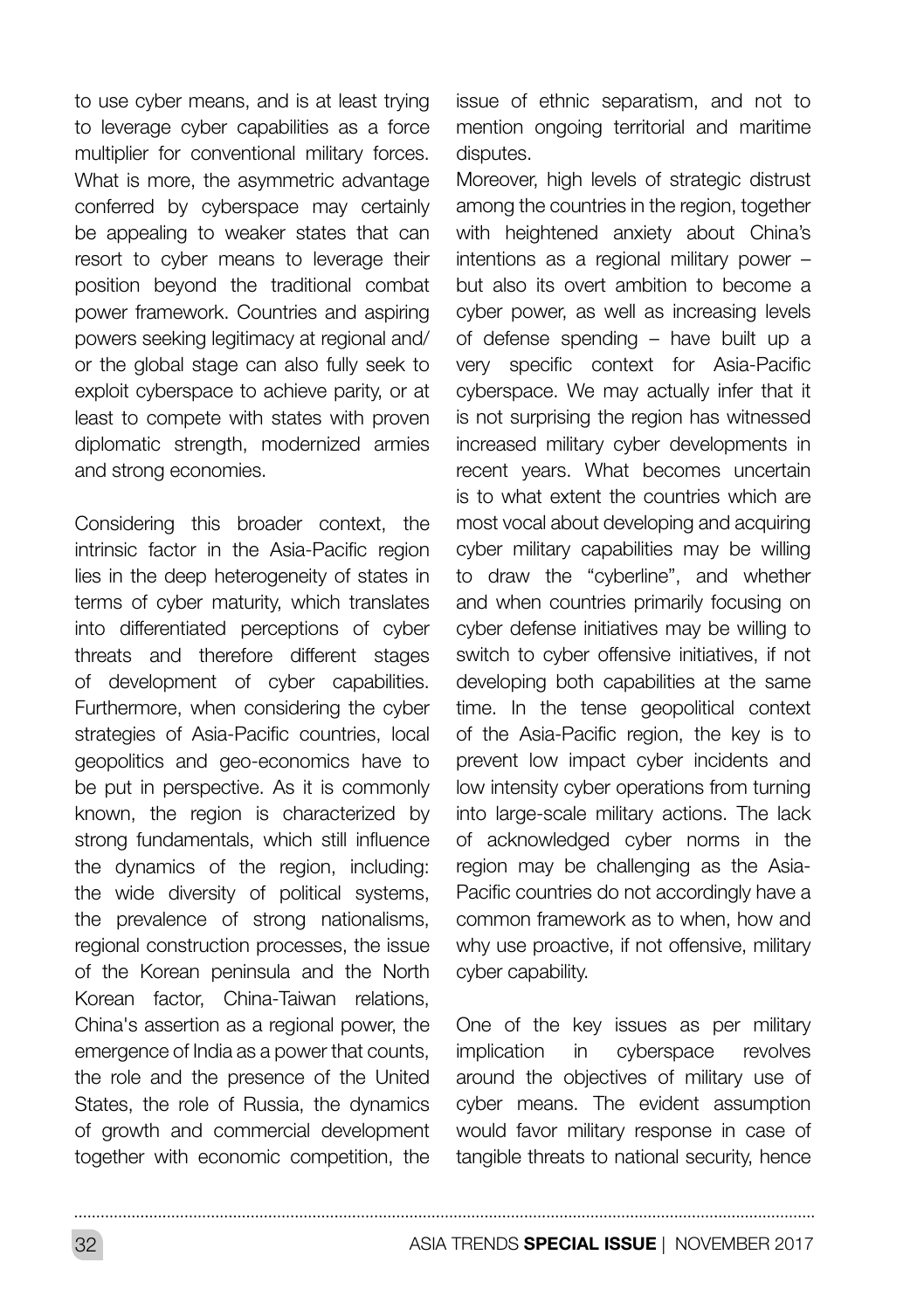to use cyber means, and is at least trying to leverage cyber capabilities as a force multiplier for conventional military forces. What is more, the asymmetric advantage conferred by cyberspace may certainly be appealing to weaker states that can resort to cyber means to leverage their position beyond the traditional combat power framework. Countries and aspiring powers seeking legitimacy at regional and/or the global stage can also fully seek to exploit cyberspace to achieve parity, or at least to compete with states with proven diplomatic strength, modernized armies and strong economies.

Considering this broader context, the intrinsic factor in the Asia-Pacific region lies in the deep heterogeneity of states in terms of cyber maturity, which translates into differentiated perceptions of cyber threats and therefore different stages of development of cyber capabilities. Furthermore, when considering the cyber strategies of Asia-Pacific countries, local geopolitics and geo-economics have to be put in perspective. As it is commonly known, the region is characterized by strong fundamentals, which still influence the dynamics of the region, including: the wide diversity of political systems, the prevalence of strong nationalisms, regional construction processes, the issue of the Korean peninsula and the North Korean factor, China-Taiwan relations, China's assertion as a regional power, the emergence of India as a power that counts, the role and the presence of the United States, the role of Russia, the dynamics of growth and commercial development together with economic competition, the issue of ethnic separatism, and not to mention ongoing territorial and maritime disputes.

Moreover, high levels of strategic distrust among the countries in the region, together with heightened anxiety about China's intentions as a regional military power – but also its overt ambition to become a cyber power, as well as increasing levels of defense spending – have built up a very specific context for Asia-Pacific cyberspace. We may actually infer that it is not surprising the region has witnessed increased military cyber developments in recent years. What becomes uncertain is to what extent the countries which are most vocal about developing and acquiring cyber military capabilities may be willing to draw the "cyberline", and whether and when countries primarily focusing on cyber defense initiatives may be willing to switch to cyber offensive initiatives, if not developing both capabilities at the same time. In the tense geopolitical context of the Asia-Pacific region, the key is to prevent low impact cyber incidents and low intensity cyber operations from turning into large-scale military actions. The lack of acknowledged cyber norms in the region may be challenging as the Asia-Pacific countries do not accordingly have a common framework as to when, how and why use proactive, if not offensive, military cyber capability.

One of the key issues as per military implication in cyberspace revolves around the objectives of military use of cyber means. The evident assumption would favor military response in case of tangible threats to national security, hence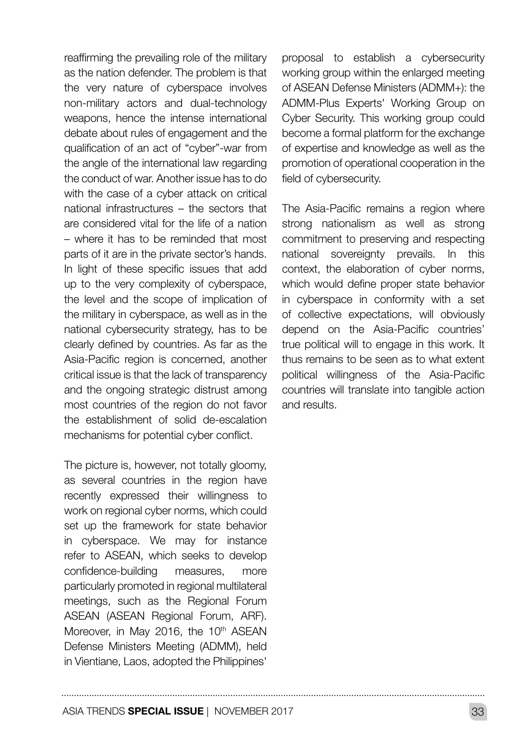reaffirming the prevailing role of the military as the nation defender. The problem is that the very nature of cyberspace involves non-military actors and dual-technology weapons, hence the intense international debate about rules of engagement and the qualification of an act of "cyber"-war from the angle of the international law regarding the conduct of war. Another issue has to do with the case of a cyber attack on critical national infrastructures – the sectors that are considered vital for the life of a nation – where it has to be reminded that most parts of it are in the private sector's hands. In light of these specific issues that add up to the very complexity of cyberspace, the level and the scope of implication of the military in cyberspace, as well as in the national cybersecurity strategy, has to be clearly defined by countries. As far as the Asia-Pacific region is concerned, another critical issue is that the lack of transparency and the ongoing strategic distrust among most countries of the region do not favor the establishment of solid de-escalation mechanisms for potential cyber conflict.

The picture is, however, not totally gloomy, as several countries in the region have recently expressed their willingness to work on regional cyber norms, which could set up the framework for state behavior in cyberspace. We may for instance refer to ASEAN, which seeks to develop confidence-building measures, more particularly promoted in regional multilateral meetings, such as the Regional Forum ASEAN (ASEAN Regional Forum, ARF). Moreover, in May 2016, the 10th ASEAN Defense Ministers Meeting (ADMM), held in Vientiane, Laos, adopted the Philippines' proposal to establish a cybersecurity working group within the enlarged meeting of ASEAN Defense Ministers (ADMM+): the ADMM-Plus Experts' Working Group on Cyber Security. This working group could become a formal platform for the exchange of expertise and knowledge as well as the promotion of operational cooperation in the field of cybersecurity.

The Asia-Pacific remains a region where strong nationalism as well as strong commitment to preserving and respecting national sovereignty prevails. In this context, the elaboration of cyber norms, which would define proper state behavior in cyberspace in conformity with a set of collective expectations, will obviously depend on the Asia-Pacific countries' true political will to engage in this work. It thus remains to be seen as to what extent political willingness of the Asia-Pacific countries will translate into tangible action and results.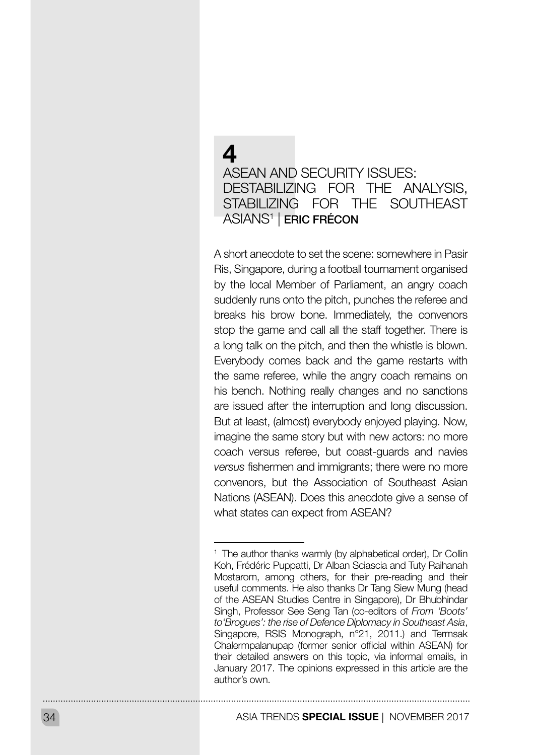# 4

# ASEAN AND SECURITY ISSUES: DESTABILIZING FOR THE ANALYSIS, STABILIZING FOR THE SOUTHEAST ASIANS[1] | ERIC FRÉCON

A short anecdote to set the scene: somewhere in Pasir Ris, Singapore, during a football tournament organised by the local Member of Parliament, an angry coach suddenly runs onto the pitch, punches the referee and breaks his brow bone. Immediately, the convenors stop the game and call all the staff together. There is a long talk on the pitch, and then the whistle is blown. Everybody comes back and the game restarts with the same referee, while the angry coach remains on his bench. Nothing really changes and no sanctions are issued after the interruption and long discussion. But at least, (almost) everybody enjoyed playing. Now, imagine the same story but with new actors: no more coach versus referee, but coast-guards and navies *versus* fishermen and immigrants; there were no more convenors, but the Association of Southeast Asian Nations (ASEAN). Does this anecdote give a sense of what states can expect from ASEAN?

---

[1] The author thanks warmly (by alphabetical order), Dr Collin Koh, Frédéric Puppatti, Dr Alban Sciascia and Tuty Raihanah Mostarom, among others, for their pre-reading and their useful comments. He also thanks Dr Tang Siew Mung (head of the ASEAN Studies Centre in Singapore), Dr Bhubhindar Singh, Professor See Seng Tan (co-editors of *From 'Boots' to'Brogues': the rise of Defence Diplomacy in Southeast Asia*, Singapore, RSIS Monograph, n°21, 2011.) and Termsak Chalermpalanupap (former senior official within ASEAN) for their detailed answers on this topic, via informal emails, in January 2017. The opinions expressed in this article are the author's own.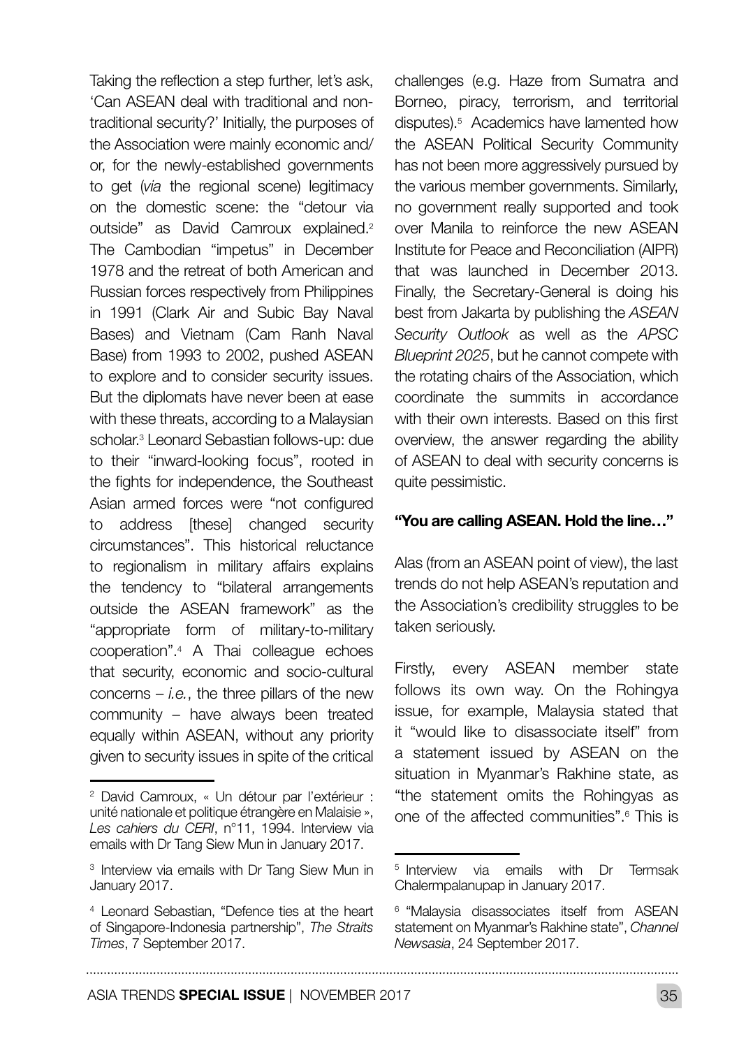Taking the reflection a step further, let's ask, 'Can ASEAN deal with traditional and non-traditional security?' Initially, the purposes of the Association were mainly economic and/or, for the newly-established governments to get (*via* the regional scene) legitimacy on the domestic scene: the "detour via outside" as David Camroux explained.[2] The Cambodian "impetus" in December 1978 and the retreat of both American and Russian forces respectively from Philippines in 1991 (Clark Air and Subic Bay Naval Bases) and Vietnam (Cam Ranh Naval Base) from 1993 to 2002, pushed ASEAN to explore and to consider security issues. But the diplomats have never been at ease with these threats, according to a Malaysian scholar.[3] Leonard Sebastian follows-up: due to their "inward-looking focus", rooted in the fights for independence, the Southeast Asian armed forces were "not configured to address [these] changed security circumstances". This historical reluctance to regionalism in military affairs explains the tendency to "bilateral arrangements outside the ASEAN framework" as the "appropriate form of military-to-military cooperation".[4] A Thai colleague echoes that security, economic and socio-cultural concerns – *i.e.*, the three pillars of the new community – have always been treated equally within ASEAN, without any priority given to security issues in spite of the critical challenges (e.g. Haze from Sumatra and Borneo, piracy, terrorism, and territorial disputes).[5] Academics have lamented how the ASEAN Political Security Community has not been more aggressively pursued by the various member governments. Similarly, no government really supported and took over Manila to reinforce the new ASEAN Institute for Peace and Reconciliation (AIPR) that was launched in December 2013. Finally, the Secretary-General is doing his best from Jakarta by publishing the *ASEAN Security Outlook* as well as the *APSC Blueprint 2025*, but he cannot compete with the rotating chairs of the Association, which coordinate the summits in accordance with their own interests. Based on this first overview, the answer regarding the ability of ASEAN to deal with security concerns is quite pessimistic.

### "You are calling ASEAN. Hold the line…"

Alas (from an ASEAN point of view), the last trends do not help ASEAN's reputation and the Association's credibility struggles to be taken seriously.

Firstly, every ASEAN member state follows its own way. On the Rohingya issue, for example, Malaysia stated that it "would like to disassociate itself" from a statement issued by ASEAN on the situation in Myanmar's Rakhine state, as "the statement omits the Rohingyas as one of the affected communities".[6] This is

---

[2] David Camroux, « Un détour par l'extérieur : unité nationale et politique étrangère en Malaisie », *Les cahiers du CERI*, n°11, 1994. Interview via emails with Dr Tang Siew Mun in January 2017.

[3] Interview via emails with Dr Tang Siew Mun in January 2017.

[4] Leonard Sebastian, "Defence ties at the heart of Singapore-Indonesia partnership", *The Straits Times*, 7 September 2017.

[5] Interview via emails with Dr Termsak Chalermpalanupap in January 2017.

[6] "Malaysia disassociates itself from ASEAN statement on Myanmar's Rakhine state", *Channel Newsasia*, 24 September 2017.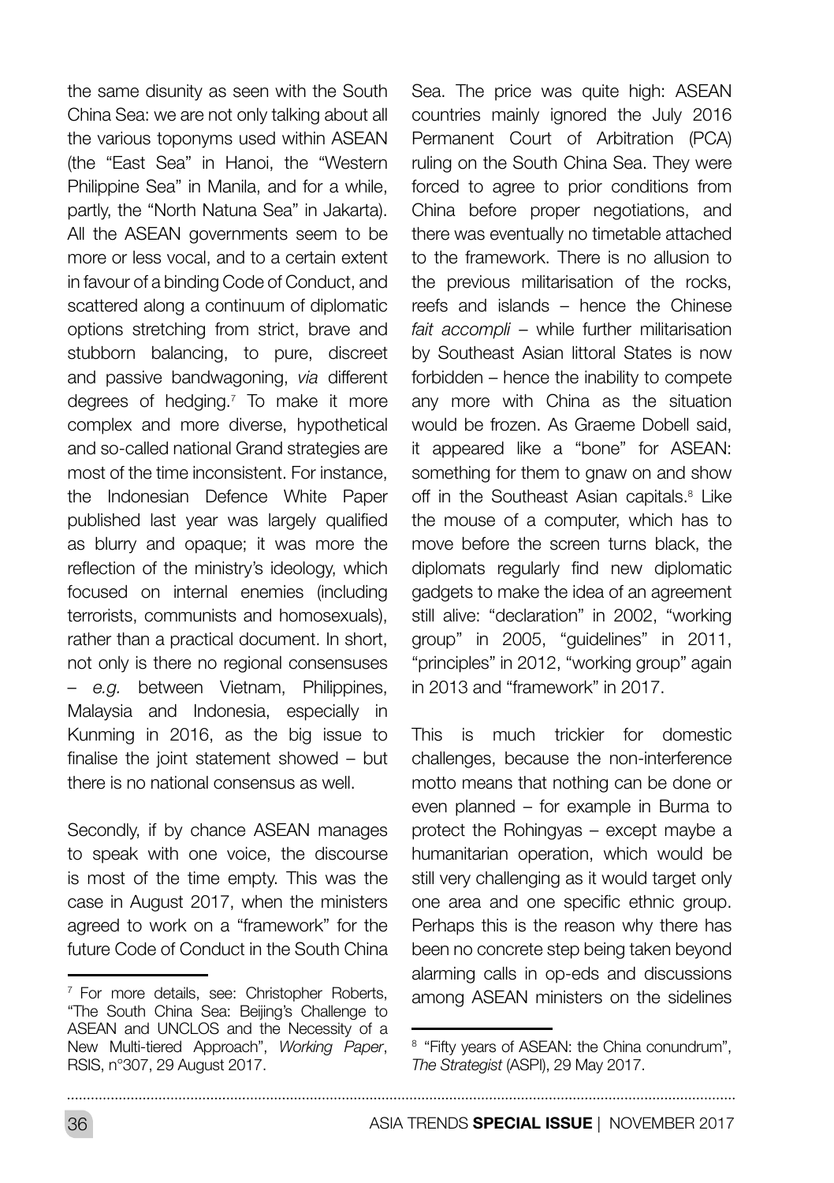the same disunity as seen with the South China Sea: we are not only talking about all the various toponyms used within ASEAN (the "East Sea" in Hanoi, the "Western Philippine Sea" in Manila, and for a while, partly, the "North Natuna Sea" in Jakarta). All the ASEAN governments seem to be more or less vocal, and to a certain extent in favour of a binding Code of Conduct, and scattered along a continuum of diplomatic options stretching from strict, brave and stubborn balancing, to pure, discreet and passive bandwagoning, *via* different degrees of hedging.[7] To make it more complex and more diverse, hypothetical and so-called national Grand strategies are most of the time inconsistent. For instance, the Indonesian Defence White Paper published last year was largely qualified as blurry and opaque; it was more the reflection of the ministry's ideology, which focused on internal enemies (including terrorists, communists and homosexuals), rather than a practical document. In short, not only is there no regional consensuses – *e.g.* between Vietnam, Philippines, Malaysia and Indonesia, especially in Kunming in 2016, as the big issue to finalise the joint statement showed – but there is no national consensus as well.

Secondly, if by chance ASEAN manages to speak with one voice, the discourse is most of the time empty. This was the case in August 2017, when the ministers agreed to work on a "framework" for the future Code of Conduct in the South China Sea. The price was quite high: ASEAN countries mainly ignored the July 2016 Permanent Court of Arbitration (PCA) ruling on the South China Sea. They were forced to agree to prior conditions from China before proper negotiations, and there was eventually no timetable attached to the framework. There is no allusion to the previous militarisation of the rocks, reefs and islands – hence the Chinese *fait accompli* – while further militarisation by Southeast Asian littoral States is now forbidden – hence the inability to compete any more with China as the situation would be frozen. As Graeme Dobell said, it appeared like a "bone" for ASEAN: something for them to gnaw on and show off in the Southeast Asian capitals.[8] Like the mouse of a computer, which has to move before the screen turns black, the diplomats regularly find new diplomatic gadgets to make the idea of an agreement still alive: "declaration" in 2002, "working group" in 2005, "guidelines" in 2011, "principles" in 2012, "working group" again in 2013 and "framework" in 2017.

This is much trickier for domestic challenges, because the non-interference motto means that nothing can be done or even planned – for example in Burma to protect the Rohingyas – except maybe a humanitarian operation, which would be still very challenging as it would target only one area and one specific ethnic group. Perhaps this is the reason why there has been no concrete step being taken beyond alarming calls in op-eds and discussions among ASEAN ministers on the sidelines

---

[7] For more details, see: Christopher Roberts, "The South China Sea: Beijing's Challenge to ASEAN and UNCLOS and the Necessity of a New Multi-tiered Approach", *Working Paper*, RSIS, n°307, 29 August 2017.

[8] "Fifty years of ASEAN: the China conundrum", *The Strategist* (ASPI), 29 May 2017.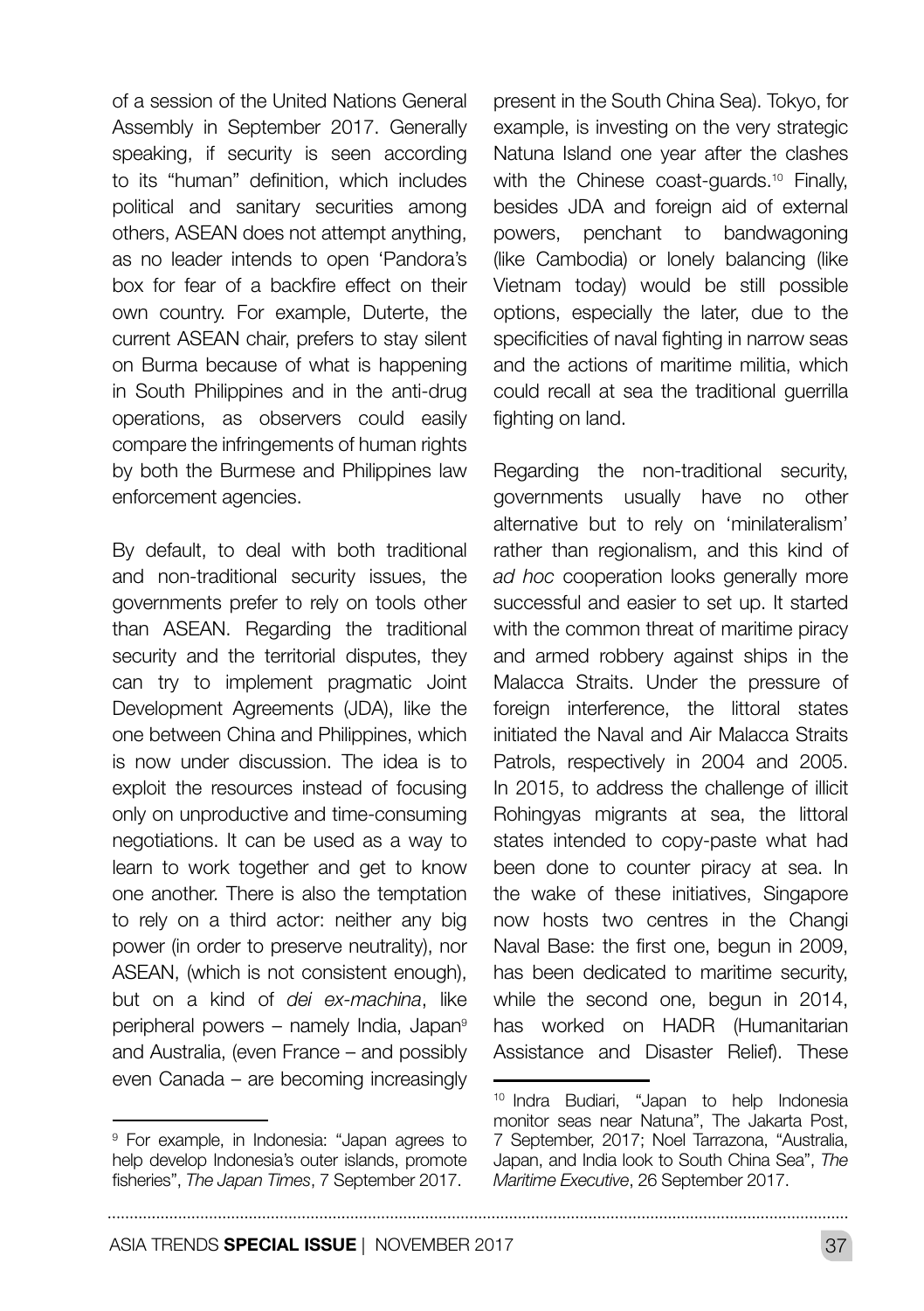of a session of the United Nations General Assembly in September 2017. Generally speaking, if security is seen according to its "human" definition, which includes political and sanitary securities among others, ASEAN does not attempt anything, as no leader intends to open 'Pandora's box for fear of a backfire effect on their own country. For example, Duterte, the current ASEAN chair, prefers to stay silent on Burma because of what is happening in South Philippines and in the anti-drug operations, as observers could easily compare the infringements of human rights by both the Burmese and Philippines law enforcement agencies.

By default, to deal with both traditional and non-traditional security issues, the governments prefer to rely on tools other than ASEAN. Regarding the traditional security and the territorial disputes, they can try to implement pragmatic Joint Development Agreements (JDA), like the one between China and Philippines, which is now under discussion. The idea is to exploit the resources instead of focusing only on unproductive and time-consuming negotiations. It can be used as a way to learn to work together and get to know one another. There is also the temptation to rely on a third actor: neither any big power (in order to preserve neutrality), nor ASEAN, (which is not consistent enough), but on a kind of *dei ex-machina*, like peripheral powers – namely India, Japan[9] and Australia, (even France – and possibly even Canada – are becoming increasingly present in the South China Sea). Tokyo, for example, is investing on the very strategic Natuna Island one year after the clashes with the Chinese coast-guards.[10] Finally, besides JDA and foreign aid of external powers, penchant to bandwagoning (like Cambodia) or lonely balancing (like Vietnam today) would be still possible options, especially the later, due to the specificities of naval fighting in narrow seas and the actions of maritime militia, which could recall at sea the traditional guerrilla fighting on land.

Regarding the non-traditional security, governments usually have no other alternative but to rely on 'minilateralism' rather than regionalism, and this kind of *ad hoc* cooperation looks generally more successful and easier to set up. It started with the common threat of maritime piracy and armed robbery against ships in the Malacca Straits. Under the pressure of foreign interference, the littoral states initiated the Naval and Air Malacca Straits Patrols, respectively in 2004 and 2005. In 2015, to address the challenge of illicit Rohingyas migrants at sea, the littoral states intended to copy-paste what had been done to counter piracy at sea. In the wake of these initiatives, Singapore now hosts two centres in the Changi Naval Base: the first one, begun in 2009, has been dedicated to maritime security, while the second one, begun in 2014, has worked on HADR (Humanitarian Assistance and Disaster Relief). These

---

[9] For example, in Indonesia: "Japan agrees to help develop Indonesia's outer islands, promote fisheries", *The Japan Times*, 7 September 2017.

[10] Indra Budiari, "Japan to help Indonesia monitor seas near Natuna", The Jakarta Post, 7 September, 2017; Noel Tarrazona, "Australia, Japan, and India look to South China Sea", *The Maritime Executive*, 26 September 2017.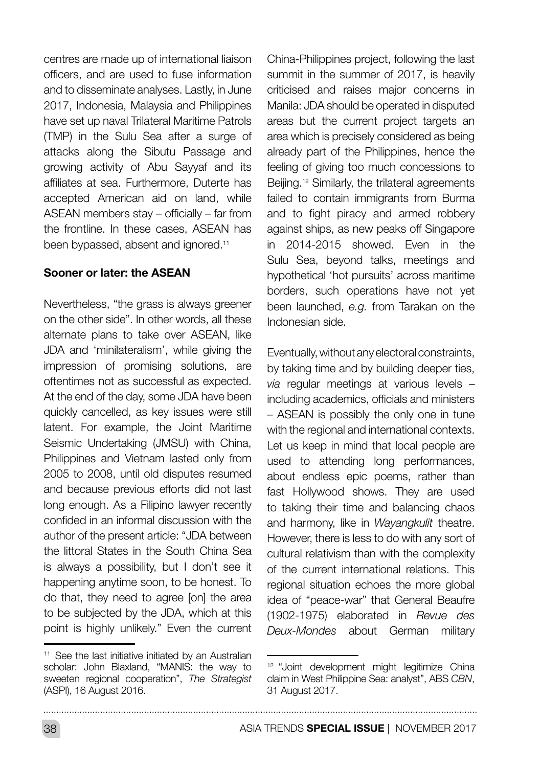centres are made up of international liaison officers, and are used to fuse information and to disseminate analyses. Lastly, in June 2017, Indonesia, Malaysia and Philippines have set up naval Trilateral Maritime Patrols (TMP) in the Sulu Sea after a surge of attacks along the Sibutu Passage and growing activity of Abu Sayyaf and its affiliates at sea. Furthermore, Duterte has accepted American aid on land, while ASEAN members stay – officially – far from the frontline. In these cases, ASEAN has been bypassed, absent and ignored.[11]

**Sooner or later: the ASEAN**

Nevertheless, "the grass is always greener on the other side". In other words, all these alternate plans to take over ASEAN, like JDA and 'minilateralism', while giving the impression of promising solutions, are oftentimes not as successful as expected. At the end of the day, some JDA have been quickly cancelled, as key issues were still latent. For example, the Joint Maritime Seismic Undertaking (JMSU) with China, Philippines and Vietnam lasted only from 2005 to 2008, until old disputes resumed and because previous efforts did not last long enough. As a Filipino lawyer recently confided in an informal discussion with the author of the present article: "JDA between the littoral States in the South China Sea is always a possibility, but I don't see it happening anytime soon, to be honest. To do that, they need to agree [on] the area to be subjected by the JDA, which at this point is highly unlikely." Even the current China-Philippines project, following the last summit in the summer of 2017, is heavily criticised and raises major concerns in Manila: JDA should be operated in disputed areas but the current project targets an area which is precisely considered as being already part of the Philippines, hence the feeling of giving too much concessions to Beijing.[12] Similarly, the trilateral agreements failed to contain immigrants from Burma and to fight piracy and armed robbery against ships, as new peaks off Singapore in 2014-2015 showed. Even in the Sulu Sea, beyond talks, meetings and hypothetical 'hot pursuits' across maritime borders, such operations have not yet been launched, *e.g.* from Tarakan on the Indonesian side.

Eventually, without any electoral constraints, by taking time and by building deeper ties, *via* regular meetings at various levels – including academics, officials and ministers – ASEAN is possibly the only one in tune with the regional and international contexts. Let us keep in mind that local people are used to attending long performances, about endless epic poems, rather than fast Hollywood shows. They are used to taking their time and balancing chaos and harmony, like in *Wayangkulit* theatre. However, there is less to do with any sort of cultural relativism than with the complexity of the current international relations. This regional situation echoes the more global idea of "peace-war" that General Beaufre (1902-1975) elaborated in *Revue des Deux-Mondes* about German military

---

[11] See the last initiative initiated by an Australian scholar: John Blaxland, "MANIS: the way to sweeten regional cooperation", *The Strategist* (ASPI), 16 August 2016.

[12] "Joint development might legitimize China claim in West Philippine Sea: analyst", ABS *CBN*, 31 August 2017.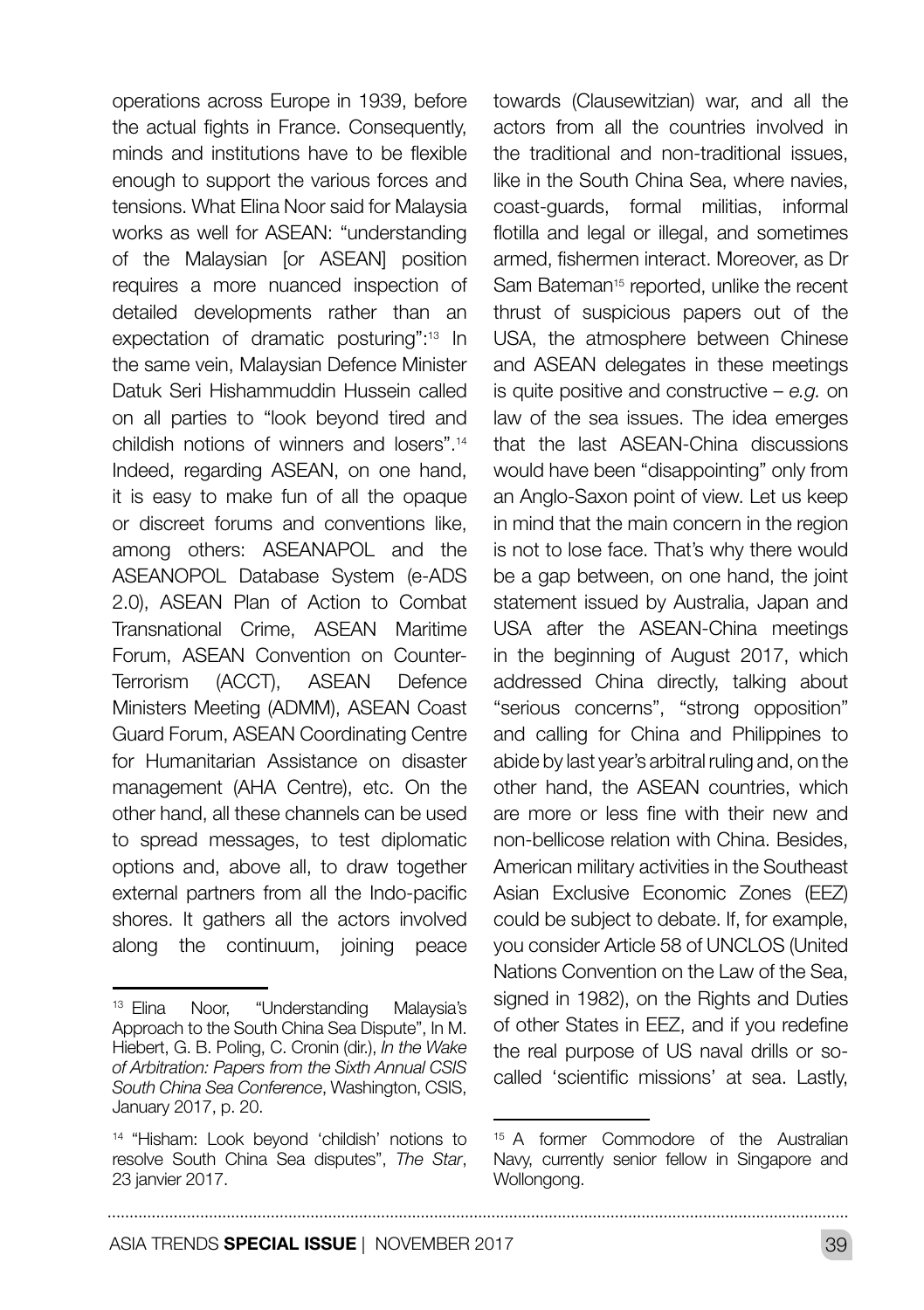operations across Europe in 1939, before the actual fights in France. Consequently, minds and institutions have to be flexible enough to support the various forces and tensions. What Elina Noor said for Malaysia works as well for ASEAN: "understanding of the Malaysian [or ASEAN] position requires a more nuanced inspection of detailed developments rather than an expectation of dramatic posturing":[13] In the same vein, Malaysian Defence Minister Datuk Seri Hishammuddin Hussein called on all parties to "look beyond tired and childish notions of winners and losers".[14] Indeed, regarding ASEAN, on one hand, it is easy to make fun of all the opaque or discreet forums and conventions like, among others: ASEANAPOL and the ASEANOPOL Database System (e-ADS 2.0), ASEAN Plan of Action to Combat Transnational Crime, ASEAN Maritime Forum, ASEAN Convention on Counter-Terrorism (ACCT), ASEAN Defence Ministers Meeting (ADMM), ASEAN Coast Guard Forum, ASEAN Coordinating Centre for Humanitarian Assistance on disaster management (AHA Centre), etc. On the other hand, all these channels can be used to spread messages, to test diplomatic options and, above all, to draw together external partners from all the Indo-pacific shores. It gathers all the actors involved along the continuum, joining peace towards (Clausewitzian) war, and all the actors from all the countries involved in the traditional and non-traditional issues, like in the South China Sea, where navies, coast-guards, formal militias, informal flotilla and legal or illegal, and sometimes armed, fishermen interact. Moreover, as Dr Sam Bateman[15] reported, unlike the recent thrust of suspicious papers out of the USA, the atmosphere between Chinese and ASEAN delegates in these meetings is quite positive and constructive – *e.g.* on law of the sea issues. The idea emerges that the last ASEAN-China discussions would have been "disappointing" only from an Anglo-Saxon point of view. Let us keep in mind that the main concern in the region is not to lose face. That's why there would be a gap between, on one hand, the joint statement issued by Australia, Japan and USA after the ASEAN-China meetings in the beginning of August 2017, which addressed China directly, talking about "serious concerns", "strong opposition" and calling for China and Philippines to abide by last year's arbitral ruling and, on the other hand, the ASEAN countries, which are more or less fine with their new and non-bellicose relation with China. Besides, American military activities in the Southeast Asian Exclusive Economic Zones (EEZ) could be subject to debate. If, for example, you consider Article 58 of UNCLOS (United Nations Convention on the Law of the Sea, signed in 1982), on the Rights and Duties of other States in EEZ, and if you redefine the real purpose of US naval drills or so-called 'scientific missions' at sea. Lastly,

---

[13] Elina Noor, "Understanding Malaysia's Approach to the South China Sea Dispute", In M. Hiebert, G. B. Poling, C. Cronin (dir.), *In the Wake of Arbitration: Papers from the Sixth Annual CSIS South China Sea Conference*, Washington, CSIS, January 2017, p. 20.

[14] "Hisham: Look beyond 'childish' notions to resolve South China Sea disputes", *The Star*, 23 janvier 2017.

[15] A former Commodore of the Australian Navy, currently senior fellow in Singapore and Wollongong.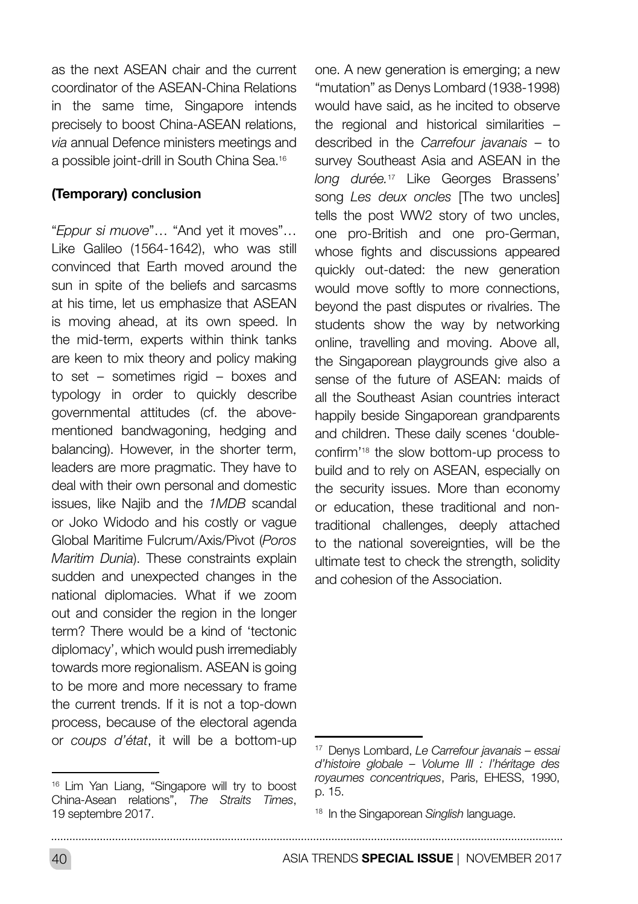as the next ASEAN chair and the current coordinator of the ASEAN-China Relations in the same time, Singapore intends precisely to boost China-ASEAN relations, *via* annual Defence ministers meetings and a possible joint-drill in South China Sea.[16]

## (Temporary) conclusion

"*Eppur si muove*"… "And yet it moves"… Like Galileo (1564-1642), who was still convinced that Earth moved around the sun in spite of the beliefs and sarcasms at his time, let us emphasize that ASEAN is moving ahead, at its own speed. In the mid-term, experts within think tanks are keen to mix theory and policy making to set – sometimes rigid – boxes and typology in order to quickly describe governmental attitudes (cf. the above-mentioned bandwagoning, hedging and balancing). However, in the shorter term, leaders are more pragmatic. They have to deal with their own personal and domestic issues, like Najib and the *1MDB* scandal or Joko Widodo and his costly or vague Global Maritime Fulcrum/Axis/Pivot (*Poros Maritim Dunia*). These constraints explain sudden and unexpected changes in the national diplomacies. What if we zoom out and consider the region in the longer term? There would be a kind of 'tectonic diplomacy', which would push irremediably towards more regionalism. ASEAN is going to be more and more necessary to frame the current trends. If it is not a top-down process, because of the electoral agenda or *coups d'état*, it will be a bottom-up one. A new generation is emerging; a new "mutation" as Denys Lombard (1938-1998) would have said, as he incited to observe the regional and historical similarities – described in the *Carrefour javanais* – to survey Southeast Asia and ASEAN in the *long durée.*[17] Like Georges Brassens' song *Les deux oncles* [The two uncles] tells the post WW2 story of two uncles, one pro-British and one pro-German, whose fights and discussions appeared quickly out-dated: the new generation would move softly to more connections, beyond the past disputes or rivalries. The students show the way by networking online, travelling and moving. Above all, the Singaporean playgrounds give also a sense of the future of ASEAN: maids of all the Southeast Asian countries interact happily beside Singaporean grandparents and children. These daily scenes 'double-confirm'[18] the slow bottom-up process to build and to rely on ASEAN, especially on the security issues. More than economy or education, these traditional and non-traditional challenges, deeply attached to the national sovereignties, will be the ultimate test to check the strength, solidity and cohesion of the Association.

---

[16] Lim Yan Liang, "Singapore will try to boost China-Asean relations", *The Straits Times*, 19 septembre 2017.

[17] Denys Lombard, *Le Carrefour javanais – essai d'histoire globale – Volume III : l'héritage des royaumes concentriques*, Paris, EHESS, 1990, p. 15.

[18] In the Singaporean *Singlish* language.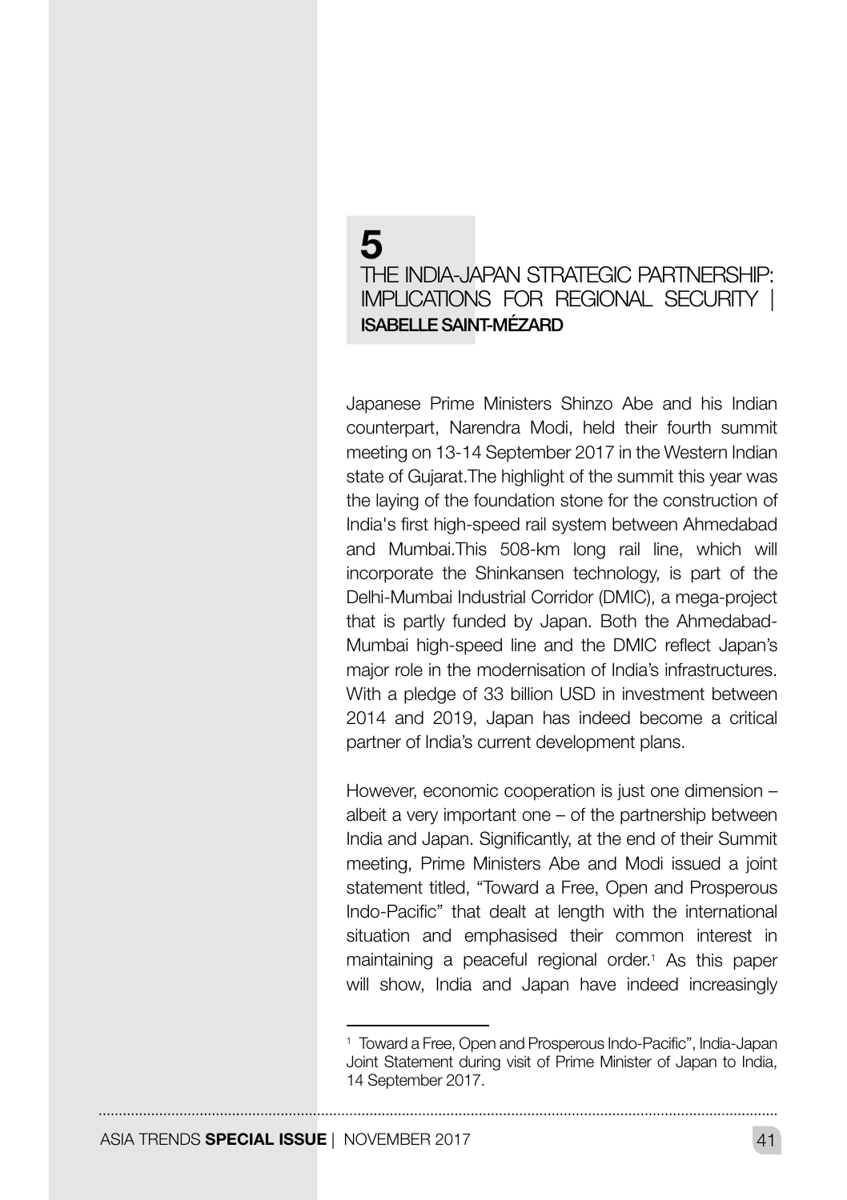# 5

# THE INDIA-JAPAN STRATEGIC PARTNERSHIP: IMPLICATIONS FOR REGIONAL SECURITY | ISABELLE SAINT-MÉZARD

Japanese Prime Ministers Shinzo Abe and his Indian counterpart, Narendra Modi, held their fourth summit meeting on 13-14 September 2017 in the Western Indian state of Gujarat.The highlight of the summit this year was the laying of the foundation stone for the construction of India's first high-speed rail system between Ahmedabad and Mumbai.This 508-km long rail line, which will incorporate the Shinkansen technology, is part of the Delhi-Mumbai Industrial Corridor (DMIC), a mega-project that is partly funded by Japan. Both the Ahmedabad-Mumbai high-speed line and the DMIC reflect Japan's major role in the modernisation of India's infrastructures. With a pledge of 33 billion USD in investment between 2014 and 2019, Japan has indeed become a critical partner of India's current development plans.

However, economic cooperation is just one dimension – albeit a very important one – of the partnership between India and Japan. Significantly, at the end of their Summit meeting, Prime Ministers Abe and Modi issued a joint statement titled, "Toward a Free, Open and Prosperous Indo-Pacific" that dealt at length with the international situation and emphasised their common interest in maintaining a peaceful regional order.[1] As this paper will show, India and Japan have indeed increasingly

[1] Toward a Free, Open and Prosperous Indo-Pacific", India-Japan Joint Statement during visit of Prime Minister of Japan to India, 14 September 2017.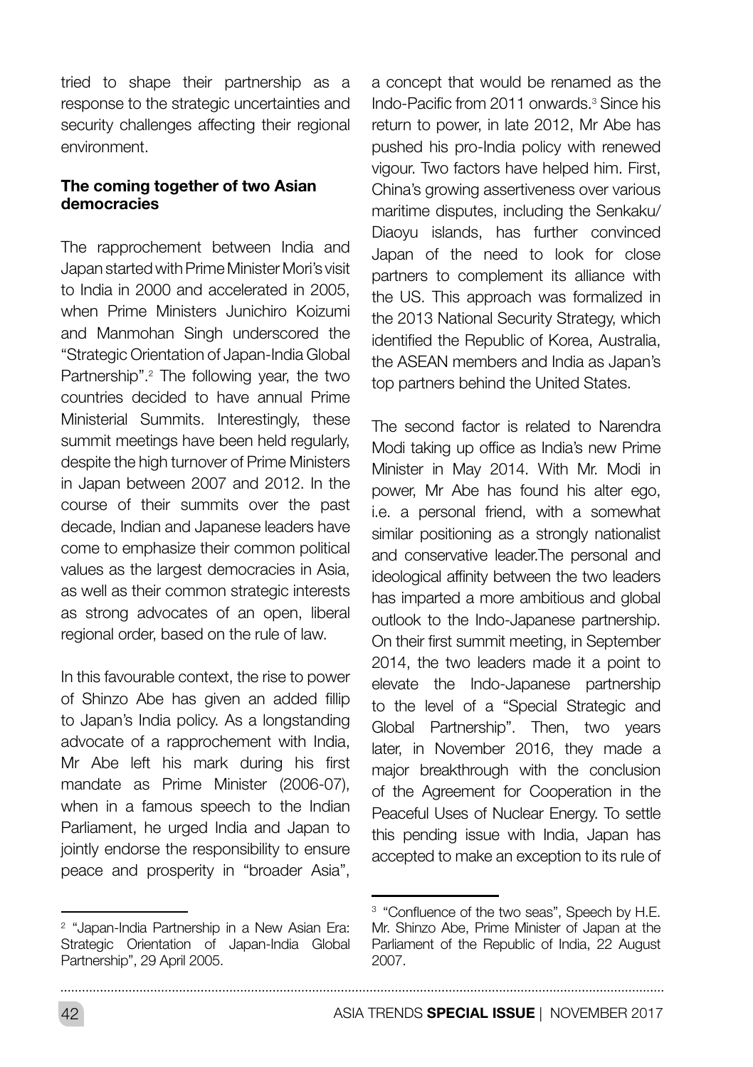tried to shape their partnership as a response to the strategic uncertainties and security challenges affecting their regional environment.

### The coming together of two Asian democracies

The rapprochement between India and Japan started with Prime Minister Mori's visit to India in 2000 and accelerated in 2005, when Prime Ministers Junichiro Koizumi and Manmohan Singh underscored the "Strategic Orientation of Japan-India Global Partnership".[2] The following year, the two countries decided to have annual Prime Ministerial Summits. Interestingly, these summit meetings have been held regularly, despite the high turnover of Prime Ministers in Japan between 2007 and 2012. In the course of their summits over the past decade, Indian and Japanese leaders have come to emphasize their common political values as the largest democracies in Asia, as well as their common strategic interests as strong advocates of an open, liberal regional order, based on the rule of law.

In this favourable context, the rise to power of Shinzo Abe has given an added fillip to Japan's India policy. As a longstanding advocate of a rapprochement with India, Mr Abe left his mark during his first mandate as Prime Minister (2006-07), when in a famous speech to the Indian Parliament, he urged India and Japan to jointly endorse the responsibility to ensure peace and prosperity in "broader Asia", a concept that would be renamed as the Indo-Pacific from 2011 onwards.[3] Since his return to power, in late 2012, Mr Abe has pushed his pro-India policy with renewed vigour. Two factors have helped him. First, China's growing assertiveness over various maritime disputes, including the Senkaku/ Diaoyu islands, has further convinced Japan of the need to look for close partners to complement its alliance with the US. This approach was formalized in the 2013 National Security Strategy, which identified the Republic of Korea, Australia, the ASEAN members and India as Japan's top partners behind the United States.

The second factor is related to Narendra Modi taking up office as India's new Prime Minister in May 2014. With Mr. Modi in power, Mr Abe has found his alter ego, i.e. a personal friend, with a somewhat similar positioning as a strongly nationalist and conservative leader.The personal and ideological affinity between the two leaders has imparted a more ambitious and global outlook to the Indo-Japanese partnership. On their first summit meeting, in September 2014, the two leaders made it a point to elevate the Indo-Japanese partnership to the level of a "Special Strategic and Global Partnership". Then, two years later, in November 2016, they made a major breakthrough with the conclusion of the Agreement for Cooperation in the Peaceful Uses of Nuclear Energy. To settle this pending issue with India, Japan has accepted to make an exception to its rule of

---

[2] "Japan-India Partnership in a New Asian Era: Strategic Orientation of Japan-India Global Partnership", 29 April 2005.

[3] "Confluence of the two seas", Speech by H.E. Mr. Shinzo Abe, Prime Minister of Japan at the Parliament of the Republic of India, 22 August 2007.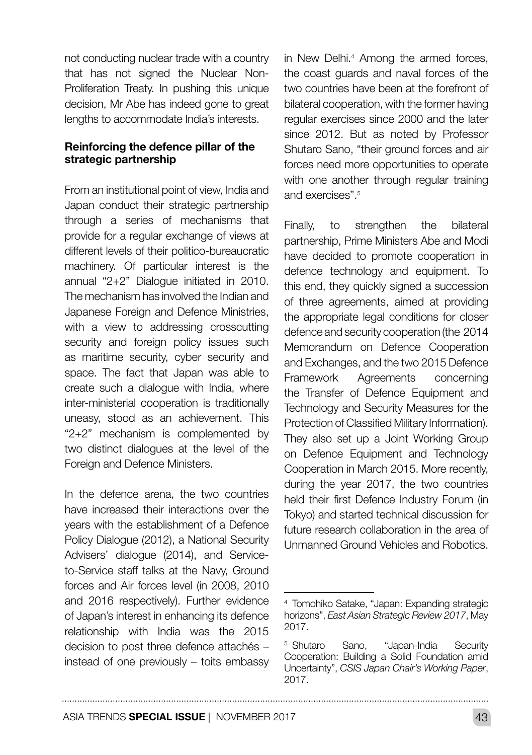not conducting nuclear trade with a country that has not signed the Nuclear Non-Proliferation Treaty. In pushing this unique decision, Mr Abe has indeed gone to great lengths to accommodate India's interests.

### Reinforcing the defence pillar of the strategic partnership

From an institutional point of view, India and Japan conduct their strategic partnership through a series of mechanisms that provide for a regular exchange of views at different levels of their politico-bureaucratic machinery. Of particular interest is the annual "2+2" Dialogue initiated in 2010. The mechanism has involved the Indian and Japanese Foreign and Defence Ministries, with a view to addressing crosscutting security and foreign policy issues such as maritime security, cyber security and space. The fact that Japan was able to create such a dialogue with India, where inter-ministerial cooperation is traditionally uneasy, stood as an achievement. This "2+2" mechanism is complemented by two distinct dialogues at the level of the Foreign and Defence Ministers.

In the defence arena, the two countries have increased their interactions over the years with the establishment of a Defence Policy Dialogue (2012), a National Security Advisers' dialogue (2014), and Service-to-Service staff talks at the Navy, Ground forces and Air forces level (in 2008, 2010 and 2016 respectively). Further evidence of Japan's interest in enhancing its defence relationship with India was the 2015 decision to post three defence attachés – instead of one previously – toits embassy in New Delhi.[4] Among the armed forces, the coast guards and naval forces of the two countries have been at the forefront of bilateral cooperation, with the former having regular exercises since 2000 and the later since 2012. But as noted by Professor Shutaro Sano, "their ground forces and air forces need more opportunities to operate with one another through regular training and exercises".[5]

Finally, to strengthen the bilateral partnership, Prime Ministers Abe and Modi have decided to promote cooperation in defence technology and equipment. To this end, they quickly signed a succession of three agreements, aimed at providing the appropriate legal conditions for closer defence and security cooperation (the 2014 Memorandum on Defence Cooperation and Exchanges, and the two 2015 Defence Framework Agreements concerning the Transfer of Defence Equipment and Technology and Security Measures for the Protection of Classified Military Information). They also set up a Joint Working Group on Defence Equipment and Technology Cooperation in March 2015. More recently, during the year 2017, the two countries held their first Defence Industry Forum (in Tokyo) and started technical discussion for future research collaboration in the area of Unmanned Ground Vehicles and Robotics.

---

[4] Tomohiko Satake, "Japan: Expanding strategic horizons", *East Asian Strategic Review 2017*, May 2017.

[5] Shutaro Sano, "Japan-India Security Cooperation: Building a Solid Foundation amid Uncertainty", *CSIS Japan Chair's Working Paper*, 2017.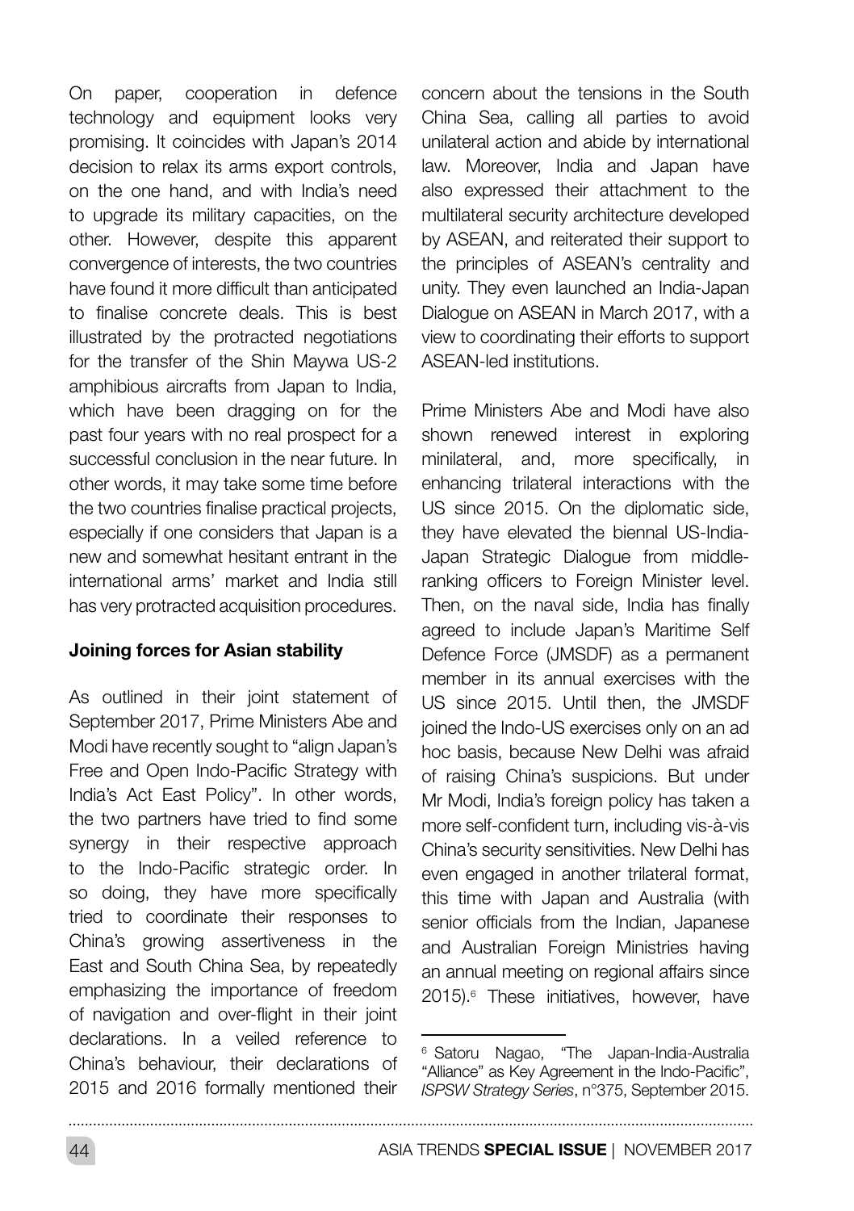On paper, cooperation in defence technology and equipment looks very promising. It coincides with Japan's 2014 decision to relax its arms export controls, on the one hand, and with India's need to upgrade its military capacities, on the other. However, despite this apparent convergence of interests, the two countries have found it more difficult than anticipated to finalise concrete deals. This is best illustrated by the protracted negotiations for the transfer of the Shin Maywa US-2 amphibious aircrafts from Japan to India, which have been dragging on for the past four years with no real prospect for a successful conclusion in the near future. In other words, it may take some time before the two countries finalise practical projects, especially if one considers that Japan is a new and somewhat hesitant entrant in the international arms' market and India still has very protracted acquisition procedures.

**Joining forces for Asian stability**

As outlined in their joint statement of September 2017, Prime Ministers Abe and Modi have recently sought to "align Japan's Free and Open Indo-Pacific Strategy with India's Act East Policy". In other words, the two partners have tried to find some synergy in their respective approach to the Indo-Pacific strategic order. In so doing, they have more specifically tried to coordinate their responses to China's growing assertiveness in the East and South China Sea, by repeatedly emphasizing the importance of freedom of navigation and over-flight in their joint declarations. In a veiled reference to China's behaviour, their declarations of 2015 and 2016 formally mentioned their concern about the tensions in the South China Sea, calling all parties to avoid unilateral action and abide by international law. Moreover, India and Japan have also expressed their attachment to the multilateral security architecture developed by ASEAN, and reiterated their support to the principles of ASEAN's centrality and unity. They even launched an India-Japan Dialogue on ASEAN in March 2017, with a view to coordinating their efforts to support ASEAN-led institutions.

Prime Ministers Abe and Modi have also shown renewed interest in exploring minilateral, and, more specifically, in enhancing trilateral interactions with the US since 2015. On the diplomatic side, they have elevated the biennal US-India-Japan Strategic Dialogue from middle-ranking officers to Foreign Minister level. Then, on the naval side, India has finally agreed to include Japan's Maritime Self Defence Force (JMSDF) as a permanent member in its annual exercises with the US since 2015. Until then, the JMSDF joined the Indo-US exercises only on an ad hoc basis, because New Delhi was afraid of raising China's suspicions. But under Mr Modi, India's foreign policy has taken a more self-confident turn, including vis-à-vis China's security sensitivities. New Delhi has even engaged in another trilateral format, this time with Japan and Australia (with senior officials from the Indian, Japanese and Australian Foreign Ministries having an annual meeting on regional affairs since 2015).[6] These initiatives, however, have

[6] Satoru Nagao, "The Japan-India-Australia "Alliance" as Key Agreement in the Indo-Pacific", *ISPSW Strategy Series*, n°375, September 2015.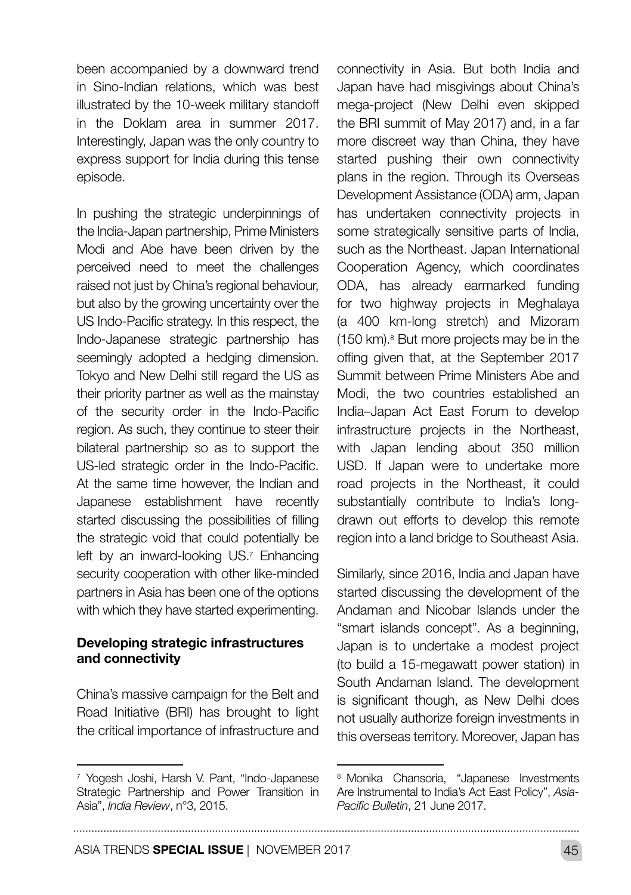been accompanied by a downward trend in Sino-Indian relations, which was best illustrated by the 10-week military standoff in the Doklam area in summer 2017. Interestingly, Japan was the only country to express support for India during this tense episode.

In pushing the strategic underpinnings of the India-Japan partnership, Prime Ministers Modi and Abe have been driven by the perceived need to meet the challenges raised not just by China's regional behaviour, but also by the growing uncertainty over the US Indo-Pacific strategy. In this respect, the Indo-Japanese strategic partnership has seemingly adopted a hedging dimension. Tokyo and New Delhi still regard the US as their priority partner as well as the mainstay of the security order in the Indo-Pacific region. As such, they continue to steer their bilateral partnership so as to support the US-led strategic order in the Indo-Pacific. At the same time however, the Indian and Japanese establishment have recently started discussing the possibilities of filling the strategic void that could potentially be left by an inward-looking US.[7] Enhancing security cooperation with other like-minded partners in Asia has been one of the options with which they have started experimenting.

### Developing strategic infrastructures and connectivity

China's massive campaign for the Belt and Road Initiative (BRI) has brought to light the critical importance of infrastructure and connectivity in Asia. But both India and Japan have had misgivings about China's mega-project (New Delhi even skipped the BRI summit of May 2017) and, in a far more discreet way than China, they have started pushing their own connectivity plans in the region. Through its Overseas Development Assistance (ODA) arm, Japan has undertaken connectivity projects in some strategically sensitive parts of India, such as the Northeast. Japan International Cooperation Agency, which coordinates ODA, has already earmarked funding for two highway projects in Meghalaya (a 400 km-long stretch) and Mizoram (150 km).[8] But more projects may be in the offing given that, at the September 2017 Summit between Prime Ministers Abe and Modi, the two countries established an India–Japan Act East Forum to develop infrastructure projects in the Northeast, with Japan lending about 350 million USD. If Japan were to undertake more road projects in the Northeast, it could substantially contribute to India's long-drawn out efforts to develop this remote region into a land bridge to Southeast Asia.

Similarly, since 2016, India and Japan have started discussing the development of the Andaman and Nicobar Islands under the "smart islands concept". As a beginning, Japan is to undertake a modest project (to build a 15-megawatt power station) in South Andaman Island. The development is significant though, as New Delhi does not usually authorize foreign investments in this overseas territory. Moreover, Japan has

---

[7] Yogesh Joshi, Harsh V. Pant, "Indo-Japanese Strategic Partnership and Power Transition in Asia", *India Review*, n°3, 2015.

[8] Monika Chansoria, "Japanese Investments Are Instrumental to India's Act East Policy", *Asia-Pacific Bulletin*, 21 June 2017.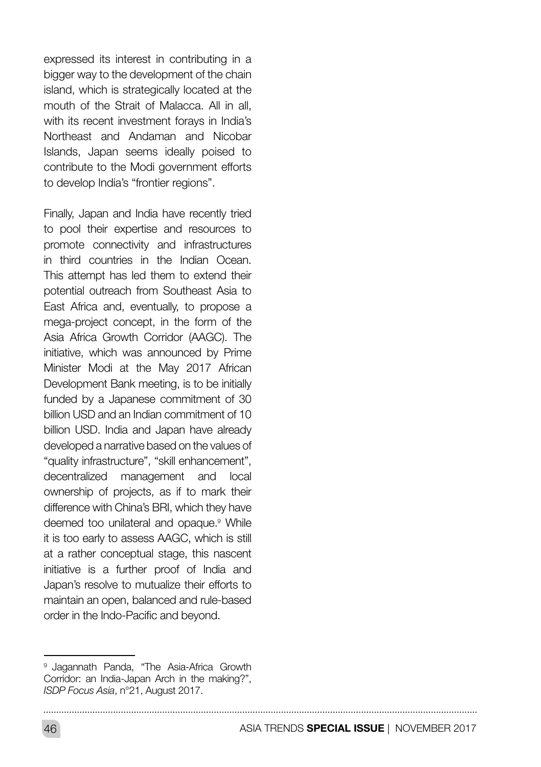expressed its interest in contributing in a bigger way to the development of the chain island, which is strategically located at the mouth of the Strait of Malacca. All in all, with its recent investment forays in India's Northeast and Andaman and Nicobar Islands, Japan seems ideally poised to contribute to the Modi government efforts to develop India's "frontier regions".

Finally, Japan and India have recently tried to pool their expertise and resources to promote connectivity and infrastructures in third countries in the Indian Ocean. This attempt has led them to extend their potential outreach from Southeast Asia to East Africa and, eventually, to propose a mega-project concept, in the form of the Asia Africa Growth Corridor (AAGC). The initiative, which was announced by Prime Minister Modi at the May 2017 African Development Bank meeting, is to be initially funded by a Japanese commitment of 30 billion USD and an Indian commitment of 10 billion USD. India and Japan have already developed a narrative based on the values of "quality infrastructure", "skill enhancement", decentralized management and local ownership of projects, as if to mark their difference with China's BRI, which they have deemed too unilateral and opaque.[9] While it is too early to assess AAGC, which is still at a rather conceptual stage, this nascent initiative is a further proof of India and Japan's resolve to mutualize their efforts to maintain an open, balanced and rule-based order in the Indo-Pacific and beyond.

---

[9] Jagannath Panda, "The Asia-Africa Growth Corridor: an India-Japan Arch in the making?", *ISDP Focus Asia*, n°21, August 2017.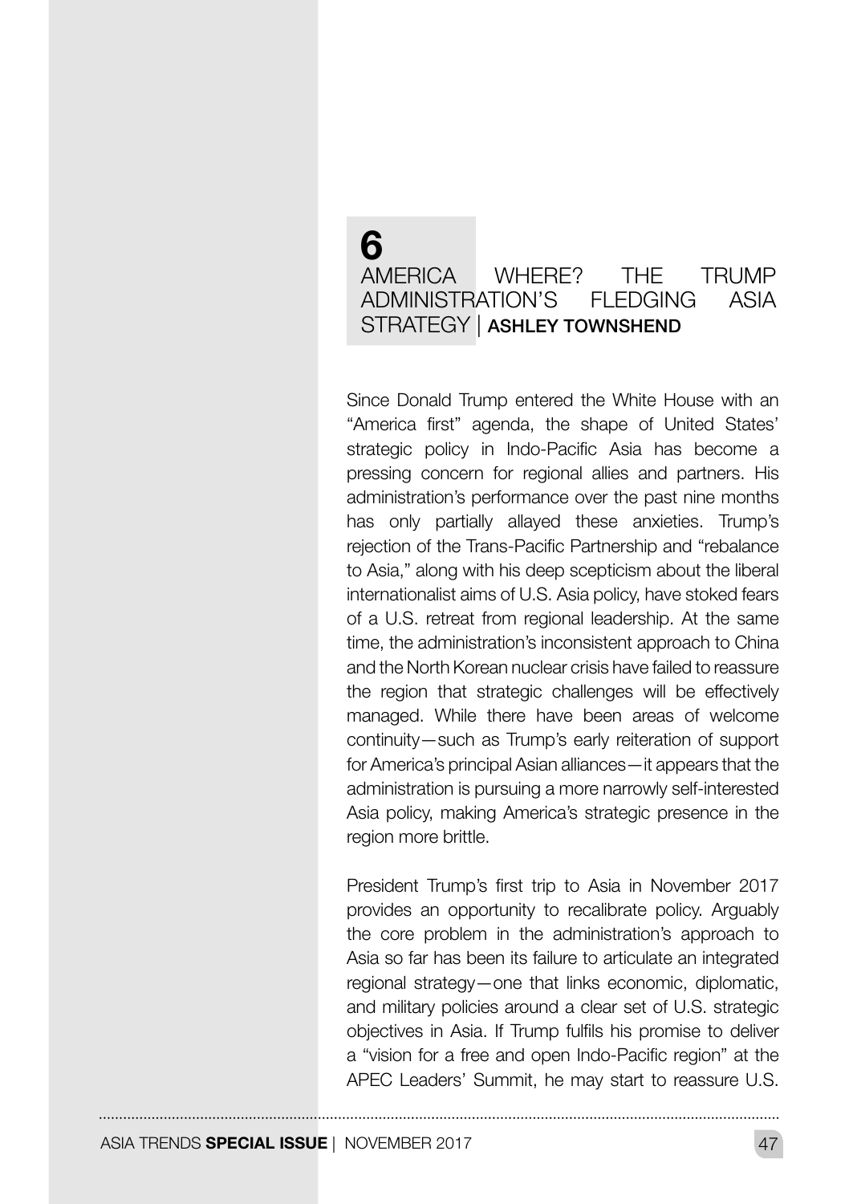# 6 AMERICA WHERE? THE TRUMP ADMINISTRATION'S FLEDGING ASIA STRATEGY | ASHLEY TOWNSHEND

Since Donald Trump entered the White House with an "America first" agenda, the shape of United States' strategic policy in Indo-Pacific Asia has become a pressing concern for regional allies and partners. His administration's performance over the past nine months has only partially allayed these anxieties. Trump's rejection of the Trans-Pacific Partnership and "rebalance to Asia," along with his deep scepticism about the liberal internationalist aims of U.S. Asia policy, have stoked fears of a U.S. retreat from regional leadership. At the same time, the administration's inconsistent approach to China and the North Korean nuclear crisis have failed to reassure the region that strategic challenges will be effectively managed. While there have been areas of welcome continuity—such as Trump's early reiteration of support for America's principal Asian alliances—it appears that the administration is pursuing a more narrowly self-interested Asia policy, making America's strategic presence in the region more brittle.

President Trump's first trip to Asia in November 2017 provides an opportunity to recalibrate policy. Arguably the core problem in the administration's approach to Asia so far has been its failure to articulate an integrated regional strategy—one that links economic, diplomatic, and military policies around a clear set of U.S. strategic objectives in Asia. If Trump fulfils his promise to deliver a "vision for a free and open Indo-Pacific region" at the APEC Leaders' Summit, he may start to reassure U.S.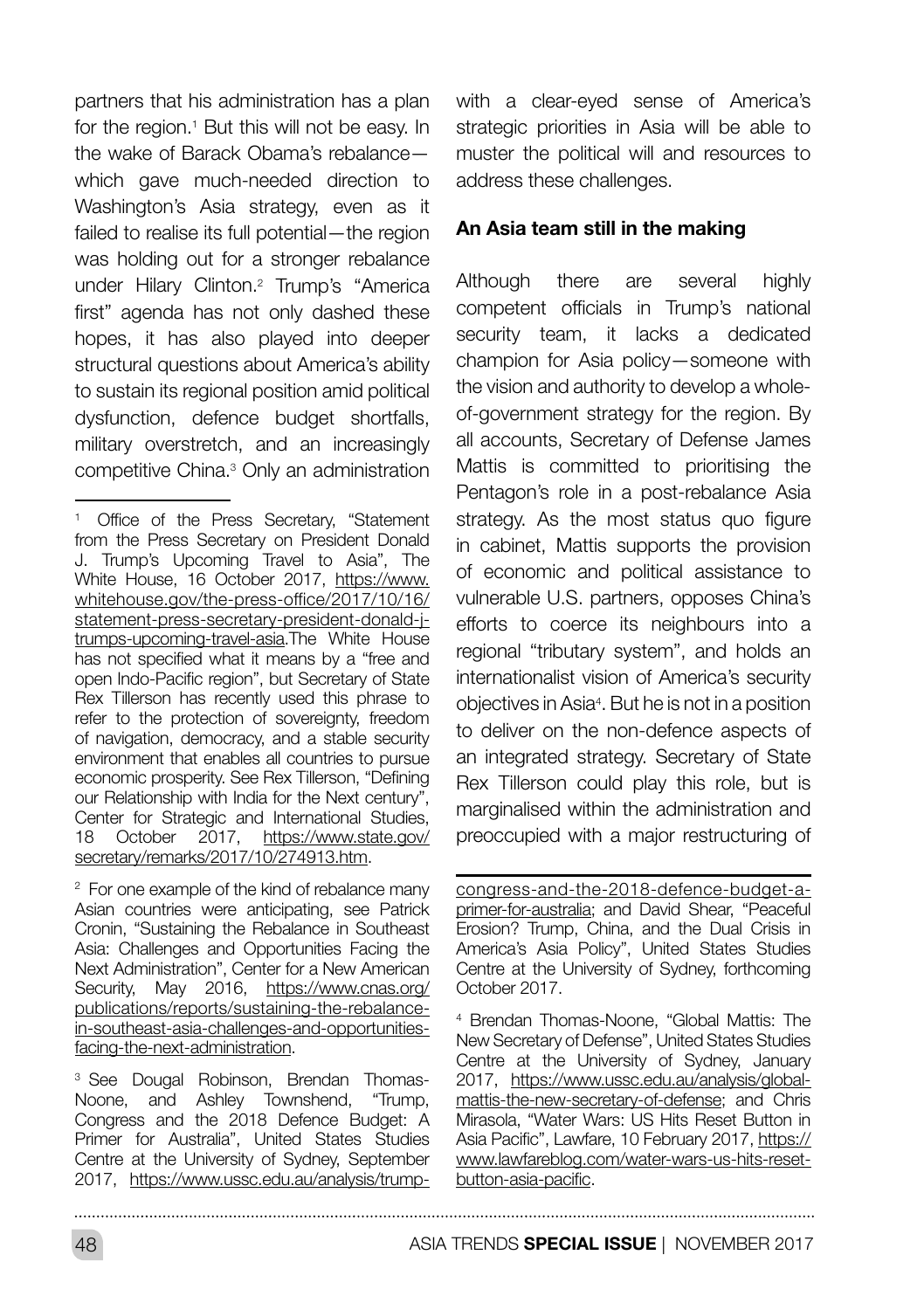partners that his administration has a plan for the region.[1] But this will not be easy. In the wake of Barack Obama's rebalance—which gave much-needed direction to Washington's Asia strategy, even as it failed to realise its full potential—the region was holding out for a stronger rebalance under Hilary Clinton.[2] Trump's "America first" agenda has not only dashed these hopes, it has also played into deeper structural questions about America's ability to sustain its regional position amid political dysfunction, defence budget shortfalls, military overstretch, and an increasingly competitive China.[3] Only an administration with a clear-eyed sense of America's strategic priorities in Asia will be able to muster the political will and resources to address these challenges.

**An Asia team still in the making**

Although there are several highly competent officials in Trump's national security team, it lacks a dedicated champion for Asia policy—someone with the vision and authority to develop a whole-of-government strategy for the region. By all accounts, Secretary of Defense James Mattis is committed to prioritising the Pentagon's role in a post-rebalance Asia strategy. As the most status quo figure in cabinet, Mattis supports the provision of economic and political assistance to vulnerable U.S. partners, opposes China's efforts to coerce its neighbours into a regional "tributary system", and holds an internationalist vision of America's security objectives in Asia[4]. But he is not in a position to deliver on the non-defence aspects of an integrated strategy. Secretary of State Rex Tillerson could play this role, but is marginalised within the administration and preoccupied with a major restructuring of

---

[1] Office of the Press Secretary, "Statement from the Press Secretary on President Donald J. Trump's Upcoming Travel to Asia", The White House, 16 October 2017, https://www.whitehouse.gov/the-press-office/2017/10/16/statement-press-secretary-president-donald-j-trumps-upcoming-travel-asia.The White House has not specified what it means by a "free and open Indo-Pacific region", but Secretary of State Rex Tillerson has recently used this phrase to refer to the protection of sovereignty, freedom of navigation, democracy, and a stable security environment that enables all countries to pursue economic prosperity. See Rex Tillerson, "Defining our Relationship with India for the Next century", Center for Strategic and International Studies, 18 October 2017, https://www.state.gov/secretary/remarks/2017/10/274913.htm.

[2] For one example of the kind of rebalance many Asian countries were anticipating, see Patrick Cronin, "Sustaining the Rebalance in Southeast Asia: Challenges and Opportunities Facing the Next Administration", Center for a New American Security, May 2016, https://www.cnas.org/publications/reports/sustaining-the-rebalance-in-southeast-asia-challenges-and-opportunities-facing-the-next-administration.

[3] See Dougal Robinson, Brendan Thomas-Noone, and Ashley Townshend, "Trump, Congress and the 2018 Defence Budget: A Primer for Australia", United States Studies Centre at the University of Sydney, September 2017, https://www.ussc.edu.au/analysis/trump-congress-and-the-2018-defence-budget-a-primer-for-australia; and David Shear, "Peaceful Erosion? Trump, China, and the Dual Crisis in America's Asia Policy", United States Studies Centre at the University of Sydney, forthcoming October 2017.

[4] Brendan Thomas-Noone, "Global Mattis: The New Secretary of Defense", United States Studies Centre at the University of Sydney, January 2017, https://www.ussc.edu.au/analysis/global-mattis-the-new-secretary-of-defense; and Chris Mirasola, "Water Wars: US Hits Reset Button in Asia Pacific", Lawfare, 10 February 2017, https://www.lawfareblog.com/water-wars-us-hits-reset-button-asia-pacific.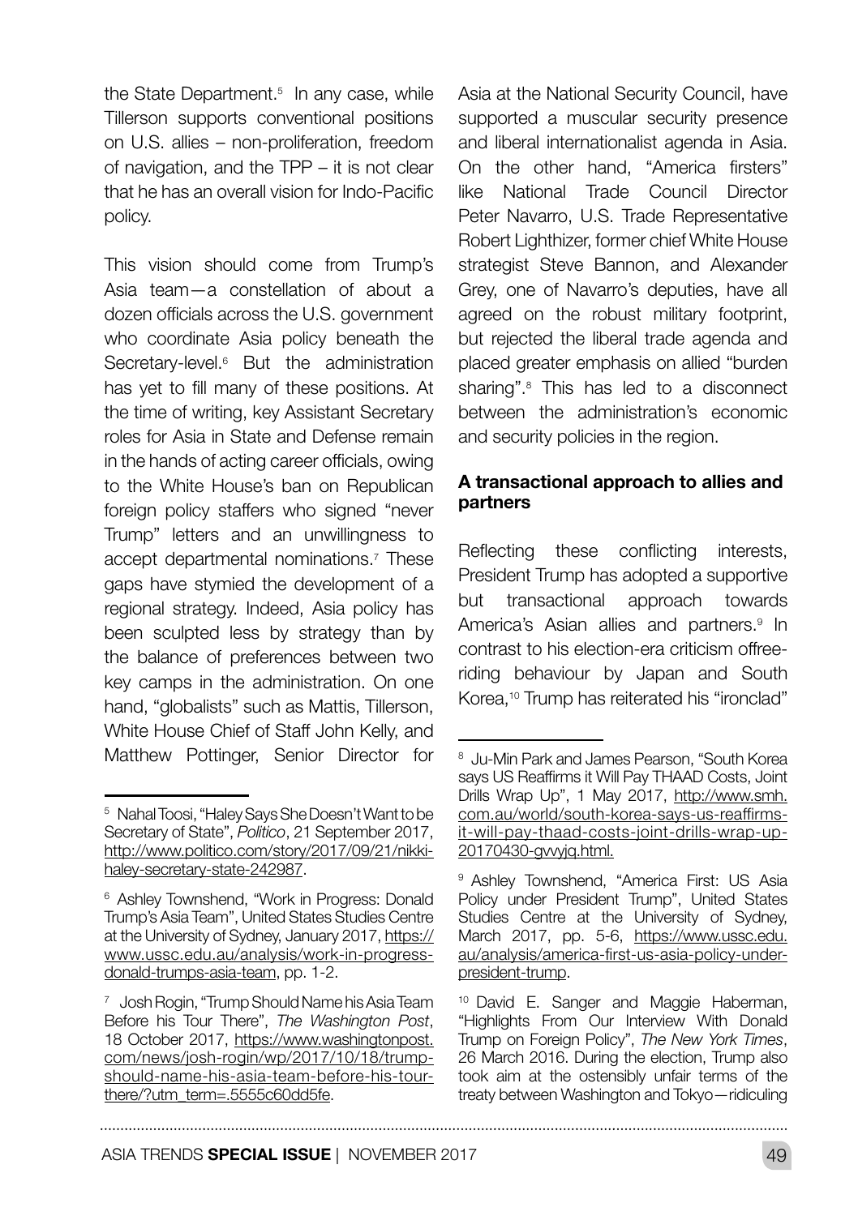the State Department.[5] In any case, while Tillerson supports conventional positions on U.S. allies – non-proliferation, freedom of navigation, and the TPP – it is not clear that he has an overall vision for Indo-Pacific policy.

This vision should come from Trump's Asia team—a constellation of about a dozen officials across the U.S. government who coordinate Asia policy beneath the Secretary-level.[6] But the administration has yet to fill many of these positions. At the time of writing, key Assistant Secretary roles for Asia in State and Defense remain in the hands of acting career officials, owing to the White House's ban on Republican foreign policy staffers who signed "never Trump" letters and an unwillingness to accept departmental nominations.[7] These gaps have stymied the development of a regional strategy. Indeed, Asia policy has been sculpted less by strategy than by the balance of preferences between two key camps in the administration. On one hand, "globalists" such as Mattis, Tillerson, White House Chief of Staff John Kelly, and Matthew Pottinger, Senior Director for Asia at the National Security Council, have supported a muscular security presence and liberal internationalist agenda in Asia. On the other hand, "America firsters" like National Trade Council Director Peter Navarro, U.S. Trade Representative Robert Lighthizer, former chief White House strategist Steve Bannon, and Alexander Grey, one of Navarro's deputies, have all agreed on the robust military footprint, but rejected the liberal trade agenda and placed greater emphasis on allied "burden sharing".[8] This has led to a disconnect between the administration's economic and security policies in the region.

### A transactional approach to allies and partners

Reflecting these conflicting interests, President Trump has adopted a supportive but transactional approach towards America's Asian allies and partners.[9] In contrast to his election-era criticism offree-riding behaviour by Japan and South Korea,[10] Trump has reiterated his "ironclad"

---

[5] Nahal Toosi, "Haley Says She Doesn't Want to be Secretary of State", *Politico*, 21 September 2017, http://www.politico.com/story/2017/09/21/nikki-haley-secretary-state-242987.

[6] Ashley Townshend, "Work in Progress: Donald Trump's Asia Team", United States Studies Centre at the University of Sydney, January 2017, https://www.ussc.edu.au/analysis/work-in-progress-donald-trumps-asia-team, pp. 1-2.

[7] Josh Rogin, "Trump Should Name his Asia Team Before his Tour There", *The Washington Post*, 18 October 2017, https://www.washingtonpost.com/news/josh-rogin/wp/2017/10/18/trump-should-name-his-asia-team-before-his-tour-there/?utm_term=.5555c60dd5fe.

[8] Ju-Min Park and James Pearson, "South Korea says US Reaffirms it Will Pay THAAD Costs, Joint Drills Wrap Up", 1 May 2017, http://www.smh.com.au/world/south-korea-says-us-reaffirms-it-will-pay-thaad-costs-joint-drills-wrap-up-20170430-gvvyjq.html.

[9] Ashley Townshend, "America First: US Asia Policy under President Trump", United States Studies Centre at the University of Sydney, March 2017, pp. 5-6, https://www.ussc.edu.au/analysis/america-first-us-asia-policy-under-president-trump.

[10] David E. Sanger and Maggie Haberman, "Highlights From Our Interview With Donald Trump on Foreign Policy", *The New York Times*, 26 March 2016. During the election, Trump also took aim at the ostensibly unfair terms of the treaty between Washington and Tokyo—ridiculing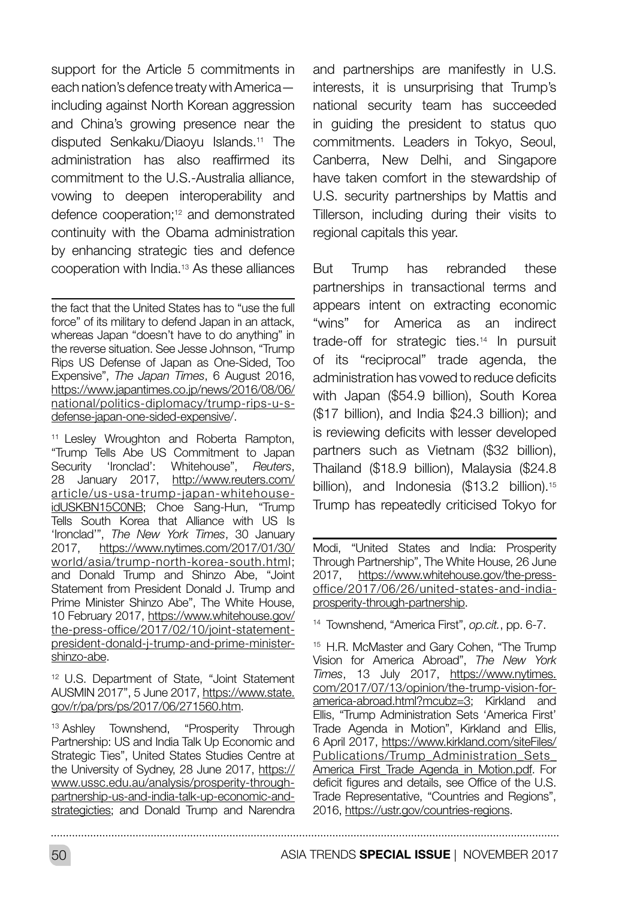support for the Article 5 commitments in each nation's defence treaty with America—including against North Korean aggression and China's growing presence near the disputed Senkaku/Diaoyu Islands.[11] The administration has also reaffirmed its commitment to the U.S.-Australia alliance, vowing to deepen interoperability and defence cooperation;[12] and demonstrated continuity with the Obama administration by enhancing strategic ties and defence cooperation with India.[13] As these alliances and partnerships are manifestly in U.S. interests, it is unsurprising that Trump's national security team has succeeded in guiding the president to status quo commitments. Leaders in Tokyo, Seoul, Canberra, New Delhi, and Singapore have taken comfort in the stewardship of U.S. security partnerships by Mattis and Tillerson, including during their visits to regional capitals this year.

But Trump has rebranded these partnerships in transactional terms and appears intent on extracting economic "wins" for America as an indirect trade-off for strategic ties.[14] In pursuit of its "reciprocal" trade agenda, the administration has vowed to reduce deficits with Japan ($54.9 billion), South Korea ($17 billion), and India $24.3 billion); and is reviewing deficits with lesser developed partners such as Vietnam ($32 billion), Thailand ($18.9 billion), Malaysia ($24.8 billion), and Indonesia ($13.2 billion).[15] Trump has repeatedly criticised Tokyo for

---

the fact that the United States has to "use the full force" of its military to defend Japan in an attack, whereas Japan "doesn't have to do anything" in the reverse situation. See Jesse Johnson, "Trump Rips US Defense of Japan as One-Sided, Too Expensive", *The Japan Times*, 6 August 2016, https://www.japantimes.co.jp/news/2016/08/06/national/politics-diplomacy/trump-rips-u-s-defense-japan-one-sided-expensive/.

[11] Lesley Wroughton and Roberta Rampton, "Trump Tells Abe US Commitment to Japan Security 'Ironclad': Whitehouse", *Reuters*, 28 January 2017, http://www.reuters.com/article/us-usa-trump-japan-whitehouse-idUSKBN15C0NB; Choe Sang-Hun, "Trump Tells South Korea that Alliance with US Is 'Ironclad'", *The New York Times*, 30 January 2017, https://www.nytimes.com/2017/01/30/world/asia/trump-north-korea-south.html; and Donald Trump and Shinzo Abe, "Joint Statement from President Donald J. Trump and Prime Minister Shinzo Abe", The White House, 10 February 2017, https://www.whitehouse.gov/the-press-office/2017/02/10/joint-statement-president-donald-j-trump-and-prime-minister-shinzo-abe.

[12] U.S. Department of State, "Joint Statement AUSMIN 2017", 5 June 2017, https://www.state.gov/r/pa/prs/ps/2017/06/271560.htm.

[13] Ashley Townshend, "Prosperity Through Partnership: US and India Talk Up Economic and Strategic Ties", United States Studies Centre at the University of Sydney, 28 June 2017, https://www.ussc.edu.au/analysis/prosperity-through-partnership-us-and-india-talk-up-economic-and-strategicties; and Donald Trump and Narendra Modi, "United States and India: Prosperity Through Partnership", The White House, 26 June 2017, https://www.whitehouse.gov/the-press-office/2017/06/26/united-states-and-india-prosperity-through-partnership.

[14] Townshend, "America First", *op.cit.*, pp. 6-7.

[15] H.R. McMaster and Gary Cohen, "The Trump Vision for America Abroad", *The New York Times*, 13 July 2017, https://www.nytimes.com/2017/07/13/opinion/the-trump-vision-for-america-abroad.html?mcubz=3; Kirkland and Ellis, "Trump Administration Sets 'America First' Trade Agenda in Motion", Kirkland and Ellis, 6 April 2017, https://www.kirkland.com/siteFiles/Publications/Trump_Administration_Sets_America_First_Trade_Agenda_in_Motion.pdf. For deficit figures and details, see Office of the U.S. Trade Representative, "Countries and Regions", 2016, https://ustr.gov/countries-regions.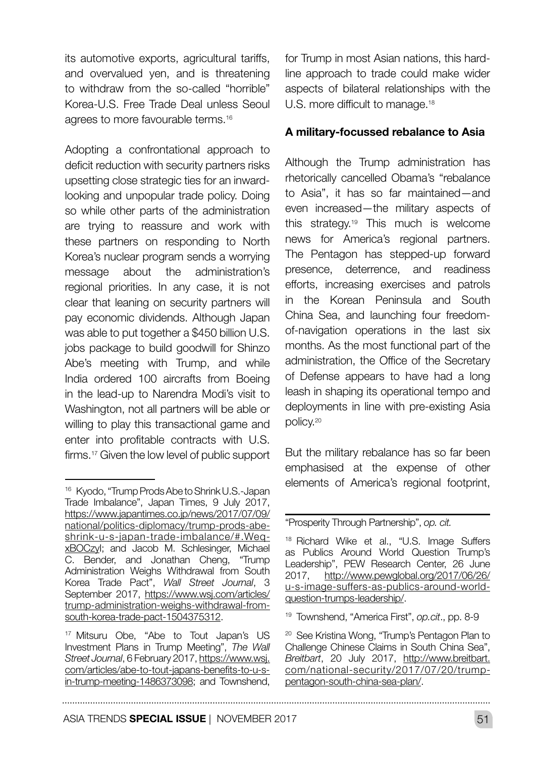its automotive exports, agricultural tariffs, and overvalued yen, and is threatening to withdraw from the so-called "horrible" Korea-U.S. Free Trade Deal unless Seoul agrees to more favourable terms.[16]

Adopting a confrontational approach to deficit reduction with security partners risks upsetting close strategic ties for an inward-looking and unpopular trade policy. Doing so while other parts of the administration are trying to reassure and work with these partners on responding to North Korea's nuclear program sends a worrying message about the administration's regional priorities. In any case, it is not clear that leaning on security partners will pay economic dividends. Although Japan was able to put together a $450 billion U.S. jobs package to build goodwill for Shinzo Abe's meeting with Trump, and while India ordered 100 aircrafts from Boeing in the lead-up to Narendra Modi's visit to Washington, not all partners will be able or willing to play this transactional game and enter into profitable contracts with U.S. firms.[17] Given the low level of public support for Trump in most Asian nations, this hard-line approach to trade could make wider aspects of bilateral relationships with the U.S. more difficult to manage.[18]

### A military-focussed rebalance to Asia

Although the Trump administration has rhetorically cancelled Obama's "rebalance to Asia", it has so far maintained—and even increased—the military aspects of this strategy.[19] This much is welcome news for America's regional partners. The Pentagon has stepped-up forward presence, deterrence, and readiness efforts, increasing exercises and patrols in the Korean Peninsula and South China Sea, and launching four freedom-of-navigation operations in the last six months. As the most functional part of the administration, the Office of the Secretary of Defense appears to have had a long leash in shaping its operational tempo and deployments in line with pre-existing Asia policy.[20]

But the military rebalance has so far been emphasised at the expense of other elements of America's regional footprint,

---

[16] Kyodo, "Trump Prods Abe to Shrink U.S.-Japan Trade Imbalance", Japan Times, 9 July 2017, https://www.japantimes.co.jp/news/2017/07/09/national/politics-diplomacy/trump-prods-abe-shrink-u-s-japan-trade-imbalance/#.WeqxBOCzyl; and Jacob M. Schlesinger, Michael C. Bender, and Jonathan Cheng, "Trump Administration Weighs Withdrawal from South Korea Trade Pact", *Wall Street Journal*, 3 September 2017, https://www.wsj.com/articles/trump-administration-weighs-withdrawal-from-south-korea-trade-pact-1504375312.

[17] Mitsuru Obe, "Abe to Tout Japan's US Investment Plans in Trump Meeting", *The Wall Street Journal*, 6 February 2017, https://www.wsj.com/articles/abe-to-tout-japans-benefits-to-u-s-in-trump-meeting-1486373098; and Townshend, "Prosperity Through Partnership", *op. cit.*

[18] Richard Wike et al., "U.S. Image Suffers as Publics Around World Question Trump's Leadership", PEW Research Center, 26 June 2017, http://www.pewglobal.org/2017/06/26/u-s-image-suffers-as-publics-around-world-question-trumps-leadership/.

[19] Townshend, "America First", *op.cit*., pp. 8-9

[20] See Kristina Wong, "Trump's Pentagon Plan to Challenge Chinese Claims in South China Sea", *Breitbart*, 20 July 2017, http://www.breitbart.com/national-security/2017/07/20/trump-pentagon-south-china-sea-plan/.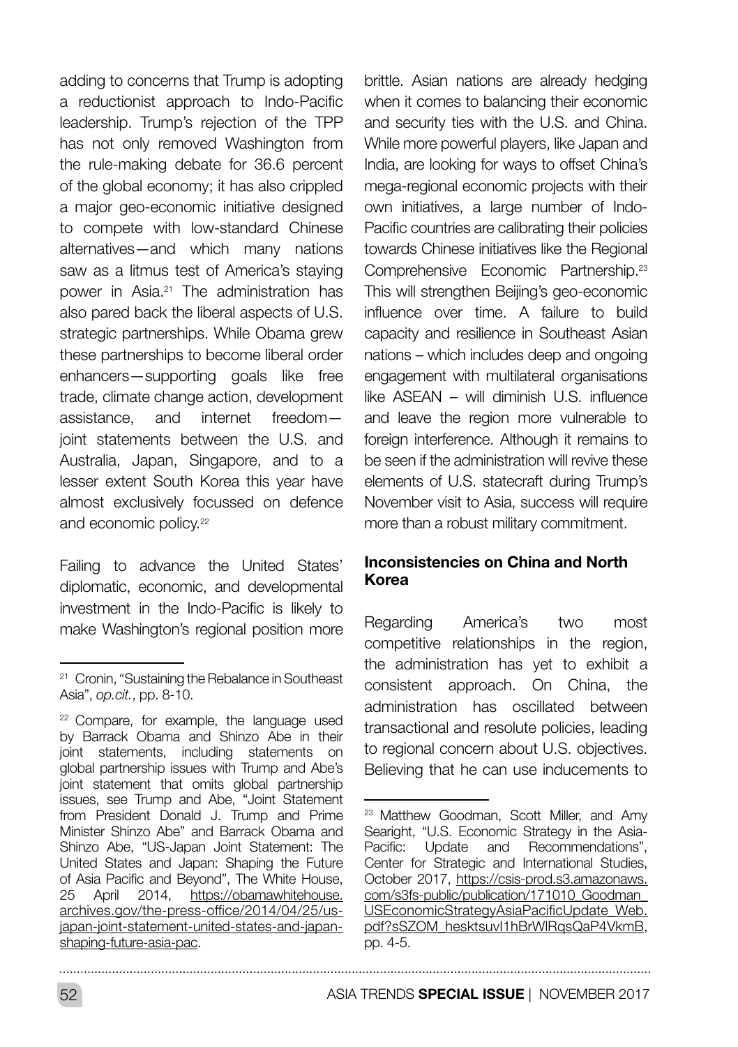adding to concerns that Trump is adopting a reductionist approach to Indo-Pacific leadership. Trump's rejection of the TPP has not only removed Washington from the rule-making debate for 36.6 percent of the global economy; it has also crippled a major geo-economic initiative designed to compete with low-standard Chinese alternatives—and which many nations saw as a litmus test of America's staying power in Asia.[21] The administration has also pared back the liberal aspects of U.S. strategic partnerships. While Obama grew these partnerships to become liberal order enhancers—supporting goals like free trade, climate change action, development assistance, and internet freedom—joint statements between the U.S. and Australia, Japan, Singapore, and to a lesser extent South Korea this year have almost exclusively focussed on defence and economic policy.[22]

Failing to advance the United States' diplomatic, economic, and developmental investment in the Indo-Pacific is likely to make Washington's regional position more brittle. Asian nations are already hedging when it comes to balancing their economic and security ties with the U.S. and China. While more powerful players, like Japan and India, are looking for ways to offset China's mega-regional economic projects with their own initiatives, a large number of Indo-Pacific countries are calibrating their policies towards Chinese initiatives like the Regional Comprehensive Economic Partnership.[23] This will strengthen Beijing's geo-economic influence over time. A failure to build capacity and resilience in Southeast Asian nations – which includes deep and ongoing engagement with multilateral organisations like ASEAN – will diminish U.S. influence and leave the region more vulnerable to foreign interference. Although it remains to be seen if the administration will revive these elements of U.S. statecraft during Trump's November visit to Asia, success will require more than a robust military commitment.

#### Inconsistencies on China and North Korea

Regarding America's two most competitive relationships in the region, the administration has yet to exhibit a consistent approach. On China, the administration has oscillated between transactional and resolute policies, leading to regional concern about U.S. objectives. Believing that he can use inducements to

---

[21] Cronin, "Sustaining the Rebalance in Southeast Asia", *op.cit.*, pp. 8-10.

[22] Compare, for example, the language used by Barrack Obama and Shinzo Abe in their joint statements, including statements on global partnership issues with Trump and Abe's joint statement that omits global partnership issues, see Trump and Abe, "Joint Statement from President Donald J. Trump and Prime Minister Shinzo Abe" and Barrack Obama and Shinzo Abe, "US-Japan Joint Statement: The United States and Japan: Shaping the Future of Asia Pacific and Beyond", The White House, 25 April 2014, https://obamawhitehouse.archives.gov/the-press-office/2014/04/25/us-japan-joint-statement-united-states-and-japan-shaping-future-asia-pac.

[23] Matthew Goodman, Scott Miller, and Amy Searight, "U.S. Economic Strategy in the Asia-Pacific: Update and Recommendations", Center for Strategic and International Studies, October 2017, https://csis-prod.s3.amazonaws.com/s3fs-public/publication/171010_Goodman_USEconomicStrategyAsiaPacificUpdate_Web.pdf?sSZOM_hesktsuvI1hBrWlRqsQaP4VkmB, pp. 4-5.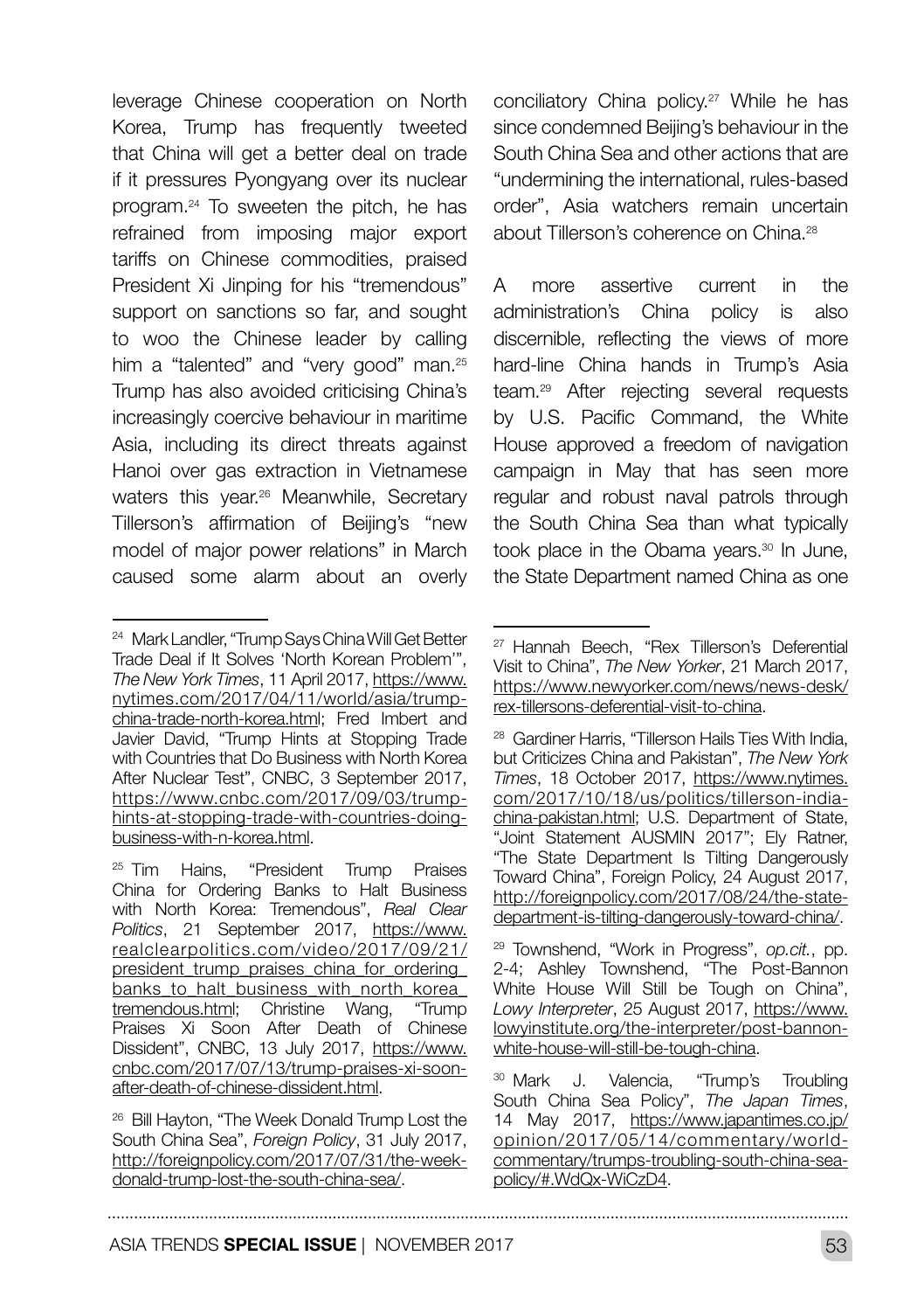leverage Chinese cooperation on North Korea, Trump has frequently tweeted that China will get a better deal on trade if it pressures Pyongyang over its nuclear program.[24] To sweeten the pitch, he has refrained from imposing major export tariffs on Chinese commodities, praised President Xi Jinping for his "tremendous" support on sanctions so far, and sought to woo the Chinese leader by calling him a "talented" and "very good" man.[25] Trump has also avoided criticising China's increasingly coercive behaviour in maritime Asia, including its direct threats against Hanoi over gas extraction in Vietnamese waters this year.[26] Meanwhile, Secretary Tillerson's affirmation of Beijing's "new model of major power relations" in March caused some alarm about an overly conciliatory China policy.[27] While he has since condemned Beijing's behaviour in the South China Sea and other actions that are "undermining the international, rules-based order", Asia watchers remain uncertain about Tillerson's coherence on China.[28]

A more assertive current in the administration's China policy is also discernible, reflecting the views of more hard-line China hands in Trump's Asia team.[29] After rejecting several requests by U.S. Pacific Command, the White House approved a freedom of navigation campaign in May that has seen more regular and robust naval patrols through the South China Sea than what typically took place in the Obama years.[30] In June, the State Department named China as one

---

[24] Mark Landler, "Trump Says China Will Get Better Trade Deal if It Solves 'North Korean Problem'", *The New York Times*, 11 April 2017, https://www.nytimes.com/2017/04/11/world/asia/trump-china-trade-north-korea.html; Fred Imbert and Javier David, "Trump Hints at Stopping Trade with Countries that Do Business with North Korea After Nuclear Test", CNBC, 3 September 2017, https://www.cnbc.com/2017/09/03/trump-hints-at-stopping-trade-with-countries-doing-business-with-n-korea.html.

[25] Tim Hains, "President Trump Praises China for Ordering Banks to Halt Business with North Korea: Tremendous", *Real Clear Politics*, 21 September 2017, https://www.realclearpolitics.com/video/2017/09/21/president_trump_praises_china_for_ordering_banks_to_halt_business_with_north_korea_tremendous.html; Christine Wang, "Trump Praises Xi Soon After Death of Chinese Dissident", CNBC, 13 July 2017, https://www.cnbc.com/2017/07/13/trump-praises-xi-soon-after-death-of-chinese-dissident.html.

[26] Bill Hayton, "The Week Donald Trump Lost the South China Sea", *Foreign Policy*, 31 July 2017, http://foreignpolicy.com/2017/07/31/the-week-donald-trump-lost-the-south-china-sea/.

[27] Hannah Beech, "Rex Tillerson's Deferential Visit to China", *The New Yorker*, 21 March 2017, https://www.newyorker.com/news/news-desk/rex-tillersons-deferential-visit-to-china.

[28] Gardiner Harris, "Tillerson Hails Ties With India, but Criticizes China and Pakistan", *The New York Times*, 18 October 2017, https://www.nytimes.com/2017/10/18/us/politics/tillerson-india-china-pakistan.html; U.S. Department of State, "Joint Statement AUSMIN 2017"; Ely Ratner, "The State Department Is Tilting Dangerously Toward China", Foreign Policy, 24 August 2017, http://foreignpolicy.com/2017/08/24/the-state-department-is-tilting-dangerously-toward-china/.

[29] Townshend, "Work in Progress", *op.cit.*, pp. 2-4; Ashley Townshend, "The Post-Bannon White House Will Still be Tough on China", *Lowy Interpreter*, 25 August 2017, https://www.lowyinstitute.org/the-interpreter/post-bannon-white-house-will-still-be-tough-china.

[30] Mark J. Valencia, "Trump's Troubling South China Sea Policy", *The Japan Times*, 14 May 2017, https://www.japantimes.co.jp/opinion/2017/05/14/commentary/world-commentary/trumps-troubling-south-china-sea-policy/#.WdQx-WiCzD4.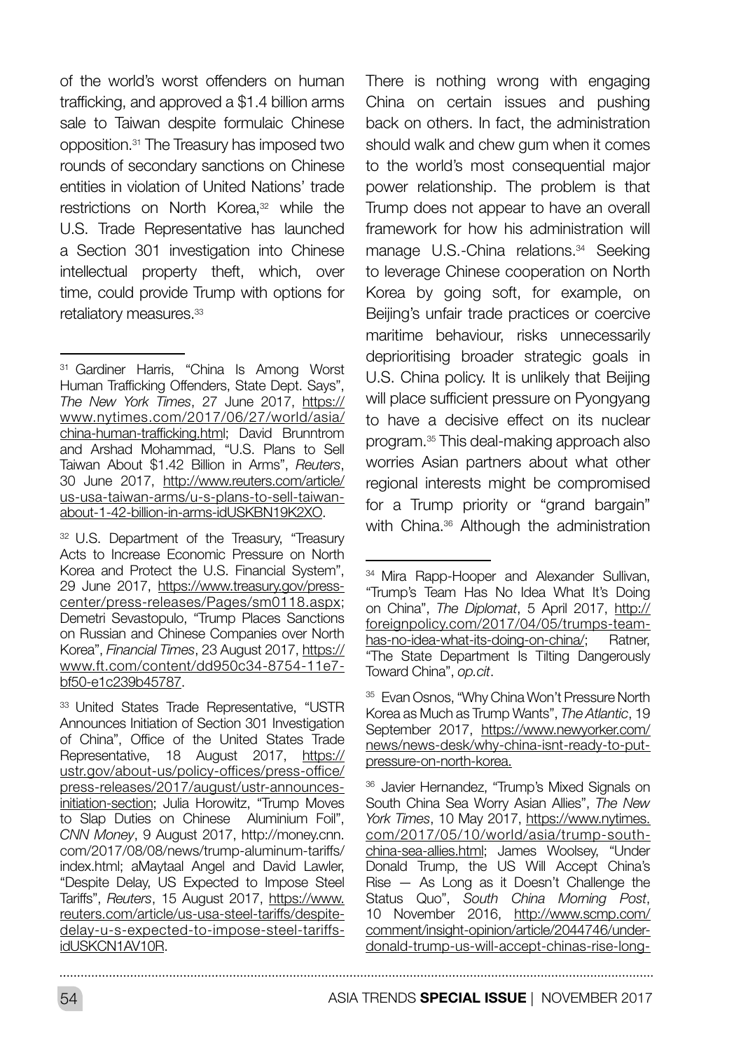of the world's worst offenders on human trafficking, and approved a $1.4 billion arms sale to Taiwan despite formulaic Chinese opposition.[31] The Treasury has imposed two rounds of secondary sanctions on Chinese entities in violation of United Nations' trade restrictions on North Korea,[32] while the U.S. Trade Representative has launched a Section 301 investigation into Chinese intellectual property theft, which, over time, could provide Trump with options for retaliatory measures.[33]

There is nothing wrong with engaging China on certain issues and pushing back on others. In fact, the administration should walk and chew gum when it comes to the world's most consequential major power relationship. The problem is that Trump does not appear to have an overall framework for how his administration will manage U.S.-China relations.[34] Seeking to leverage Chinese cooperation on North Korea by going soft, for example, on Beijing's unfair trade practices or coercive maritime behaviour, risks unnecessarily deprioritising broader strategic goals in U.S. China policy. It is unlikely that Beijing will place sufficient pressure on Pyongyang to have a decisive effect on its nuclear program.[35] This deal-making approach also worries Asian partners about what other regional interests might be compromised for a Trump priority or "grand bargain" with China.[36] Although the administration

---

[31] Gardiner Harris, "China Is Among Worst Human Trafficking Offenders, State Dept. Says", *The New York Times*, 27 June 2017, https://www.nytimes.com/2017/06/27/world/asia/china-human-trafficking.html; David Brunntrom and Arshad Mohammad, "U.S. Plans to Sell Taiwan About $1.42 Billion in Arms", *Reuters*, 30 June 2017, http://www.reuters.com/article/us-usa-taiwan-arms/u-s-plans-to-sell-taiwan-about-1-42-billion-in-arms-idUSKBN19K2XO.

[32] U.S. Department of the Treasury, "Treasury Acts to Increase Economic Pressure on North Korea and Protect the U.S. Financial System", 29 June 2017, https://www.treasury.gov/press-center/press-releases/Pages/sm0118.aspx; Demetri Sevastopulo, "Trump Places Sanctions on Russian and Chinese Companies over North Korea", *Financial Times*, 23 August 2017, https://www.ft.com/content/dd950c34-8754-11e7-bf50-e1c239b45787.

[33] United States Trade Representative, "USTR Announces Initiation of Section 301 Investigation of China", Office of the United States Trade Representative, 18 August 2017, https://ustr.gov/about-us/policy-offices/press-office/press-releases/2017/august/ustr-announces-initiation-section; Julia Horowitz, "Trump Moves to Slap Duties on Chinese Aluminium Foil", *CNN Money*, 9 August 2017, http://money.cnn.com/2017/08/08/news/trump-aluminum-tariffs/index.html; aMaytaal Angel and David Lawler, "Despite Delay, US Expected to Impose Steel Tariffs", *Reuters*, 15 August 2017, https://www.reuters.com/article/us-usa-steel-tariffs/despite-delay-u-s-expected-to-impose-steel-tariffs-idUSKCN1AV10R.

[34] Mira Rapp-Hooper and Alexander Sullivan, "Trump's Team Has No Idea What It's Doing on China", *The Diplomat*, 5 April 2017, http://foreignpolicy.com/2017/04/05/trumps-team-has-no-idea-what-its-doing-on-china/; Ratner, "The State Department Is Tilting Dangerously Toward China", *op.cit*.

[35] Evan Osnos, "Why China Won't Pressure North Korea as Much as Trump Wants", *The Atlantic*, 19 September 2017, https://www.newyorker.com/news/news-desk/why-china-isnt-ready-to-put-pressure-on-north-korea.

[36] Javier Hernandez, "Trump's Mixed Signals on South China Sea Worry Asian Allies", *The New York Times*, 10 May 2017, https://www.nytimes.com/2017/05/10/world/asia/trump-south-china-sea-allies.html; James Woolsey, "Under Donald Trump, the US Will Accept China's Rise — As Long as it Doesn't Challenge the Status Quo", *South China Morning Post*, 10 November 2016, http://www.scmp.com/comment/insight-opinion/article/2044746/under-donald-trump-us-will-accept-chinas-rise-long-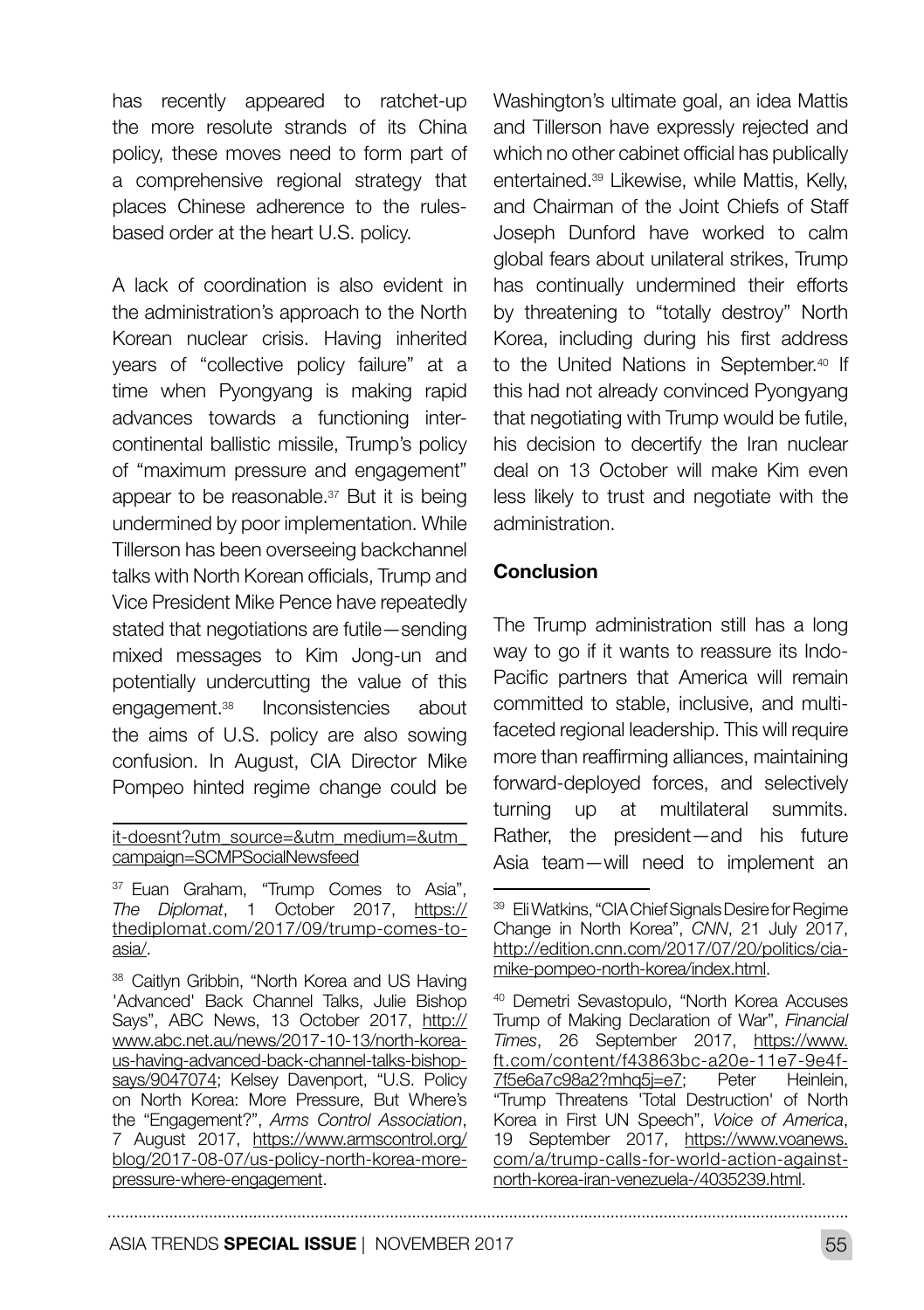has recently appeared to ratchet-up the more resolute strands of its China policy, these moves need to form part of a comprehensive regional strategy that places Chinese adherence to the rules-based order at the heart U.S. policy.

A lack of coordination is also evident in the administration's approach to the North Korean nuclear crisis. Having inherited years of "collective policy failure" at a time when Pyongyang is making rapid advances towards a functioning inter-continental ballistic missile, Trump's policy of "maximum pressure and engagement" appear to be reasonable.[37] But it is being undermined by poor implementation. While Tillerson has been overseeing backchannel talks with North Korean officials, Trump and Vice President Mike Pence have repeatedly stated that negotiations are futile—sending mixed messages to Kim Jong-un and potentially undercutting the value of this engagement.[38] Inconsistencies about the aims of U.S. policy are also sowing confusion. In August, CIA Director Mike Pompeo hinted regime change could be Washington's ultimate goal, an idea Mattis and Tillerson have expressly rejected and which no other cabinet official has publically entertained.[39] Likewise, while Mattis, Kelly, and Chairman of the Joint Chiefs of Staff Joseph Dunford have worked to calm global fears about unilateral strikes, Trump has continually undermined their efforts by threatening to "totally destroy" North Korea, including during his first address to the United Nations in September.[40] If this had not already convinced Pyongyang that negotiating with Trump would be futile, his decision to decertify the Iran nuclear deal on 13 October will make Kim even less likely to trust and negotiate with the administration.

## Conclusion

The Trump administration still has a long way to go if it wants to reassure its Indo-Pacific partners that America will remain committed to stable, inclusive, and multi-faceted regional leadership. This will require more than reaffirming alliances, maintaining forward-deployed forces, and selectively turning up at multilateral summits. Rather, the president—and his future Asia team—will need to implement an

---

it-doesnt?utm_source=&utm_medium=&utm_campaign=SCMPSocialNewsfeed

[37] Euan Graham, "Trump Comes to Asia", *The Diplomat*, 1 October 2017, https://thediplomat.com/2017/09/trump-comes-to-asia/.

[38] Caitlyn Gribbin, "North Korea and US Having 'Advanced' Back Channel Talks, Julie Bishop Says", ABC News, 13 October 2017, http://www.abc.net.au/news/2017-10-13/north-korea-us-having-advanced-back-channel-talks-bishop-says/9047074; Kelsey Davenport, "U.S. Policy on North Korea: More Pressure, But Where's the "Engagement?", *Arms Control Association*, 7 August 2017, https://www.armscontrol.org/blog/2017-08-07/us-policy-north-korea-more-pressure-where-engagement.

[39] Eli Watkins, "CIA Chief Signals Desire for Regime Change in North Korea", *CNN*, 21 July 2017, http://edition.cnn.com/2017/07/20/politics/cia-mike-pompeo-north-korea/index.html.

[40] Demetri Sevastopulo, "North Korea Accuses Trump of Making Declaration of War", *Financial Times*, 26 September 2017, https://www.ft.com/content/f43863bc-a20e-11e7-9e4f-7f5e6a7c98a2?mhq5j=e7; Peter Heinlein, "Trump Threatens 'Total Destruction' of North Korea in First UN Speech", *Voice of America*, 19 September 2017, https://www.voanews.com/a/trump-calls-for-world-action-against-north-korea-iran-venezuela-/4035239.html.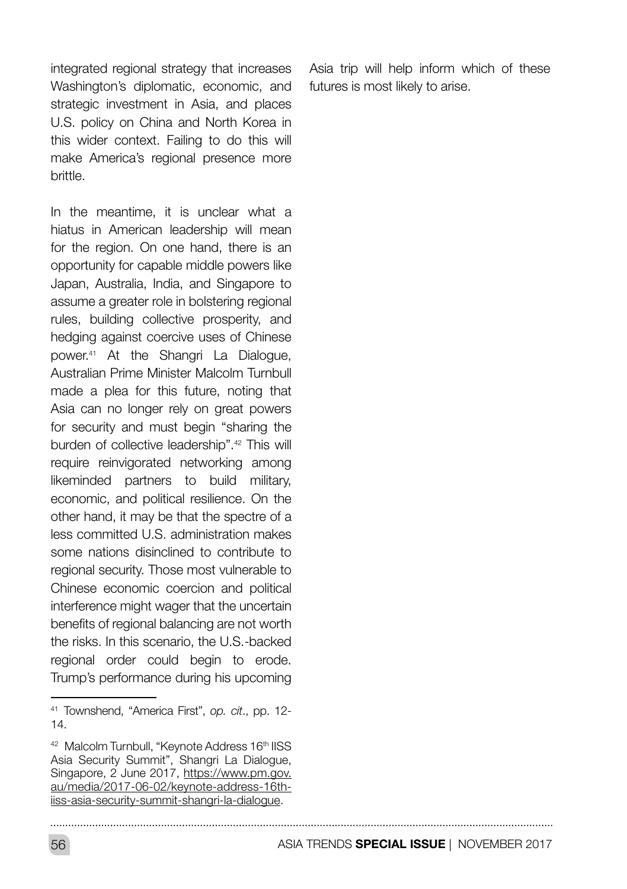integrated regional strategy that increases Washington's diplomatic, economic, and strategic investment in Asia, and places U.S. policy on China and North Korea in this wider context. Failing to do this will make America's regional presence more brittle.

In the meantime, it is unclear what a hiatus in American leadership will mean for the region. On one hand, there is an opportunity for capable middle powers like Japan, Australia, India, and Singapore to assume a greater role in bolstering regional rules, building collective prosperity, and hedging against coercive uses of Chinese power.[41] At the Shangri La Dialogue, Australian Prime Minister Malcolm Turnbull made a plea for this future, noting that Asia can no longer rely on great powers for security and must begin "sharing the burden of collective leadership".[42] This will require reinvigorated networking among likeminded partners to build military, economic, and political resilience. On the other hand, it may be that the spectre of a less committed U.S. administration makes some nations disinclined to contribute to regional security. Those most vulnerable to Chinese economic coercion and political interference might wager that the uncertain benefits of regional balancing are not worth the risks. In this scenario, the U.S.-backed regional order could begin to erode. Trump's performance during his upcoming Asia trip will help inform which of these futures is most likely to arise.

---

[41] Townshend, "America First", *op. cit*., pp. 12-14.

[42] Malcolm Turnbull, "Keynote Address 16th IISS Asia Security Summit", Shangri La Dialogue, Singapore, 2 June 2017, https://www.pm.gov.au/media/2017-06-02/keynote-address-16th-iiss-asia-security-summit-shangri-la-dialogue.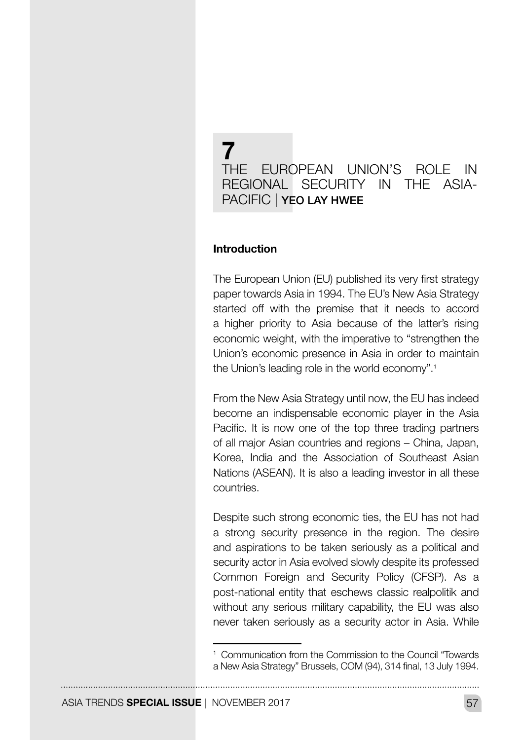# 7 THE EUROPEAN UNION'S ROLE IN REGIONAL SECURITY IN THE ASIA-PACIFIC | YEO LAY HWEE

## Introduction

The European Union (EU) published its very first strategy paper towards Asia in 1994. The EU's New Asia Strategy started off with the premise that it needs to accord a higher priority to Asia because of the latter's rising economic weight, with the imperative to "strengthen the Union's economic presence in Asia in order to maintain the Union's leading role in the world economy".[1]

From the New Asia Strategy until now, the EU has indeed become an indispensable economic player in the Asia Pacific. It is now one of the top three trading partners of all major Asian countries and regions – China, Japan, Korea, India and the Association of Southeast Asian Nations (ASEAN). It is also a leading investor in all these countries.

Despite such strong economic ties, the EU has not had a strong security presence in the region. The desire and aspirations to be taken seriously as a political and security actor in Asia evolved slowly despite its professed Common Foreign and Security Policy (CFSP). As a post-national entity that eschews classic realpolitik and without any serious military capability, the EU was also never taken seriously as a security actor in Asia. While

[1] Communication from the Commission to the Council "Towards a New Asia Strategy" Brussels, COM (94), 314 final, 13 July 1994.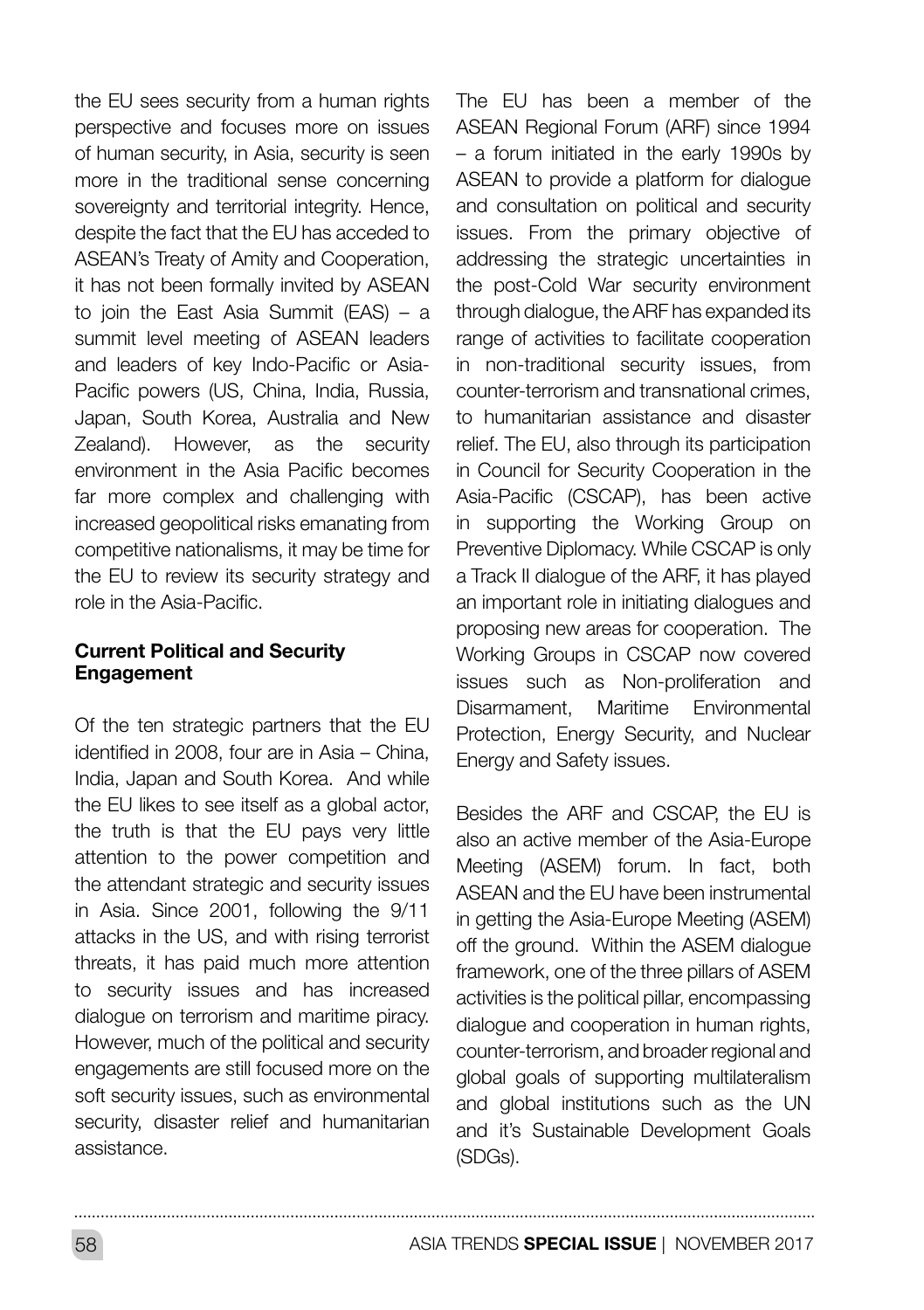the EU sees security from a human rights perspective and focuses more on issues of human security, in Asia, security is seen more in the traditional sense concerning sovereignty and territorial integrity. Hence, despite the fact that the EU has acceded to ASEAN's Treaty of Amity and Cooperation, it has not been formally invited by ASEAN to join the East Asia Summit (EAS) – a summit level meeting of ASEAN leaders and leaders of key Indo-Pacific or Asia-Pacific powers (US, China, India, Russia, Japan, South Korea, Australia and New Zealand). However, as the security environment in the Asia Pacific becomes far more complex and challenging with increased geopolitical risks emanating from competitive nationalisms, it may be time for the EU to review its security strategy and role in the Asia-Pacific.

## Current Political and Security Engagement

Of the ten strategic partners that the EU identified in 2008, four are in Asia – China, India, Japan and South Korea. And while the EU likes to see itself as a global actor, the truth is that the EU pays very little attention to the power competition and the attendant strategic and security issues in Asia. Since 2001, following the 9/11 attacks in the US, and with rising terrorist threats, it has paid much more attention to security issues and has increased dialogue on terrorism and maritime piracy. However, much of the political and security engagements are still focused more on the soft security issues, such as environmental security, disaster relief and humanitarian assistance.

The EU has been a member of the ASEAN Regional Forum (ARF) since 1994 – a forum initiated in the early 1990s by ASEAN to provide a platform for dialogue and consultation on political and security issues. From the primary objective of addressing the strategic uncertainties in the post-Cold War security environment through dialogue, the ARF has expanded its range of activities to facilitate cooperation in non-traditional security issues, from counter-terrorism and transnational crimes, to humanitarian assistance and disaster relief. The EU, also through its participation in Council for Security Cooperation in the Asia-Pacific (CSCAP), has been active in supporting the Working Group on Preventive Diplomacy. While CSCAP is only a Track II dialogue of the ARF, it has played an important role in initiating dialogues and proposing new areas for cooperation. The Working Groups in CSCAP now covered issues such as Non-proliferation and Disarmament, Maritime Environmental Protection, Energy Security, and Nuclear Energy and Safety issues.

Besides the ARF and CSCAP, the EU is also an active member of the Asia-Europe Meeting (ASEM) forum. In fact, both ASEAN and the EU have been instrumental in getting the Asia-Europe Meeting (ASEM) off the ground. Within the ASEM dialogue framework, one of the three pillars of ASEM activities is the political pillar, encompassing dialogue and cooperation in human rights, counter-terrorism, and broader regional and global goals of supporting multilateralism and global institutions such as the UN and it's Sustainable Development Goals (SDGs).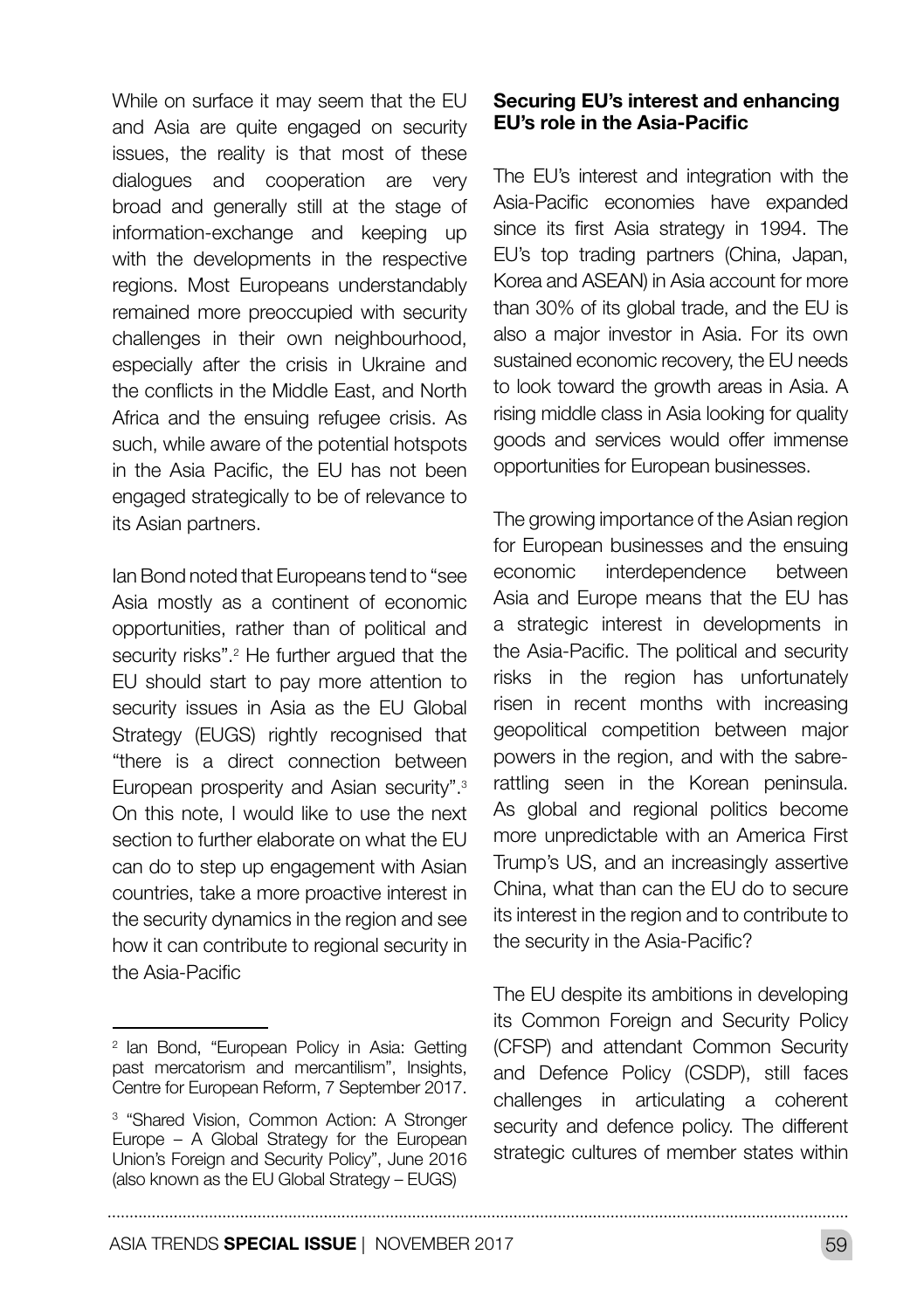While on surface it may seem that the EU and Asia are quite engaged on security issues, the reality is that most of these dialogues and cooperation are very broad and generally still at the stage of information-exchange and keeping up with the developments in the respective regions. Most Europeans understandably remained more preoccupied with security challenges in their own neighbourhood, especially after the crisis in Ukraine and the conflicts in the Middle East, and North Africa and the ensuing refugee crisis. As such, while aware of the potential hotspots in the Asia Pacific, the EU has not been engaged strategically to be of relevance to its Asian partners.

Ian Bond noted that Europeans tend to "see Asia mostly as a continent of economic opportunities, rather than of political and security risks".[2] He further argued that the EU should start to pay more attention to security issues in Asia as the EU Global Strategy (EUGS) rightly recognised that "there is a direct connection between European prosperity and Asian security".[3] On this note, I would like to use the next section to further elaborate on what the EU can do to step up engagement with Asian countries, take a more proactive interest in the security dynamics in the region and see how it can contribute to regional security in the Asia-Pacific

[2] Ian Bond, "European Policy in Asia: Getting past mercatorism and mercantilism", Insights, Centre for European Reform, 7 September 2017.

[3] "Shared Vision, Common Action: A Stronger Europe – A Global Strategy for the European Union's Foreign and Security Policy", June 2016 (also known as the EU Global Strategy – EUGS)

### Securing EU's interest and enhancing EU's role in the Asia-Pacific

The EU's interest and integration with the Asia-Pacific economies have expanded since its first Asia strategy in 1994. The EU's top trading partners (China, Japan, Korea and ASEAN) in Asia account for more than 30% of its global trade, and the EU is also a major investor in Asia. For its own sustained economic recovery, the EU needs to look toward the growth areas in Asia. A rising middle class in Asia looking for quality goods and services would offer immense opportunities for European businesses.

The growing importance of the Asian region for European businesses and the ensuing economic interdependence between Asia and Europe means that the EU has a strategic interest in developments in the Asia-Pacific. The political and security risks in the region has unfortunately risen in recent months with increasing geopolitical competition between major powers in the region, and with the sabre-rattling seen in the Korean peninsula. As global and regional politics become more unpredictable with an America First Trump's US, and an increasingly assertive China, what than can the EU do to secure its interest in the region and to contribute to the security in the Asia-Pacific?

The EU despite its ambitions in developing its Common Foreign and Security Policy (CFSP) and attendant Common Security and Defence Policy (CSDP), still faces challenges in articulating a coherent security and defence policy. The different strategic cultures of member states within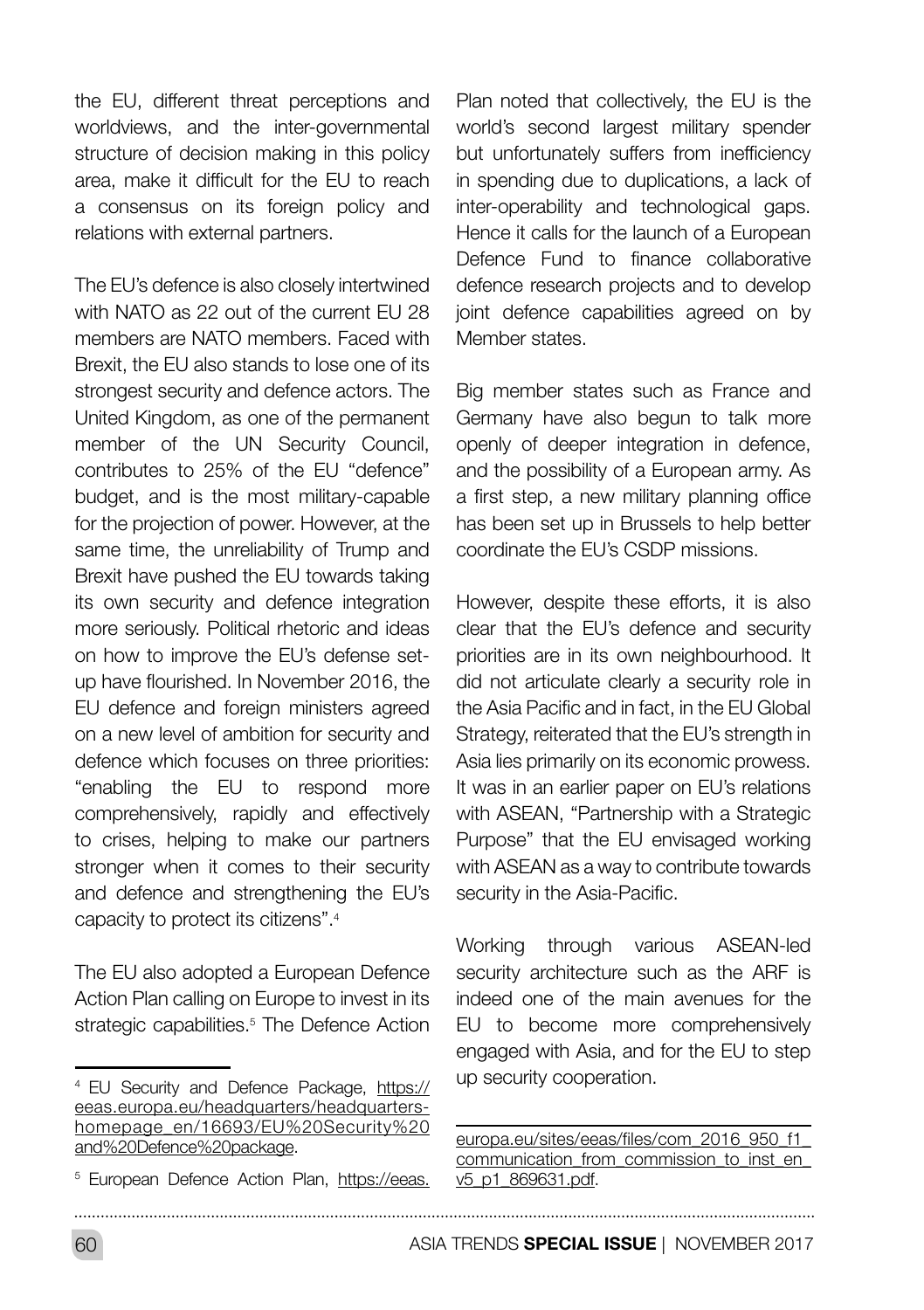the EU, different threat perceptions and worldviews, and the inter-governmental structure of decision making in this policy area, make it difficult for the EU to reach a consensus on its foreign policy and relations with external partners.

The EU's defence is also closely intertwined with NATO as 22 out of the current EU 28 members are NATO members. Faced with Brexit, the EU also stands to lose one of its strongest security and defence actors. The United Kingdom, as one of the permanent member of the UN Security Council, contributes to 25% of the EU "defence" budget, and is the most military-capable for the projection of power. However, at the same time, the unreliability of Trump and Brexit have pushed the EU towards taking its own security and defence integration more seriously. Political rhetoric and ideas on how to improve the EU's defense set-up have flourished. In November 2016, the EU defence and foreign ministers agreed on a new level of ambition for security and defence which focuses on three priorities: "enabling the EU to respond more comprehensively, rapidly and effectively to crises, helping to make our partners stronger when it comes to their security and defence and strengthening the EU's capacity to protect its citizens".[4]

The EU also adopted a European Defence Action Plan calling on Europe to invest in its strategic capabilities.[5] The Defence Action Plan noted that collectively, the EU is the world's second largest military spender but unfortunately suffers from inefficiency in spending due to duplications, a lack of inter-operability and technological gaps. Hence it calls for the launch of a European Defence Fund to finance collaborative defence research projects and to develop joint defence capabilities agreed on by Member states.

Big member states such as France and Germany have also begun to talk more openly of deeper integration in defence, and the possibility of a European army. As a first step, a new military planning office has been set up in Brussels to help better coordinate the EU's CSDP missions.

However, despite these efforts, it is also clear that the EU's defence and security priorities are in its own neighbourhood. It did not articulate clearly a security role in the Asia Pacific and in fact, in the EU Global Strategy, reiterated that the EU's strength in Asia lies primarily on its economic prowess. It was in an earlier paper on EU's relations with ASEAN, "Partnership with a Strategic Purpose" that the EU envisaged working with ASEAN as a way to contribute towards security in the Asia-Pacific.

Working through various ASEAN-led security architecture such as the ARF is indeed one of the main avenues for the EU to become more comprehensively engaged with Asia, and for the EU to step up security cooperation.

---

[4] EU Security and Defence Package, https://eeas.europa.eu/headquarters/headquarters-homepage_en/16693/EU%20Security%20and%20Defence%20package.

[5] European Defence Action Plan, https://eeas.europa.eu/sites/eeas/files/com_2016_950_f1_communication_from_commission_to_inst_en_v5_p1_869631.pdf.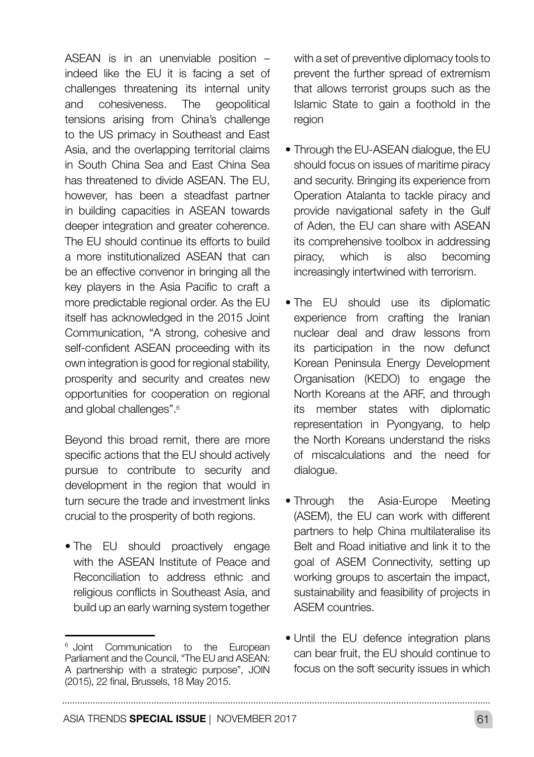ASEAN is in an unenviable position – indeed like the EU it is facing a set of challenges threatening its internal unity and cohesiveness. The geopolitical tensions arising from China's challenge to the US primacy in Southeast and East Asia, and the overlapping territorial claims in South China Sea and East China Sea has threatened to divide ASEAN. The EU, however, has been a steadfast partner in building capacities in ASEAN towards deeper integration and greater coherence. The EU should continue its efforts to build a more institutionalized ASEAN that can be an effective convenor in bringing all the key players in the Asia Pacific to craft a more predictable regional order. As the EU itself has acknowledged in the 2015 Joint Communication, "A strong, cohesive and self-confident ASEAN proceeding with its own integration is good for regional stability, prosperity and security and creates new opportunities for cooperation on regional and global challenges".[6]

Beyond this broad remit, there are more specific actions that the EU should actively pursue to contribute to security and development in the region that would in turn secure the trade and investment links crucial to the prosperity of both regions.

- The EU should proactively engage with the ASEAN Institute of Peace and Reconciliation to address ethnic and religious conflicts in Southeast Asia, and build up an early warning system together with a set of preventive diplomacy tools to prevent the further spread of extremism that allows terrorist groups such as the Islamic State to gain a foothold in the region
- Through the EU-ASEAN dialogue, the EU should focus on issues of maritime piracy and security. Bringing its experience from Operation Atalanta to tackle piracy and provide navigational safety in the Gulf of Aden, the EU can share with ASEAN its comprehensive toolbox in addressing piracy, which is also becoming increasingly intertwined with terrorism.
- The EU should use its diplomatic experience from crafting the Iranian nuclear deal and draw lessons from its participation in the now defunct Korean Peninsula Energy Development Organisation (KEDO) to engage the North Koreans at the ARF, and through its member states with diplomatic representation in Pyongyang, to help the North Koreans understand the risks of miscalculations and the need for dialogue.
- Through the Asia-Europe Meeting (ASEM), the EU can work with different partners to help China multilateralise its Belt and Road initiative and link it to the goal of ASEM Connectivity, setting up working groups to ascertain the impact, sustainability and feasibility of projects in ASEM countries.
- Until the EU defence integration plans can bear fruit, the EU should continue to focus on the soft security issues in which

[6] Joint Communication to the European Parliament and the Council, "The EU and ASEAN: A partnership with a strategic purpose", JOIN (2015), 22 final, Brussels, 18 May 2015.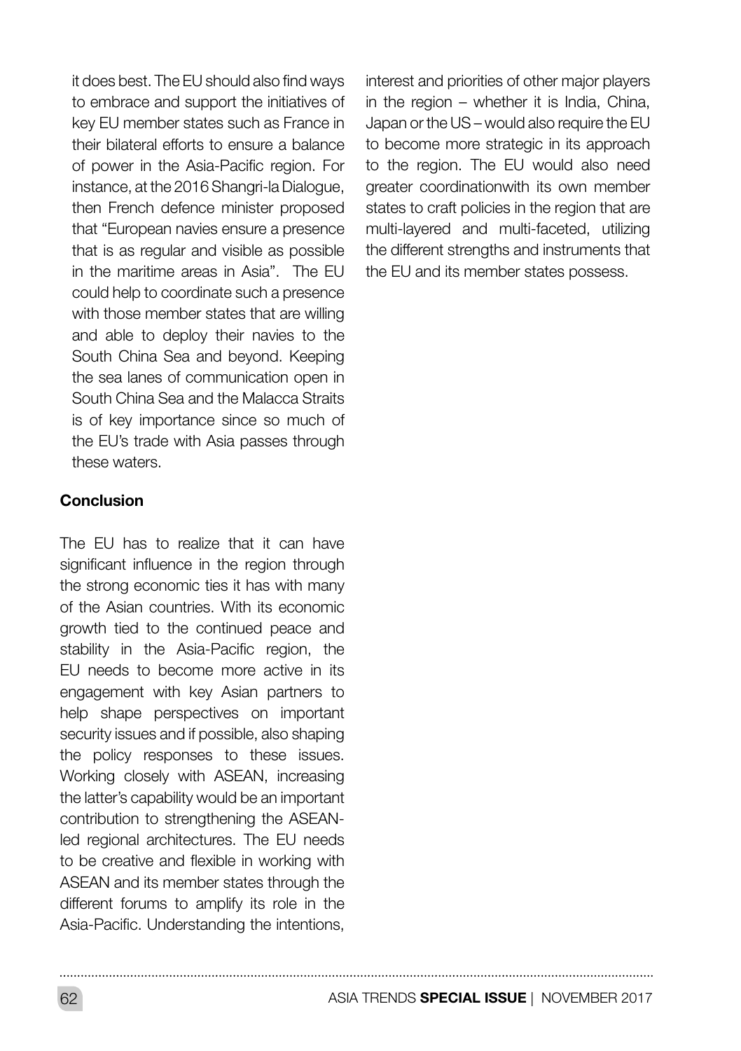it does best. The EU should also find ways to embrace and support the initiatives of key EU member states such as France in their bilateral efforts to ensure a balance of power in the Asia-Pacific region. For instance, at the 2016 Shangri-la Dialogue, then French defence minister proposed that "European navies ensure a presence that is as regular and visible as possible in the maritime areas in Asia". The EU could help to coordinate such a presence with those member states that are willing and able to deploy their navies to the South China Sea and beyond. Keeping the sea lanes of communication open in South China Sea and the Malacca Straits is of key importance since so much of the EU's trade with Asia passes through these waters.

**Conclusion**

The EU has to realize that it can have significant influence in the region through the strong economic ties it has with many of the Asian countries. With its economic growth tied to the continued peace and stability in the Asia-Pacific region, the EU needs to become more active in its engagement with key Asian partners to help shape perspectives on important security issues and if possible, also shaping the policy responses to these issues. Working closely with ASEAN, increasing the latter's capability would be an important contribution to strengthening the ASEAN-led regional architectures. The EU needs to be creative and flexible in working with ASEAN and its member states through the different forums to amplify its role in the Asia-Pacific. Understanding the intentions, interest and priorities of other major players in the region – whether it is India, China, Japan or the US – would also require the EU to become more strategic in its approach to the region. The EU would also need greater coordinationwith its own member states to craft policies in the region that are multi-layered and multi-faceted, utilizing the different strengths and instruments that the EU and its member states possess.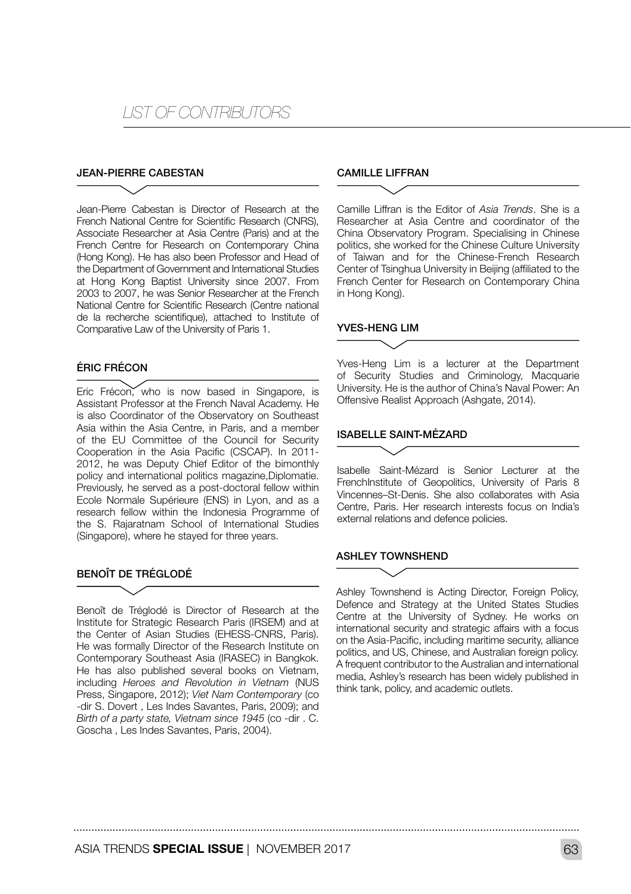# *LIST OF CONTRIBUTORS*

## JEAN-PIERRE CABESTAN

Jean-Pierre Cabestan is Director of Research at the French National Centre for Scientific Research (CNRS), Associate Researcher at Asia Centre (Paris) and at the French Centre for Research on Contemporary China (Hong Kong). He has also been Professor and Head of the Department of Government and International Studies at Hong Kong Baptist University since 2007. From 2003 to 2007, he was Senior Researcher at the French National Centre for Scientific Research (Centre national de la recherche scientifique), attached to Institute of Comparative Law of the University of Paris 1.

## ÉRIC FRÉCON

Eric Frécon, who is now based in Singapore, is Assistant Professor at the French Naval Academy. He is also Coordinator of the Observatory on Southeast Asia within the Asia Centre, in Paris, and a member of the EU Committee of the Council for Security Cooperation in the Asia Pacific (CSCAP). In 2011-2012, he was Deputy Chief Editor of the bimonthly policy and international politics magazine,Diplomatie. Previously, he served as a post-doctoral fellow within Ecole Normale Supérieure (ENS) in Lyon, and as a research fellow within the Indonesia Programme of the S. Rajaratnam School of International Studies (Singapore), where he stayed for three years.

## BENOÎT DE TRÉGLODÉ

Benoît de Tréglodé is Director of Research at the Institute for Strategic Research Paris (IRSEM) and at the Center of Asian Studies (EHESS-CNRS, Paris). He was formally Director of the Research Institute on Contemporary Southeast Asia (IRASEC) in Bangkok. He has also published several books on Vietnam, including *Heroes and Revolution in Vietnam* (NUS Press, Singapore, 2012); *Viet Nam Contemporary* (co -dir S. Dovert , Les Indes Savantes, Paris, 2009); and *Birth of a party state, Vietnam since 1945* (co -dir . C. Goscha , Les Indes Savantes, Paris, 2004).

## CAMILLE LIFFRAN

Camille Liffran is the Editor of *Asia Trends*. She is a Researcher at Asia Centre and coordinator of the China Observatory Program. Specialising in Chinese politics, she worked for the Chinese Culture University of Taiwan and for the Chinese-French Research Center of Tsinghua University in Beijing (affiliated to the French Center for Research on Contemporary China in Hong Kong).

## YVES-HENG LIM

Yves-Heng Lim is a lecturer at the Department of Security Studies and Criminology, Macquarie University. He is the author of China's Naval Power: An Offensive Realist Approach (Ashgate, 2014).

## ISABELLE SAINT-MÉZARD

Isabelle Saint-Mézard is Senior Lecturer at the FrenchInstitute of Geopolitics, University of Paris 8 Vincennes–St-Denis. She also collaborates with Asia Centre, Paris. Her research interests focus on India's external relations and defence policies.

## ASHLEY TOWNSHEND

Ashley Townshend is Acting Director, Foreign Policy, Defence and Strategy at the United States Studies Centre at the University of Sydney. He works on international security and strategic affairs with a focus on the Asia-Pacific, including maritime security, alliance politics, and US, Chinese, and Australian foreign policy. A frequent contributor to the Australian and international media, Ashley's research has been widely published in think tank, policy, and academic outlets.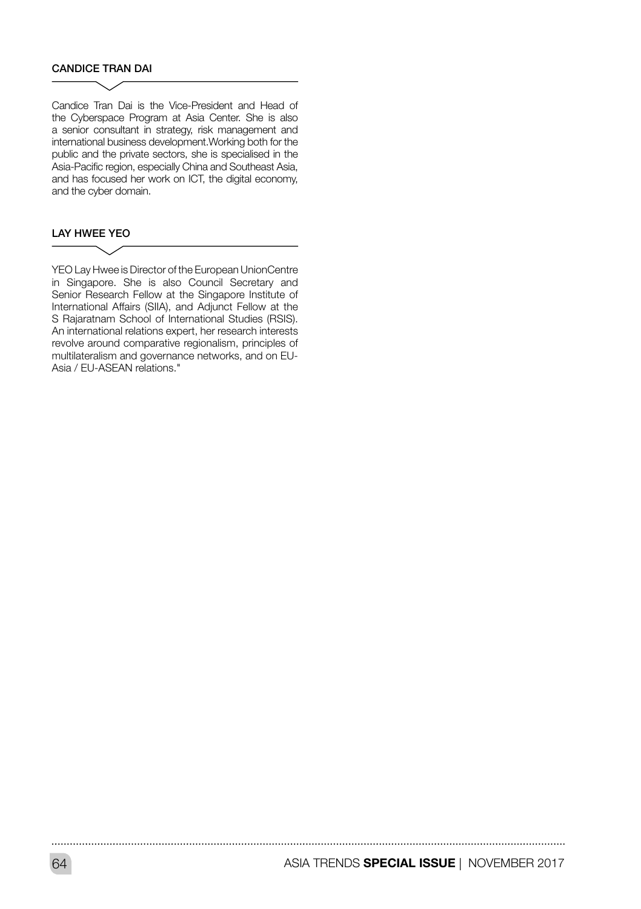### CANDICE TRAN DAI

Candice Tran Dai is the Vice-President and Head of the Cyberspace Program at Asia Center. She is also a senior consultant in strategy, risk management and international business development.Working both for the public and the private sectors, she is specialised in the Asia-Pacific region, especially China and Southeast Asia, and has focused her work on ICT, the digital economy, and the cyber domain.

### LAY HWEE YEO

YEO Lay Hwee is Director of the European UnionCentre in Singapore. She is also Council Secretary and Senior Research Fellow at the Singapore Institute of International Affairs (SIIA), and Adjunct Fellow at the S Rajaratnam School of International Studies (RSIS). An international relations expert, her research interests revolve around comparative regionalism, principles of multilateralism and governance networks, and on EU-Asia / EU-ASEAN relations."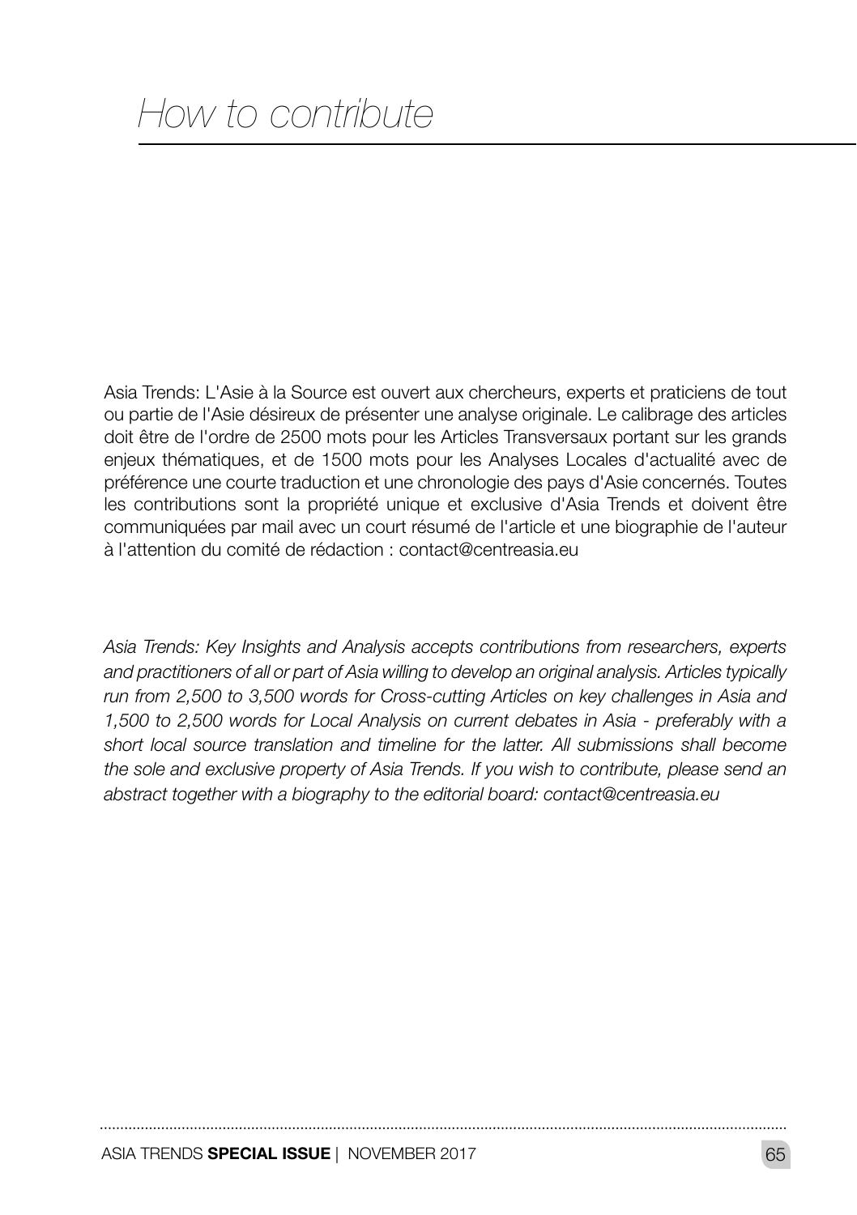# *How to contribute*

Asia Trends: L'Asie à la Source est ouvert aux chercheurs, experts et praticiens de tout ou partie de l'Asie désireux de présenter une analyse originale. Le calibrage des articles doit être de l'ordre de 2500 mots pour les Articles Transversaux portant sur les grands enjeux thématiques, et de 1500 mots pour les Analyses Locales d'actualité avec de préférence une courte traduction et une chronologie des pays d'Asie concernés. Toutes les contributions sont la propriété unique et exclusive d'Asia Trends et doivent être communiquées par mail avec un court résumé de l'article et une biographie de l'auteur à l'attention du comité de rédaction : contact@centreasia.eu

*Asia Trends: Key Insights and Analysis accepts contributions from researchers, experts and practitioners of all or part of Asia willing to develop an original analysis. Articles typically run from 2,500 to 3,500 words for Cross-cutting Articles on key challenges in Asia and 1,500 to 2,500 words for Local Analysis on current debates in Asia - preferably with a short local source translation and timeline for the latter. All submissions shall become the sole and exclusive property of Asia Trends. If you wish to contribute, please send an abstract together with a biography to the editorial board: contact@centreasia.eu*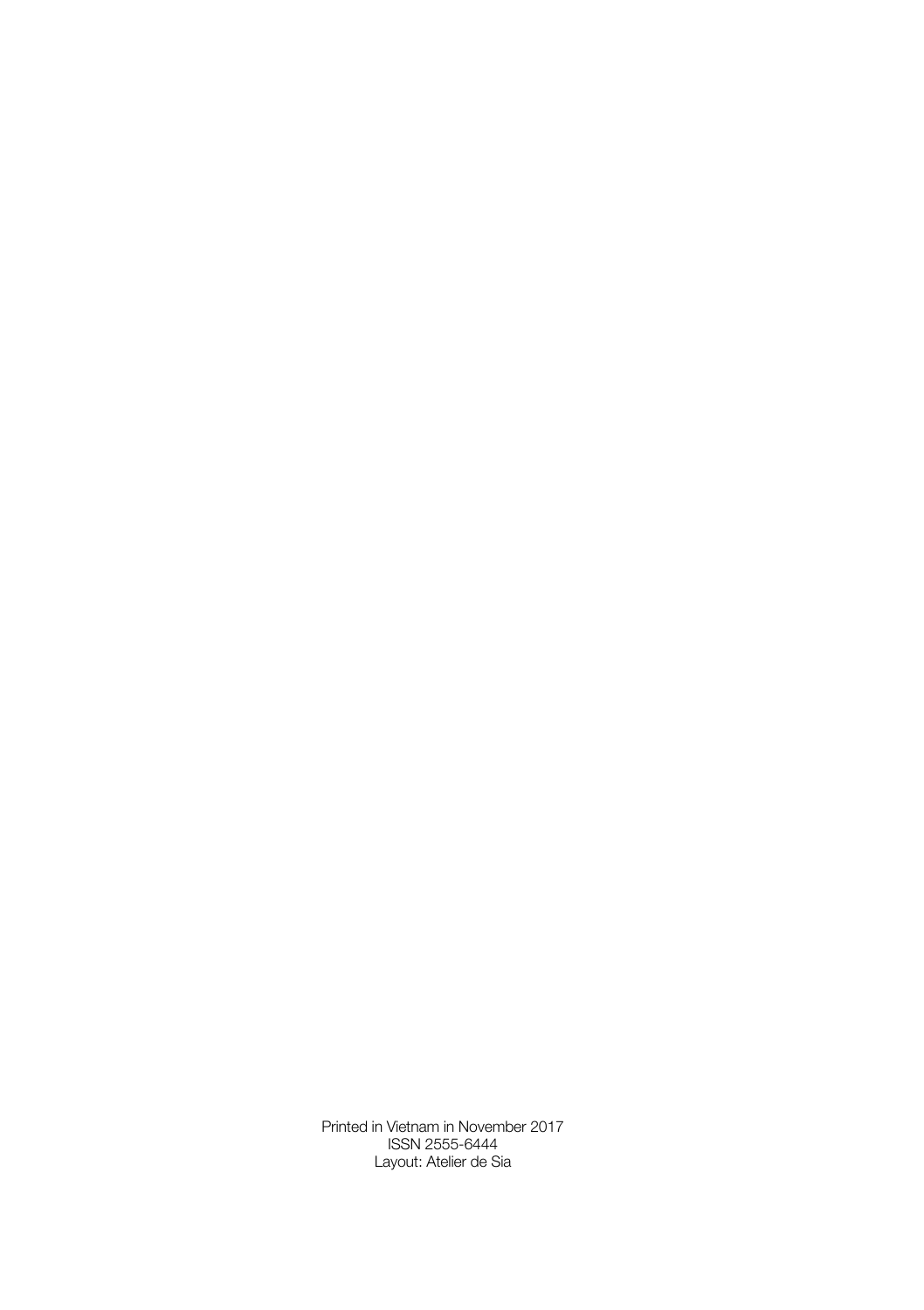Printed in Vietnam in November 2017
ISSN 2555-6444
Layout: Atelier de Sia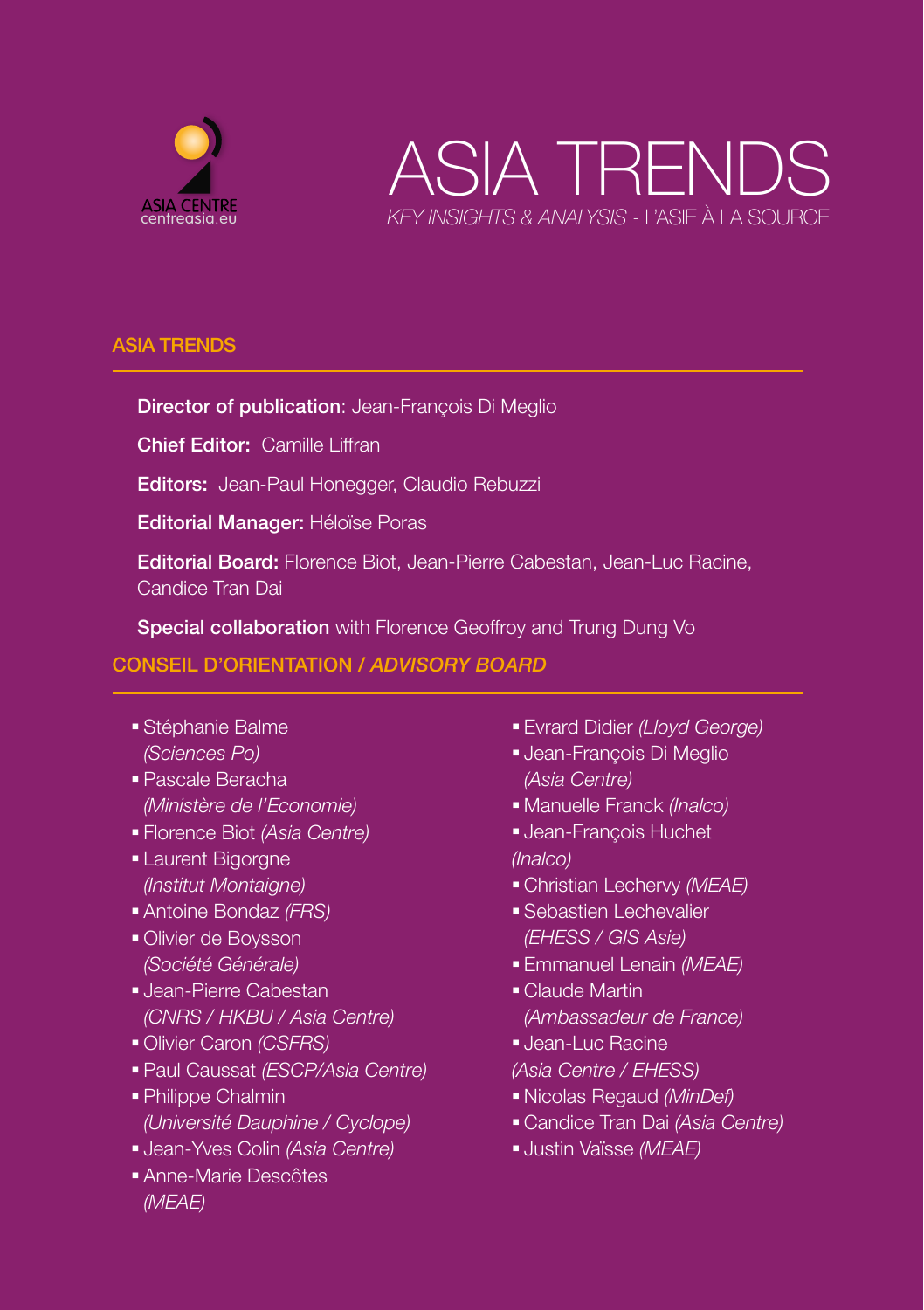ASIA CENTRE
centreasia.eu

# ASIA TRENDS

*KEY INSIGHTS & ANALYSIS* - L'ASIE À LA SOURCE

## ASIA TRENDS

**Director of publication**: Jean-François Di Meglio

**Chief Editor:** Camille Liffran

**Editors:** Jean-Paul Honegger, Claudio Rebuzzi

**Editorial Manager:** Héloïse Poras

**Editorial Board:** Florence Biot, Jean-Pierre Cabestan, Jean-Luc Racine, Candice Tran Dai

**Special collaboration** with Florence Geoffroy and Trung Dung Vo

## CONSEIL D'ORIENTATION / *ADVISORY BOARD*

- Stéphanie Balme *(Sciences Po)*
- Pascale Beracha *(Ministère de l'Economie)*
- Florence Biot *(Asia Centre)*
- Laurent Bigorgne *(Institut Montaigne)*
- Antoine Bondaz *(FRS)*
- Olivier de Boysson *(Société Générale)*
- Jean-Pierre Cabestan *(CNRS / HKBU / Asia Centre)*
- Olivier Caron *(CSFRS)*
- Paul Caussat *(ESCP/Asia Centre)*
- Philippe Chalmin *(Université Dauphine / Cyclope)*
- Jean-Yves Colin *(Asia Centre)*
- Anne-Marie Descôtes *(MEAE)*
- Evrard Didier *(Lloyd George)*
- Jean-François Di Meglio *(Asia Centre)*
- Manuelle Franck *(Inalco)*
- Jean-François Huchet *(Inalco)*
- Christian Lechervy *(MEAE)*
- Sebastien Lechevalier *(EHESS / GIS Asie)*
- Emmanuel Lenain *(MEAE)*
- Claude Martin *(Ambassadeur de France)*
- Jean-Luc Racine *(Asia Centre / EHESS)*
- Nicolas Regaud *(MinDef)*
- Candice Tran Dai *(Asia Centre)*
- Justin Vaïsse *(MEAE)*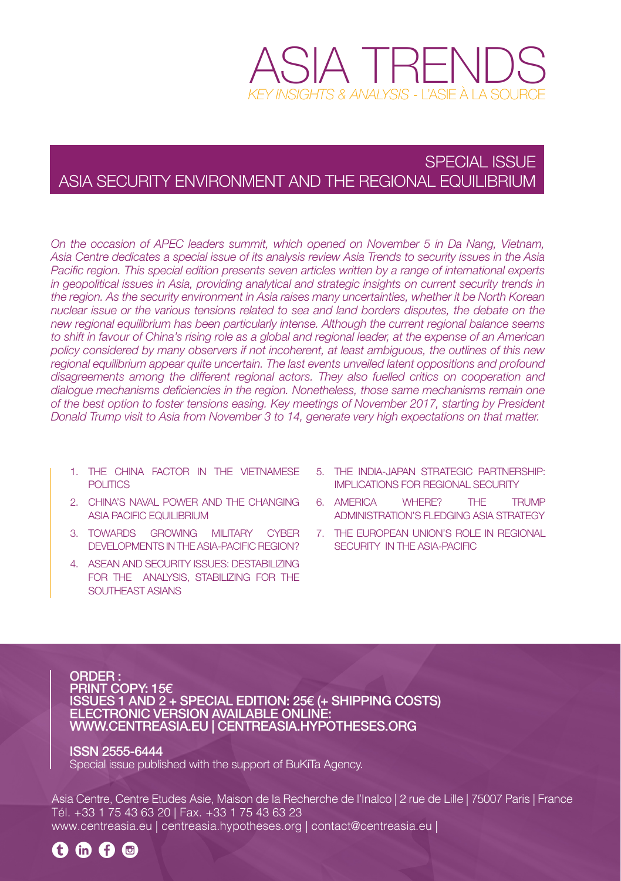# ASIA TRENDS

*KEY INSIGHTS & ANALYSIS* - L'ASIE À LA SOURCE

## SPECIAL ISSUE
## ASIA SECURITY ENVIRONMENT AND THE REGIONAL EQUILIBRIUM

*On the occasion of APEC leaders summit, which opened on November 5 in Da Nang, Vietnam, Asia Centre dedicates a special issue of its analysis review Asia Trends to security issues in the Asia Pacific region. This special edition presents seven articles written by a range of international experts in geopolitical issues in Asia, providing analytical and strategic insights on current security trends in the region. As the security environment in Asia raises many uncertainties, whether it be North Korean nuclear issue or the various tensions related to sea and land borders disputes, the debate on the new regional equilibrium has been particularly intense. Although the current regional balance seems to shift in favour of China's rising role as a global and regional leader, at the expense of an American policy considered by many observers if not incoherent, at least ambiguous, the outlines of this new regional equilibrium appear quite uncertain. The last events unveiled latent oppositions and profound disagreements among the different regional actors. They also fuelled critics on cooperation and dialogue mechanisms deficiencies in the region. Nonetheless, those same mechanisms remain one of the best option to foster tensions easing. Key meetings of November 2017, starting by President Donald Trump visit to Asia from November 3 to 14, generate very high expectations on that matter.*

1. THE CHINA FACTOR IN THE VIETNAMESE POLITICS
2. CHINA'S NAVAL POWER AND THE CHANGING ASIA PACIFIC EQUILIBRIUM
3. TOWARDS GROWING MILITARY CYBER DEVELOPMENTS IN THE ASIA-PACIFIC REGION?
4. ASEAN AND SECURITY ISSUES: DESTABILIZING FOR THE ANALYSIS, STABILIZING FOR THE SOUTHEAST ASIANS
5. THE INDIA-JAPAN STRATEGIC PARTNERSHIP: IMPLICATIONS FOR REGIONAL SECURITY
6. AMERICA WHERE? THE TRUMP ADMINISTRATION'S FLEDGING ASIA STRATEGY
7. THE EUROPEAN UNION'S ROLE IN REGIONAL SECURITY IN THE ASIA-PACIFIC

**ORDER :**
**PRINT COPY: 15€**
**ISSUES 1 AND 2 + SPECIAL EDITION: 25€ (+ SHIPPING COSTS)**
**ELECTRONIC VERSION AVAILABLE ONLINE:**
**WWW.CENTREASIA.EU | CENTREASIA.HYPOTHESES.ORG**

**ISSN 2555-6444**
Special issue published with the support of BuKiTa Agency.

Asia Centre, Centre Etudes Asie, Maison de la Recherche de l'Inalco | 2 rue de Lille | 75007 Paris | France
Tél. +33 1 75 43 63 20 | Fax. +33 1 75 43 63 23
www.centreasia.eu | centreasia.hypotheses.org | contact@centreasia.eu |